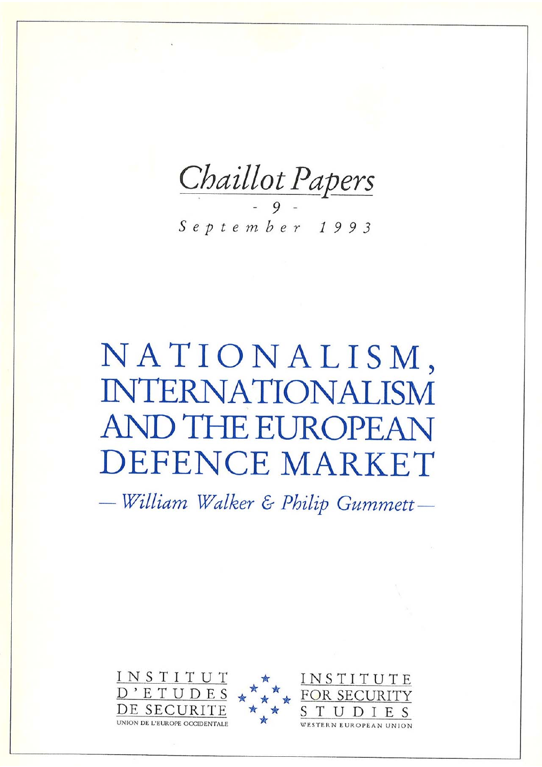*Chaillot Papers*

*- 9 -*

*September 1993*

# NATIONALISM, INTERNATIONALISM AND THE EUROPEAN DEFENCE MARKET

*— William Walker & Philip Gummett —*

INSTITUT D'ETUDES DE SECURITE
UNION DE L'EUROPE OCCIDENTALE

INSTITUTE FOR SECURITY STUDIES
WESTERN EUROPEAN UNION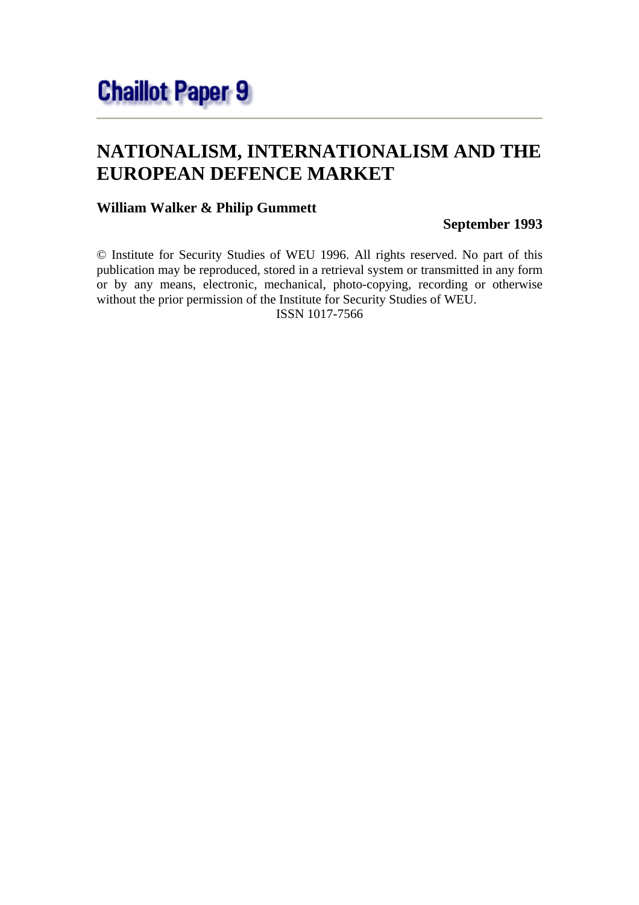# Chaillot Paper 9

# NATIONALISM, INTERNATIONALISM AND THE EUROPEAN DEFENCE MARKET

**William Walker & Philip Gummett**

**September 1993**

© Institute for Security Studies of WEU 1996. All rights reserved. No part of this publication may be reproduced, stored in a retrieval system or transmitted in any form or by any means, electronic, mechanical, photo-copying, recording or otherwise without the prior permission of the Institute for Security Studies of WEU.

ISSN 1017-7566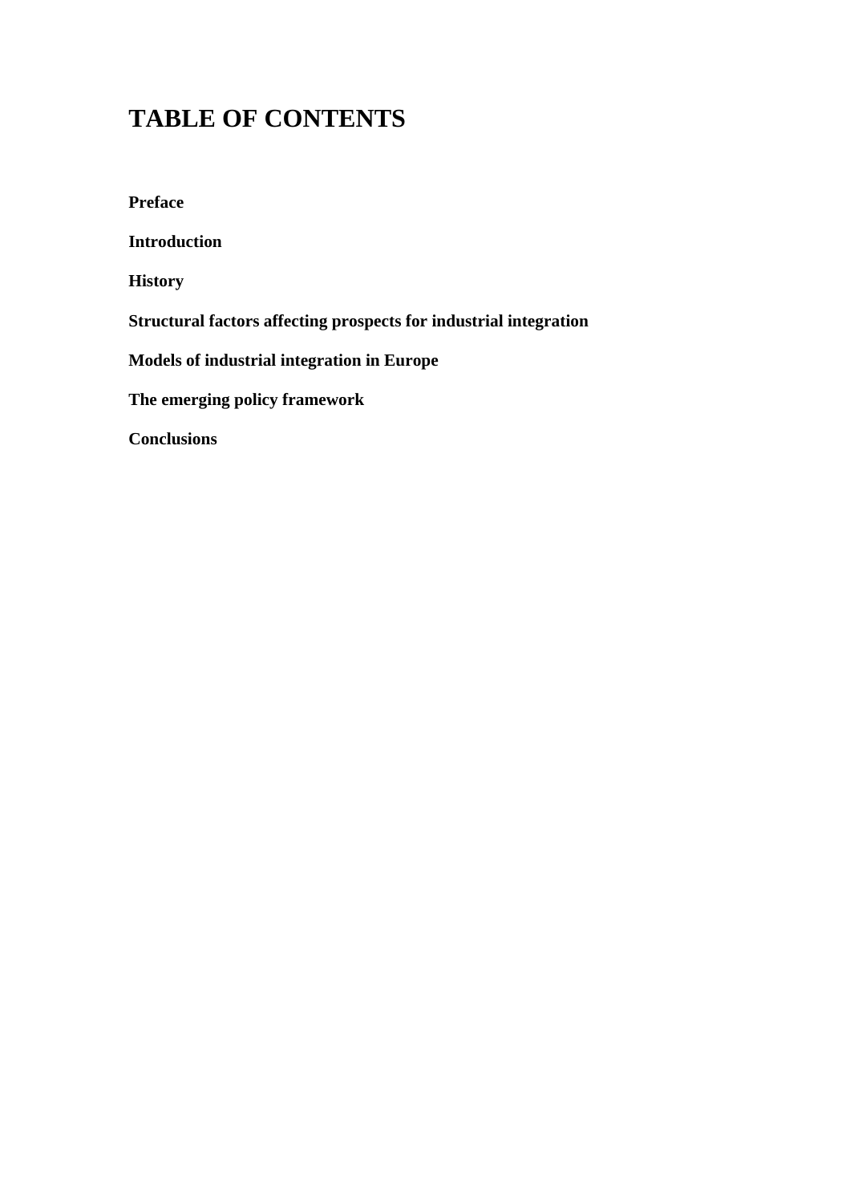# TABLE OF CONTENTS

**Preface**

**Introduction**

**History**

**Structural factors affecting prospects for industrial integration**

**Models of industrial integration in Europe**

**The emerging policy framework**

**Conclusions**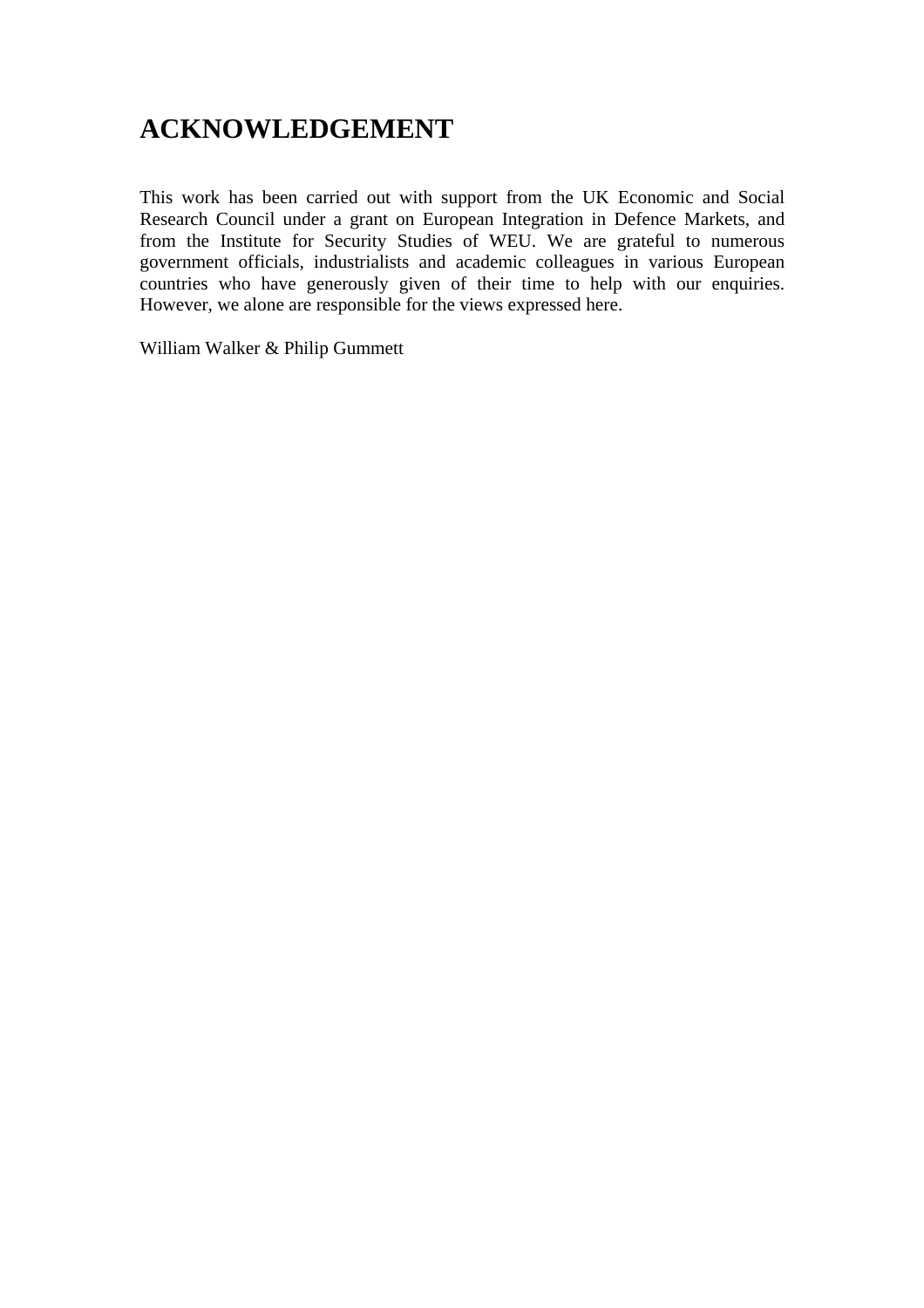# ACKNOWLEDGEMENT

This work has been carried out with support from the UK Economic and Social Research Council under a grant on European Integration in Defence Markets, and from the Institute for Security Studies of WEU. We are grateful to numerous government officials, industrialists and academic colleagues in various European countries who have generously given of their time to help with our enquiries. However, we alone are responsible for the views expressed here.

William Walker & Philip Gummett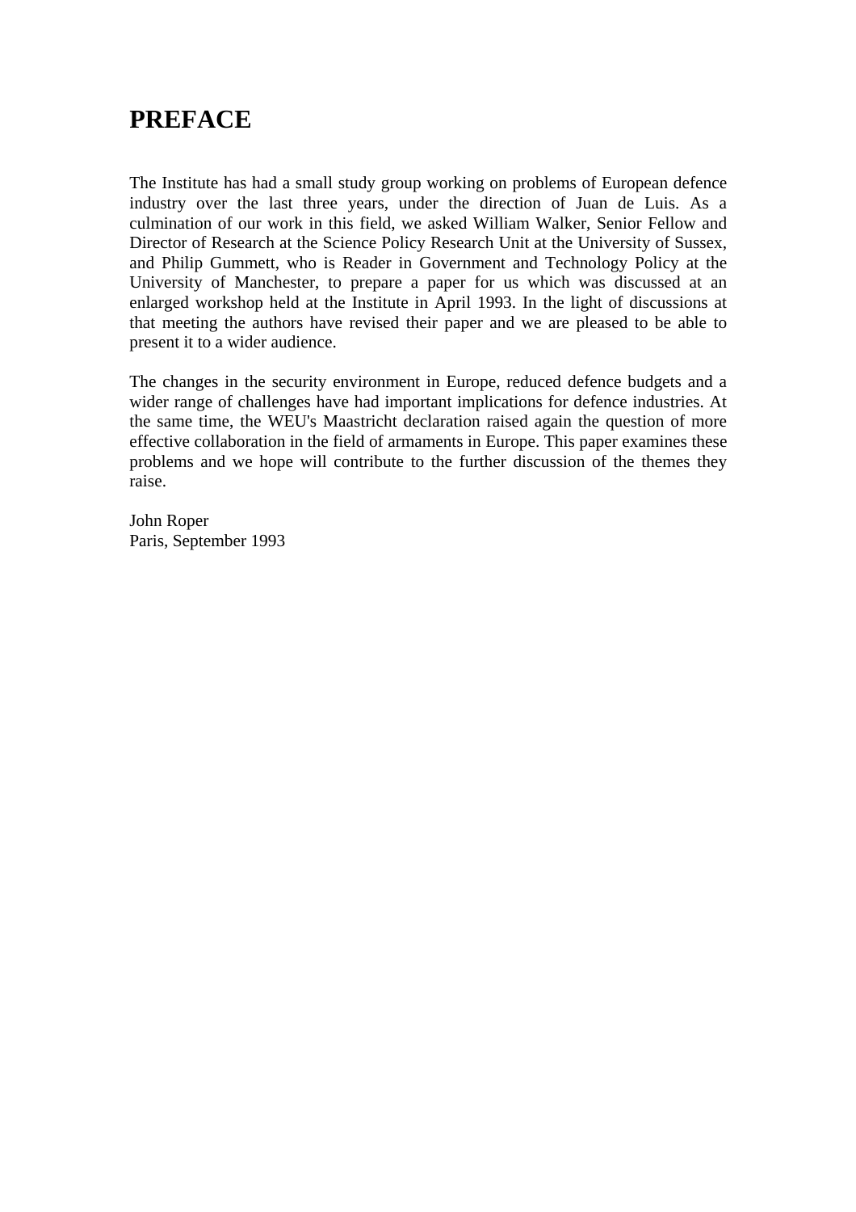# PREFACE

The Institute has had a small study group working on problems of European defence industry over the last three years, under the direction of Juan de Luis. As a culmination of our work in this field, we asked William Walker, Senior Fellow and Director of Research at the Science Policy Research Unit at the University of Sussex, and Philip Gummett, who is Reader in Government and Technology Policy at the University of Manchester, to prepare a paper for us which was discussed at an enlarged workshop held at the Institute in April 1993. In the light of discussions at that meeting the authors have revised their paper and we are pleased to be able to present it to a wider audience.

The changes in the security environment in Europe, reduced defence budgets and a wider range of challenges have had important implications for defence industries. At the same time, the WEU's Maastricht declaration raised again the question of more effective collaboration in the field of armaments in Europe. This paper examines these problems and we hope will contribute to the further discussion of the themes they raise.

John Roper
Paris, September 1993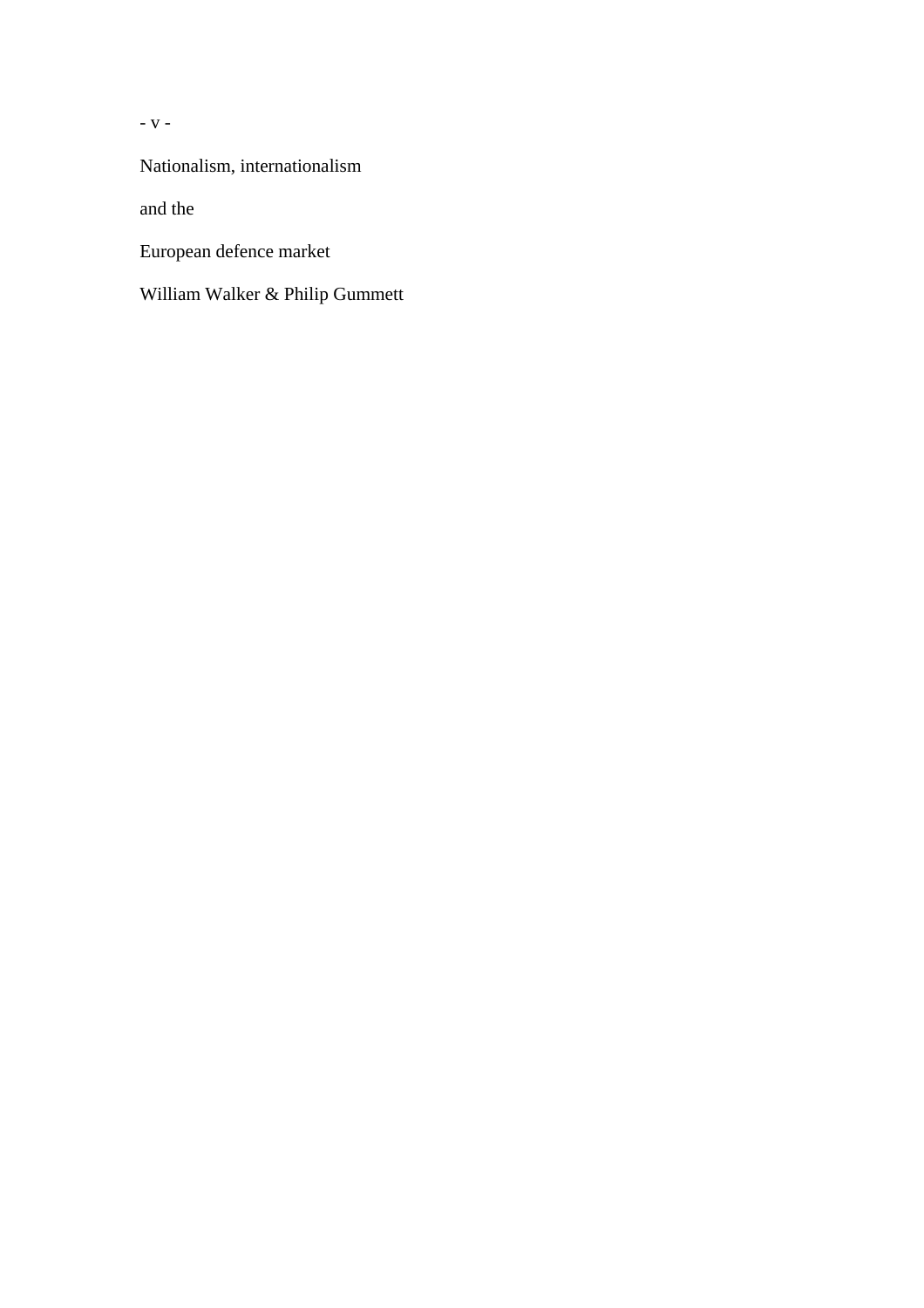Nationalism, internationalism

and the

European defence market

William Walker & Philip Gummett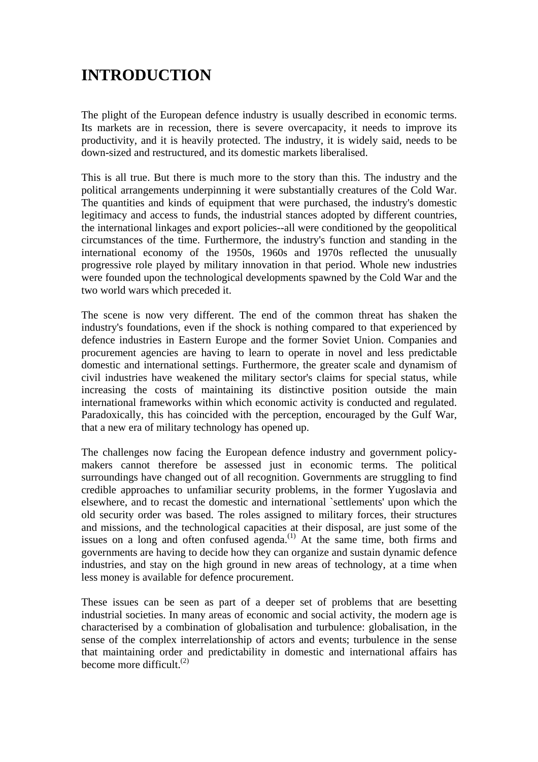# INTRODUCTION

The plight of the European defence industry is usually described in economic terms. Its markets are in recession, there is severe overcapacity, it needs to improve its productivity, and it is heavily protected. The industry, it is widely said, needs to be down-sized and restructured, and its domestic markets liberalised.

This is all true. But there is much more to the story than this. The industry and the political arrangements underpinning it were substantially creatures of the Cold War. The quantities and kinds of equipment that were purchased, the industry's domestic legitimacy and access to funds, the industrial stances adopted by different countries, the international linkages and export policies--all were conditioned by the geopolitical circumstances of the time. Furthermore, the industry's function and standing in the international economy of the 1950s, 1960s and 1970s reflected the unusually progressive role played by military innovation in that period. Whole new industries were founded upon the technological developments spawned by the Cold War and the two world wars which preceded it.

The scene is now very different. The end of the common threat has shaken the industry's foundations, even if the shock is nothing compared to that experienced by defence industries in Eastern Europe and the former Soviet Union. Companies and procurement agencies are having to learn to operate in novel and less predictable domestic and international settings. Furthermore, the greater scale and dynamism of civil industries have weakened the military sector's claims for special status, while increasing the costs of maintaining its distinctive position outside the main international frameworks within which economic activity is conducted and regulated. Paradoxically, this has coincided with the perception, encouraged by the Gulf War, that a new era of military technology has opened up.

The challenges now facing the European defence industry and government policy-makers cannot therefore be assessed just in economic terms. The political surroundings have changed out of all recognition. Governments are struggling to find credible approaches to unfamiliar security problems, in the former Yugoslavia and elsewhere, and to recast the domestic and international `settlements' upon which the old security order was based. The roles assigned to military forces, their structures and missions, and the technological capacities at their disposal, are just some of the issues on a long and often confused agenda.(1) At the same time, both firms and governments are having to decide how they can organize and sustain dynamic defence industries, and stay on the high ground in new areas of technology, at a time when less money is available for defence procurement.

These issues can be seen as part of a deeper set of problems that are besetting industrial societies. In many areas of economic and social activity, the modern age is characterised by a combination of globalisation and turbulence: globalisation, in the sense of the complex interrelationship of actors and events; turbulence in the sense that maintaining order and predictability in domestic and international affairs has become more difficult.(2)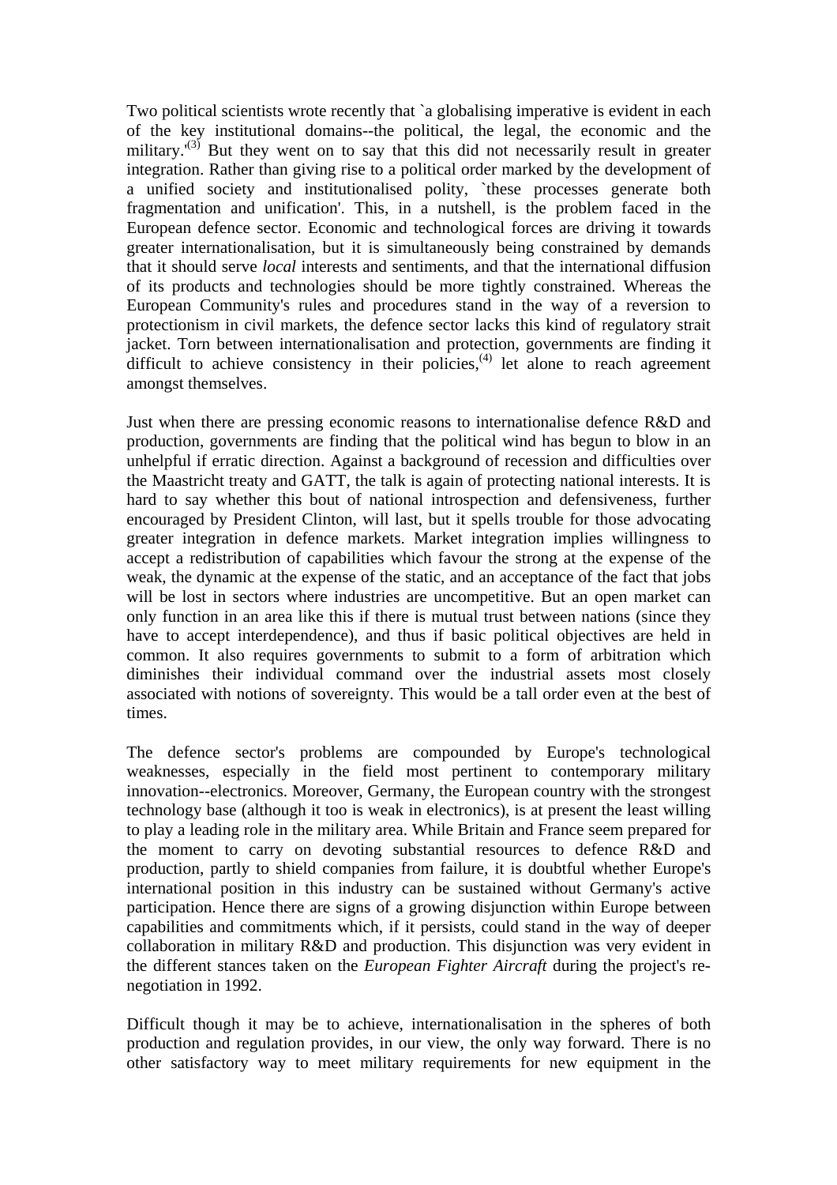Two political scientists wrote recently that `a globalising imperative is evident in each of the key institutional domains--the political, the legal, the economic and the military.'[(3)] But they went on to say that this did not necessarily result in greater integration. Rather than giving rise to a political order marked by the development of a unified society and institutionalised polity, `these processes generate both fragmentation and unification'. This, in a nutshell, is the problem faced in the European defence sector. Economic and technological forces are driving it towards greater internationalisation, but it is simultaneously being constrained by demands that it should serve *local* interests and sentiments, and that the international diffusion of its products and technologies should be more tightly constrained. Whereas the European Community's rules and procedures stand in the way of a reversion to protectionism in civil markets, the defence sector lacks this kind of regulatory strait jacket. Torn between internationalisation and protection, governments are finding it difficult to achieve consistency in their policies,[(4)] let alone to reach agreement amongst themselves.

Just when there are pressing economic reasons to internationalise defence R&D and production, governments are finding that the political wind has begun to blow in an unhelpful if erratic direction. Against a background of recession and difficulties over the Maastricht treaty and GATT, the talk is again of protecting national interests. It is hard to say whether this bout of national introspection and defensiveness, further encouraged by President Clinton, will last, but it spells trouble for those advocating greater integration in defence markets. Market integration implies willingness to accept a redistribution of capabilities which favour the strong at the expense of the weak, the dynamic at the expense of the static, and an acceptance of the fact that jobs will be lost in sectors where industries are uncompetitive. But an open market can only function in an area like this if there is mutual trust between nations (since they have to accept interdependence), and thus if basic political objectives are held in common. It also requires governments to submit to a form of arbitration which diminishes their individual command over the industrial assets most closely associated with notions of sovereignty. This would be a tall order even at the best of times.

The defence sector's problems are compounded by Europe's technological weaknesses, especially in the field most pertinent to contemporary military innovation--electronics. Moreover, Germany, the European country with the strongest technology base (although it too is weak in electronics), is at present the least willing to play a leading role in the military area. While Britain and France seem prepared for the moment to carry on devoting substantial resources to defence R&D and production, partly to shield companies from failure, it is doubtful whether Europe's international position in this industry can be sustained without Germany's active participation. Hence there are signs of a growing disjunction within Europe between capabilities and commitments which, if it persists, could stand in the way of deeper collaboration in military R&D and production. This disjunction was very evident in the different stances taken on the *European Fighter Aircraft* during the project's re-negotiation in 1992.

Difficult though it may be to achieve, internationalisation in the spheres of both production and regulation provides, in our view, the only way forward. There is no other satisfactory way to meet military requirements for new equipment in the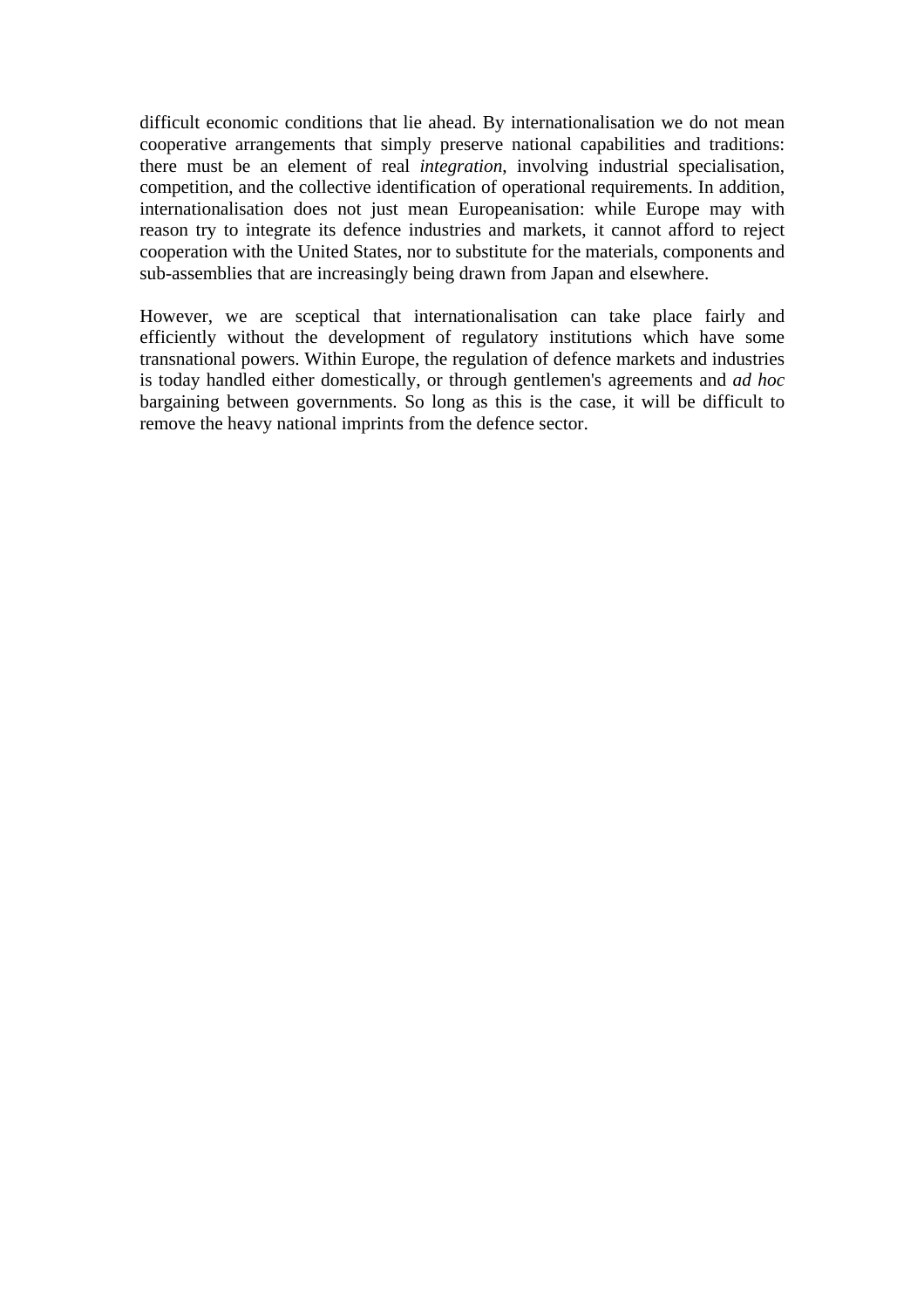difficult economic conditions that lie ahead. By internationalisation we do not mean cooperative arrangements that simply preserve national capabilities and traditions: there must be an element of real *integration*, involving industrial specialisation, competition, and the collective identification of operational requirements. In addition, internationalisation does not just mean Europeanisation: while Europe may with reason try to integrate its defence industries and markets, it cannot afford to reject cooperation with the United States, nor to substitute for the materials, components and sub-assemblies that are increasingly being drawn from Japan and elsewhere.

However, we are sceptical that internationalisation can take place fairly and efficiently without the development of regulatory institutions which have some transnational powers. Within Europe, the regulation of defence markets and industries is today handled either domestically, or through gentlemen's agreements and *ad hoc* bargaining between governments. So long as this is the case, it will be difficult to remove the heavy national imprints from the defence sector.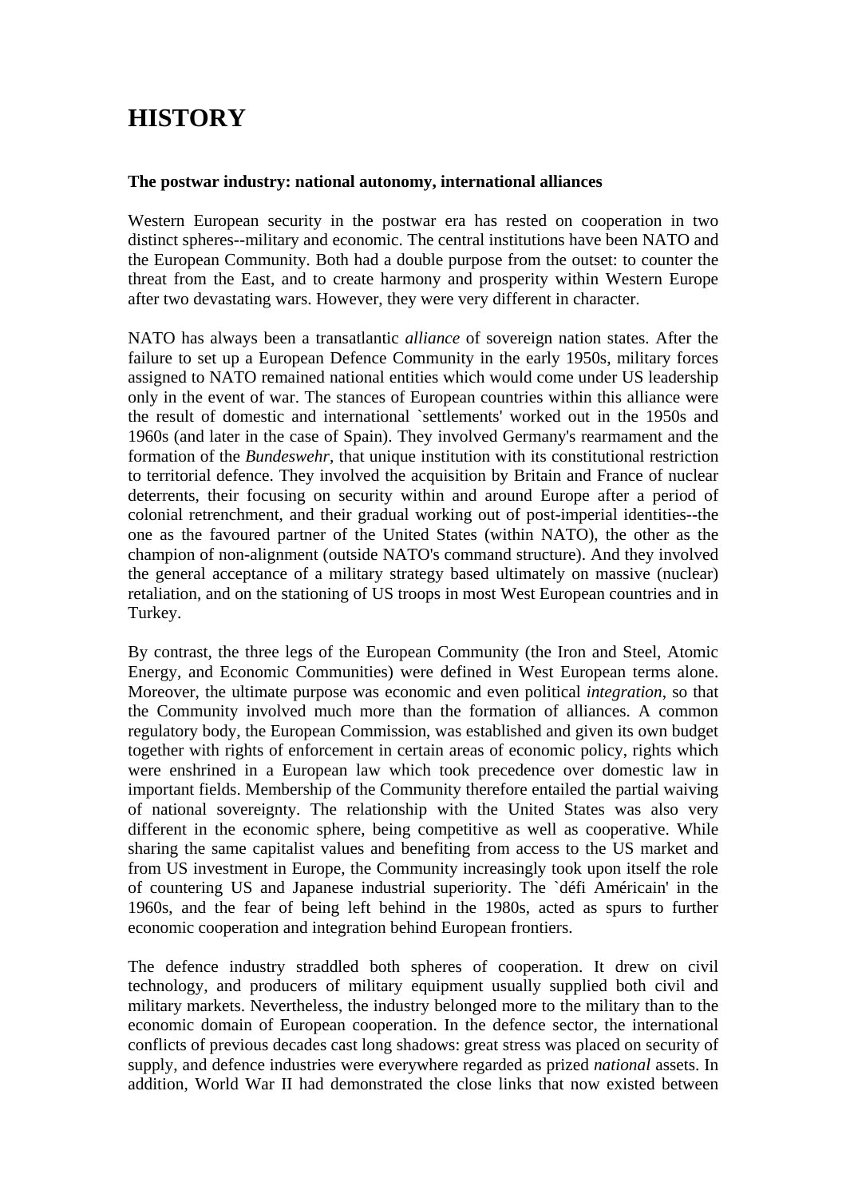# HISTORY

**The postwar industry: national autonomy, international alliances**

Western European security in the postwar era has rested on cooperation in two distinct spheres--military and economic. The central institutions have been NATO and the European Community. Both had a double purpose from the outset: to counter the threat from the East, and to create harmony and prosperity within Western Europe after two devastating wars. However, they were very different in character.

NATO has always been a transatlantic *alliance* of sovereign nation states. After the failure to set up a European Defence Community in the early 1950s, military forces assigned to NATO remained national entities which would come under US leadership only in the event of war. The stances of European countries within this alliance were the result of domestic and international `settlements' worked out in the 1950s and 1960s (and later in the case of Spain). They involved Germany's rearmament and the formation of the *Bundeswehr*, that unique institution with its constitutional restriction to territorial defence. They involved the acquisition by Britain and France of nuclear deterrents, their focusing on security within and around Europe after a period of colonial retrenchment, and their gradual working out of post-imperial identities--the one as the favoured partner of the United States (within NATO), the other as the champion of non-alignment (outside NATO's command structure). And they involved the general acceptance of a military strategy based ultimately on massive (nuclear) retaliation, and on the stationing of US troops in most West European countries and in Turkey.

By contrast, the three legs of the European Community (the Iron and Steel, Atomic Energy, and Economic Communities) were defined in West European terms alone. Moreover, the ultimate purpose was economic and even political *integration*, so that the Community involved much more than the formation of alliances. A common regulatory body, the European Commission, was established and given its own budget together with rights of enforcement in certain areas of economic policy, rights which were enshrined in a European law which took precedence over domestic law in important fields. Membership of the Community therefore entailed the partial waiving of national sovereignty. The relationship with the United States was also very different in the economic sphere, being competitive as well as cooperative. While sharing the same capitalist values and benefiting from access to the US market and from US investment in Europe, the Community increasingly took upon itself the role of countering US and Japanese industrial superiority. The `défi Américain' in the 1960s, and the fear of being left behind in the 1980s, acted as spurs to further economic cooperation and integration behind European frontiers.

The defence industry straddled both spheres of cooperation. It drew on civil technology, and producers of military equipment usually supplied both civil and military markets. Nevertheless, the industry belonged more to the military than to the economic domain of European cooperation. In the defence sector, the international conflicts of previous decades cast long shadows: great stress was placed on security of supply, and defence industries were everywhere regarded as prized *national* assets. In addition, World War II had demonstrated the close links that now existed between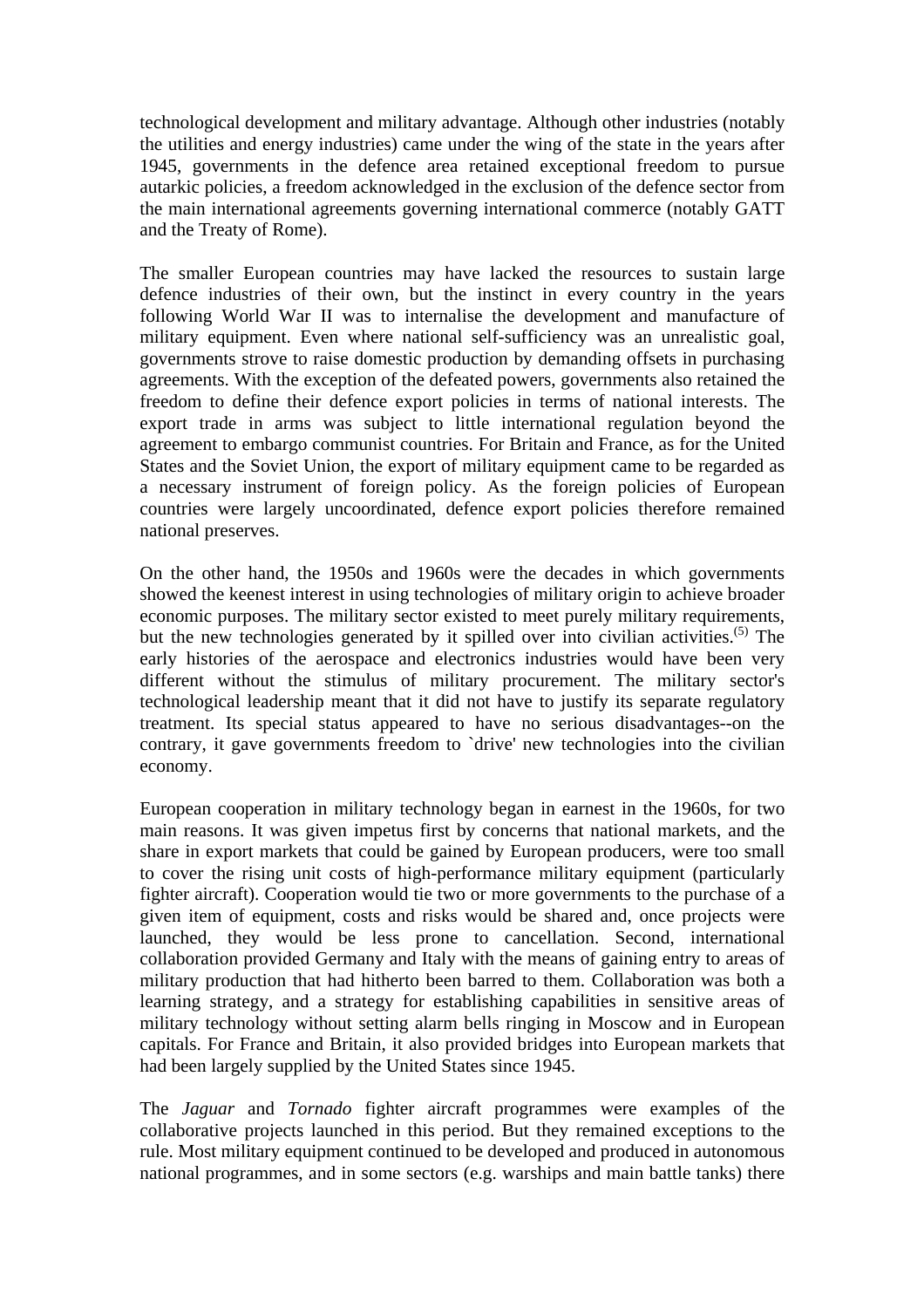technological development and military advantage. Although other industries (notably the utilities and energy industries) came under the wing of the state in the years after 1945, governments in the defence area retained exceptional freedom to pursue autarkic policies, a freedom acknowledged in the exclusion of the defence sector from the main international agreements governing international commerce (notably GATT and the Treaty of Rome).

The smaller European countries may have lacked the resources to sustain large defence industries of their own, but the instinct in every country in the years following World War II was to internalise the development and manufacture of military equipment. Even where national self-sufficiency was an unrealistic goal, governments strove to raise domestic production by demanding offsets in purchasing agreements. With the exception of the defeated powers, governments also retained the freedom to define their defence export policies in terms of national interests. The export trade in arms was subject to little international regulation beyond the agreement to embargo communist countries. For Britain and France, as for the United States and the Soviet Union, the export of military equipment came to be regarded as a necessary instrument of foreign policy. As the foreign policies of European countries were largely uncoordinated, defence export policies therefore remained national preserves.

On the other hand, the 1950s and 1960s were the decades in which governments showed the keenest interest in using technologies of military origin to achieve broader economic purposes. The military sector existed to meet purely military requirements, but the new technologies generated by it spilled over into civilian activities.(5) The early histories of the aerospace and electronics industries would have been very different without the stimulus of military procurement. The military sector's technological leadership meant that it did not have to justify its separate regulatory treatment. Its special status appeared to have no serious disadvantages--on the contrary, it gave governments freedom to `drive' new technologies into the civilian economy.

European cooperation in military technology began in earnest in the 1960s, for two main reasons. It was given impetus first by concerns that national markets, and the share in export markets that could be gained by European producers, were too small to cover the rising unit costs of high-performance military equipment (particularly fighter aircraft). Cooperation would tie two or more governments to the purchase of a given item of equipment, costs and risks would be shared and, once projects were launched, they would be less prone to cancellation. Second, international collaboration provided Germany and Italy with the means of gaining entry to areas of military production that had hitherto been barred to them. Collaboration was both a learning strategy, and a strategy for establishing capabilities in sensitive areas of military technology without setting alarm bells ringing in Moscow and in European capitals. For France and Britain, it also provided bridges into European markets that had been largely supplied by the United States since 1945.

The *Jaguar* and *Tornado* fighter aircraft programmes were examples of the collaborative projects launched in this period. But they remained exceptions to the rule. Most military equipment continued to be developed and produced in autonomous national programmes, and in some sectors (e.g. warships and main battle tanks) there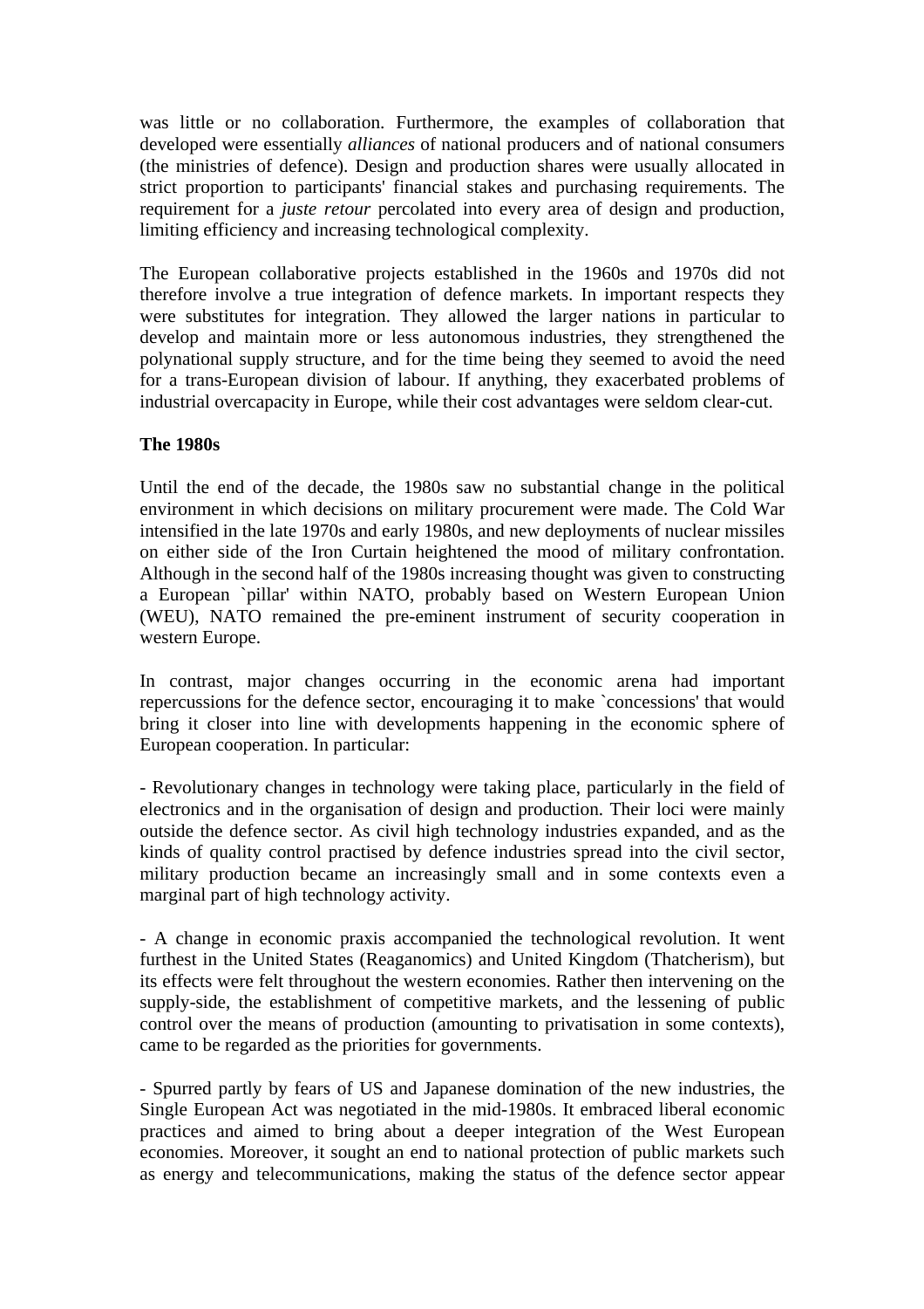was little or no collaboration. Furthermore, the examples of collaboration that developed were essentially *alliances* of national producers and of national consumers (the ministries of defence). Design and production shares were usually allocated in strict proportion to participants' financial stakes and purchasing requirements. The requirement for a *juste retour* percolated into every area of design and production, limiting efficiency and increasing technological complexity.

The European collaborative projects established in the 1960s and 1970s did not therefore involve a true integration of defence markets. In important respects they were substitutes for integration. They allowed the larger nations in particular to develop and maintain more or less autonomous industries, they strengthened the polynational supply structure, and for the time being they seemed to avoid the need for a trans-European division of labour. If anything, they exacerbated problems of industrial overcapacity in Europe, while their cost advantages were seldom clear-cut.

**The 1980s**

Until the end of the decade, the 1980s saw no substantial change in the political environment in which decisions on military procurement were made. The Cold War intensified in the late 1970s and early 1980s, and new deployments of nuclear missiles on either side of the Iron Curtain heightened the mood of military confrontation. Although in the second half of the 1980s increasing thought was given to constructing a European `pillar' within NATO, probably based on Western European Union (WEU), NATO remained the pre-eminent instrument of security cooperation in western Europe.

In contrast, major changes occurring in the economic arena had important repercussions for the defence sector, encouraging it to make `concessions' that would bring it closer into line with developments happening in the economic sphere of European cooperation. In particular:

- Revolutionary changes in technology were taking place, particularly in the field of electronics and in the organisation of design and production. Their loci were mainly outside the defence sector. As civil high technology industries expanded, and as the kinds of quality control practised by defence industries spread into the civil sector, military production became an increasingly small and in some contexts even a marginal part of high technology activity.

- A change in economic praxis accompanied the technological revolution. It went furthest in the United States (Reaganomics) and United Kingdom (Thatcherism), but its effects were felt throughout the western economies. Rather then intervening on the supply-side, the establishment of competitive markets, and the lessening of public control over the means of production (amounting to privatisation in some contexts), came to be regarded as the priorities for governments.

- Spurred partly by fears of US and Japanese domination of the new industries, the Single European Act was negotiated in the mid-1980s. It embraced liberal economic practices and aimed to bring about a deeper integration of the West European economies. Moreover, it sought an end to national protection of public markets such as energy and telecommunications, making the status of the defence sector appear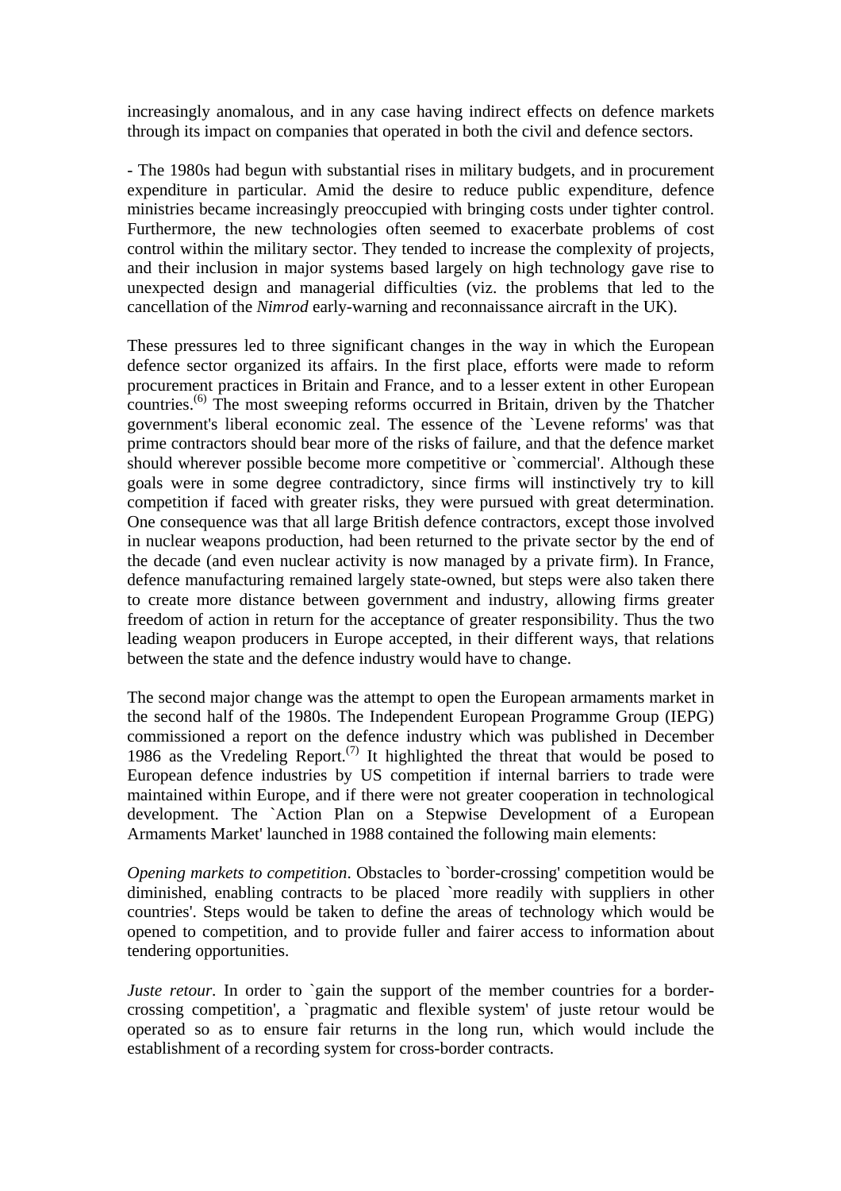increasingly anomalous, and in any case having indirect effects on defence markets through its impact on companies that operated in both the civil and defence sectors.

- The 1980s had begun with substantial rises in military budgets, and in procurement expenditure in particular. Amid the desire to reduce public expenditure, defence ministries became increasingly preoccupied with bringing costs under tighter control. Furthermore, the new technologies often seemed to exacerbate problems of cost control within the military sector. They tended to increase the complexity of projects, and their inclusion in major systems based largely on high technology gave rise to unexpected design and managerial difficulties (viz. the problems that led to the cancellation of the *Nimrod* early-warning and reconnaissance aircraft in the UK).

These pressures led to three significant changes in the way in which the European defence sector organized its affairs. In the first place, efforts were made to reform procurement practices in Britain and France, and to a lesser extent in other European countries.(6) The most sweeping reforms occurred in Britain, driven by the Thatcher government's liberal economic zeal. The essence of the `Levene reforms' was that prime contractors should bear more of the risks of failure, and that the defence market should wherever possible become more competitive or `commercial'. Although these goals were in some degree contradictory, since firms will instinctively try to kill competition if faced with greater risks, they were pursued with great determination. One consequence was that all large British defence contractors, except those involved in nuclear weapons production, had been returned to the private sector by the end of the decade (and even nuclear activity is now managed by a private firm). In France, defence manufacturing remained largely state-owned, but steps were also taken there to create more distance between government and industry, allowing firms greater freedom of action in return for the acceptance of greater responsibility. Thus the two leading weapon producers in Europe accepted, in their different ways, that relations between the state and the defence industry would have to change.

The second major change was the attempt to open the European armaments market in the second half of the 1980s. The Independent European Programme Group (IEPG) commissioned a report on the defence industry which was published in December 1986 as the Vredeling Report.(7) It highlighted the threat that would be posed to European defence industries by US competition if internal barriers to trade were maintained within Europe, and if there were not greater cooperation in technological development. The `Action Plan on a Stepwise Development of a European Armaments Market' launched in 1988 contained the following main elements:

*Opening markets to competition*. Obstacles to `border-crossing' competition would be diminished, enabling contracts to be placed `more readily with suppliers in other countries'. Steps would be taken to define the areas of technology which would be opened to competition, and to provide fuller and fairer access to information about tendering opportunities.

*Juste retour*. In order to `gain the support of the member countries for a border-crossing competition', a `pragmatic and flexible system' of juste retour would be operated so as to ensure fair returns in the long run, which would include the establishment of a recording system for cross-border contracts.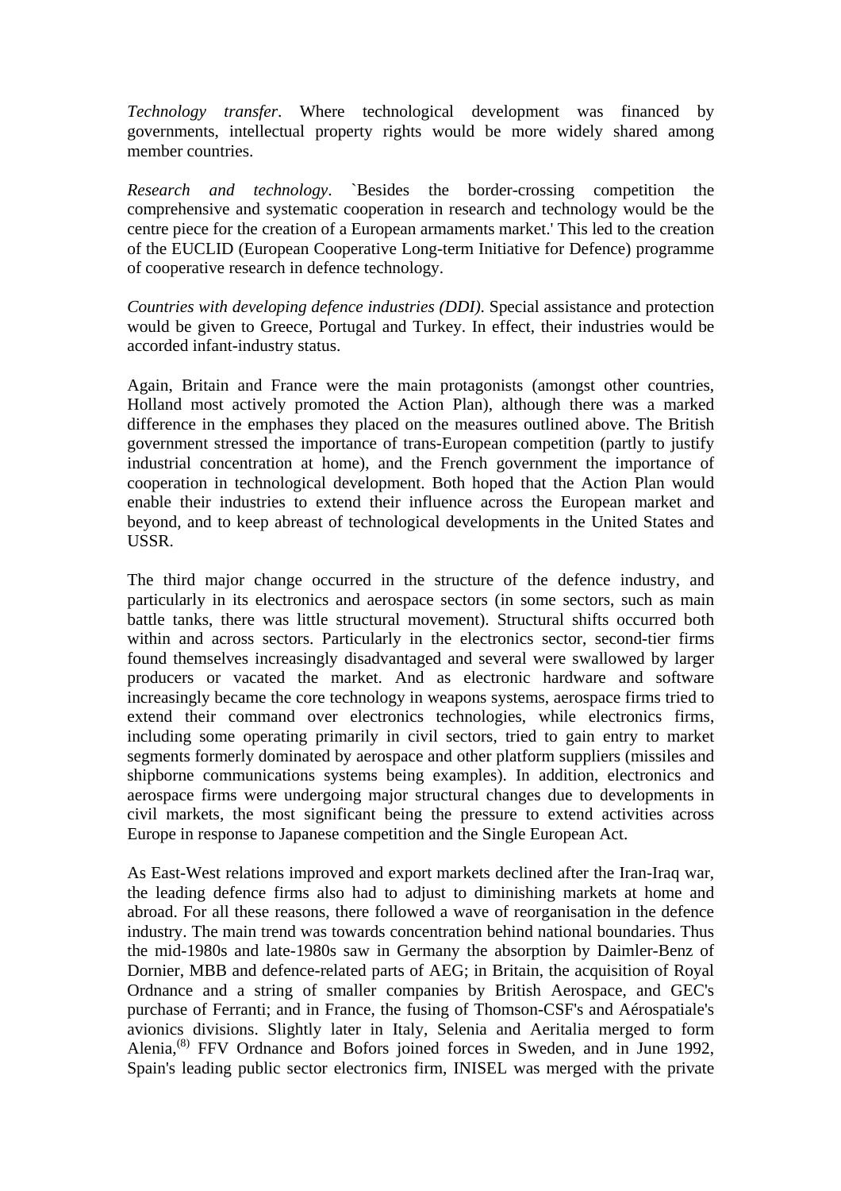*Technology transfer*. Where technological development was financed by governments, intellectual property rights would be more widely shared among member countries.

*Research and technology*. `Besides the border-crossing competition the comprehensive and systematic cooperation in research and technology would be the centre piece for the creation of a European armaments market.' This led to the creation of the EUCLID (European Cooperative Long-term Initiative for Defence) programme of cooperative research in defence technology.

*Countries with developing defence industries (DDI)*. Special assistance and protection would be given to Greece, Portugal and Turkey. In effect, their industries would be accorded infant-industry status.

Again, Britain and France were the main protagonists (amongst other countries, Holland most actively promoted the Action Plan), although there was a marked difference in the emphases they placed on the measures outlined above. The British government stressed the importance of trans-European competition (partly to justify industrial concentration at home), and the French government the importance of cooperation in technological development. Both hoped that the Action Plan would enable their industries to extend their influence across the European market and beyond, and to keep abreast of technological developments in the United States and USSR.

The third major change occurred in the structure of the defence industry, and particularly in its electronics and aerospace sectors (in some sectors, such as main battle tanks, there was little structural movement). Structural shifts occurred both within and across sectors. Particularly in the electronics sector, second-tier firms found themselves increasingly disadvantaged and several were swallowed by larger producers or vacated the market. And as electronic hardware and software increasingly became the core technology in weapons systems, aerospace firms tried to extend their command over electronics technologies, while electronics firms, including some operating primarily in civil sectors, tried to gain entry to market segments formerly dominated by aerospace and other platform suppliers (missiles and shipborne communications systems being examples). In addition, electronics and aerospace firms were undergoing major structural changes due to developments in civil markets, the most significant being the pressure to extend activities across Europe in response to Japanese competition and the Single European Act.

As East-West relations improved and export markets declined after the Iran-Iraq war, the leading defence firms also had to adjust to diminishing markets at home and abroad. For all these reasons, there followed a wave of reorganisation in the defence industry. The main trend was towards concentration behind national boundaries. Thus the mid-1980s and late-1980s saw in Germany the absorption by Daimler-Benz of Dornier, MBB and defence-related parts of AEG; in Britain, the acquisition of Royal Ordnance and a string of smaller companies by British Aerospace, and GEC's purchase of Ferranti; and in France, the fusing of Thomson-CSF's and Aérospatiale's avionics divisions. Slightly later in Italy, Selenia and Aeritalia merged to form Alenia,[(8)] FFV Ordnance and Bofors joined forces in Sweden, and in June 1992, Spain's leading public sector electronics firm, INISEL was merged with the private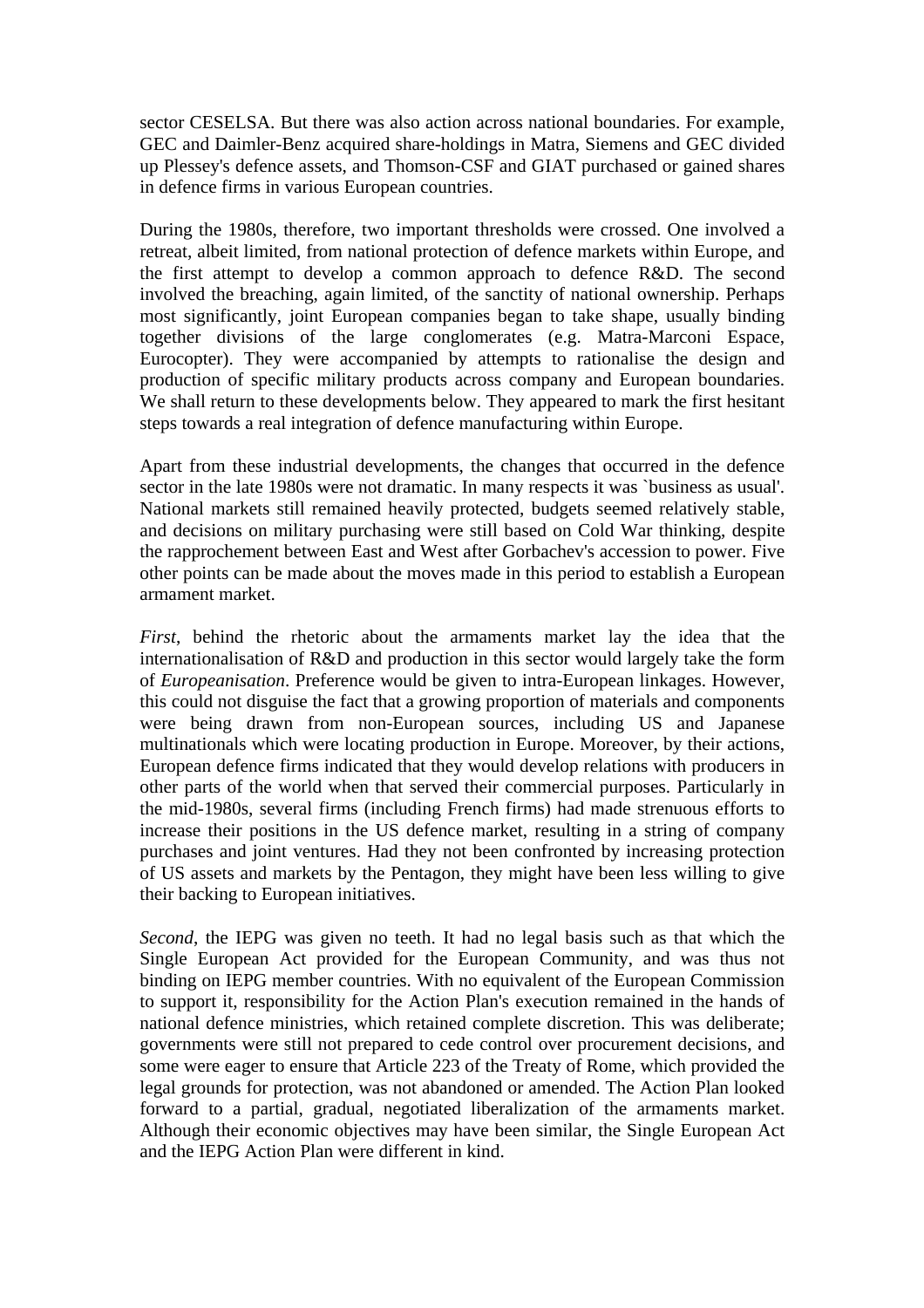sector CESELSA. But there was also action across national boundaries. For example, GEC and Daimler-Benz acquired share-holdings in Matra, Siemens and GEC divided up Plessey's defence assets, and Thomson-CSF and GIAT purchased or gained shares in defence firms in various European countries.

During the 1980s, therefore, two important thresholds were crossed. One involved a retreat, albeit limited, from national protection of defence markets within Europe, and the first attempt to develop a common approach to defence R&D. The second involved the breaching, again limited, of the sanctity of national ownership. Perhaps most significantly, joint European companies began to take shape, usually binding together divisions of the large conglomerates (e.g. Matra-Marconi Espace, Eurocopter). They were accompanied by attempts to rationalise the design and production of specific military products across company and European boundaries. We shall return to these developments below. They appeared to mark the first hesitant steps towards a real integration of defence manufacturing within Europe.

Apart from these industrial developments, the changes that occurred in the defence sector in the late 1980s were not dramatic. In many respects it was `business as usual'. National markets still remained heavily protected, budgets seemed relatively stable, and decisions on military purchasing were still based on Cold War thinking, despite the rapprochement between East and West after Gorbachev's accession to power. Five other points can be made about the moves made in this period to establish a European armament market.

*First*, behind the rhetoric about the armaments market lay the idea that the internationalisation of R&D and production in this sector would largely take the form of *Europeanisation*. Preference would be given to intra-European linkages. However, this could not disguise the fact that a growing proportion of materials and components were being drawn from non-European sources, including US and Japanese multinationals which were locating production in Europe. Moreover, by their actions, European defence firms indicated that they would develop relations with producers in other parts of the world when that served their commercial purposes. Particularly in the mid-1980s, several firms (including French firms) had made strenuous efforts to increase their positions in the US defence market, resulting in a string of company purchases and joint ventures. Had they not been confronted by increasing protection of US assets and markets by the Pentagon, they might have been less willing to give their backing to European initiatives.

*Second*, the IEPG was given no teeth. It had no legal basis such as that which the Single European Act provided for the European Community, and was thus not binding on IEPG member countries. With no equivalent of the European Commission to support it, responsibility for the Action Plan's execution remained in the hands of national defence ministries, which retained complete discretion. This was deliberate; governments were still not prepared to cede control over procurement decisions, and some were eager to ensure that Article 223 of the Treaty of Rome, which provided the legal grounds for protection, was not abandoned or amended. The Action Plan looked forward to a partial, gradual, negotiated liberalization of the armaments market. Although their economic objectives may have been similar, the Single European Act and the IEPG Action Plan were different in kind.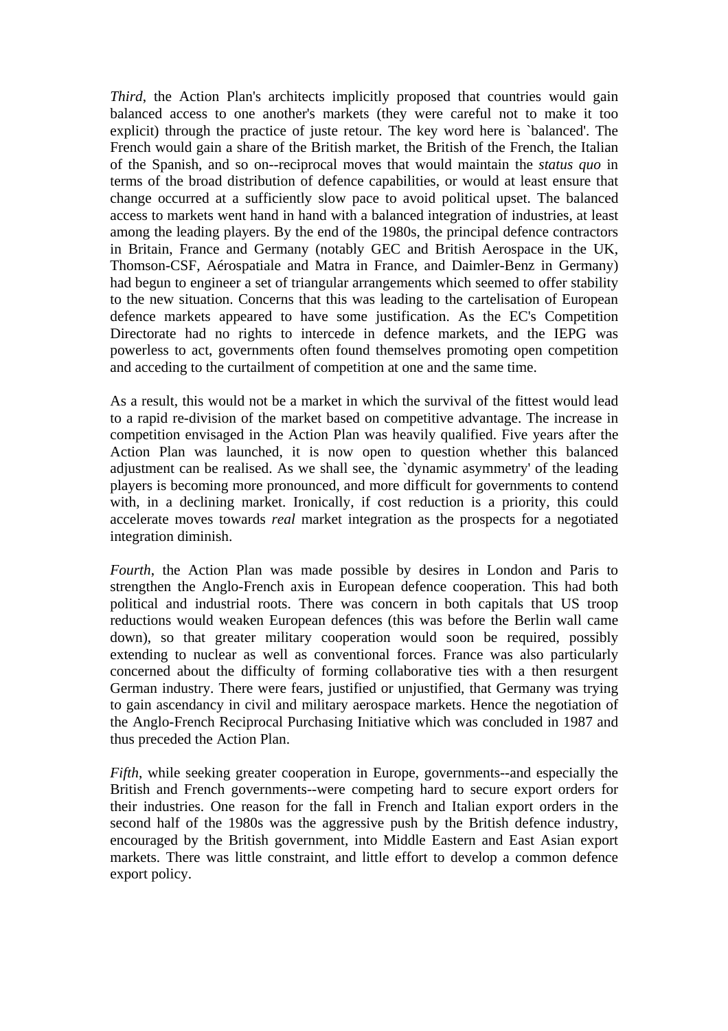*Third*, the Action Plan's architects implicitly proposed that countries would gain balanced access to one another's markets (they were careful not to make it too explicit) through the practice of juste retour. The key word here is `balanced'. The French would gain a share of the British market, the British of the French, the Italian of the Spanish, and so on--reciprocal moves that would maintain the *status quo* in terms of the broad distribution of defence capabilities, or would at least ensure that change occurred at a sufficiently slow pace to avoid political upset. The balanced access to markets went hand in hand with a balanced integration of industries, at least among the leading players. By the end of the 1980s, the principal defence contractors in Britain, France and Germany (notably GEC and British Aerospace in the UK, Thomson-CSF, Aérospatiale and Matra in France, and Daimler-Benz in Germany) had begun to engineer a set of triangular arrangements which seemed to offer stability to the new situation. Concerns that this was leading to the cartelisation of European defence markets appeared to have some justification. As the EC's Competition Directorate had no rights to intercede in defence markets, and the IEPG was powerless to act, governments often found themselves promoting open competition and acceding to the curtailment of competition at one and the same time.

As a result, this would not be a market in which the survival of the fittest would lead to a rapid re-division of the market based on competitive advantage. The increase in competition envisaged in the Action Plan was heavily qualified. Five years after the Action Plan was launched, it is now open to question whether this balanced adjustment can be realised. As we shall see, the `dynamic asymmetry' of the leading players is becoming more pronounced, and more difficult for governments to contend with, in a declining market. Ironically, if cost reduction is a priority, this could accelerate moves towards *real* market integration as the prospects for a negotiated integration diminish.

*Fourth*, the Action Plan was made possible by desires in London and Paris to strengthen the Anglo-French axis in European defence cooperation. This had both political and industrial roots. There was concern in both capitals that US troop reductions would weaken European defences (this was before the Berlin wall came down), so that greater military cooperation would soon be required, possibly extending to nuclear as well as conventional forces. France was also particularly concerned about the difficulty of forming collaborative ties with a then resurgent German industry. There were fears, justified or unjustified, that Germany was trying to gain ascendancy in civil and military aerospace markets. Hence the negotiation of the Anglo-French Reciprocal Purchasing Initiative which was concluded in 1987 and thus preceded the Action Plan.

*Fifth*, while seeking greater cooperation in Europe, governments--and especially the British and French governments--were competing hard to secure export orders for their industries. One reason for the fall in French and Italian export orders in the second half of the 1980s was the aggressive push by the British defence industry, encouraged by the British government, into Middle Eastern and East Asian export markets. There was little constraint, and little effort to develop a common defence export policy.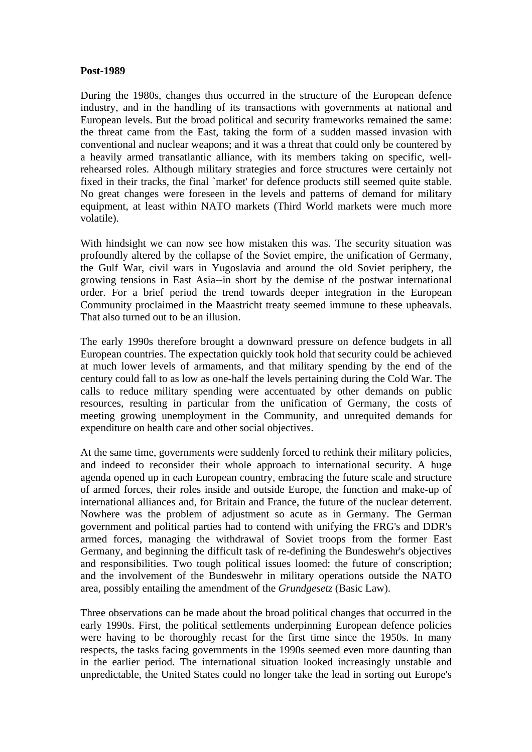**Post-1989**

During the 1980s, changes thus occurred in the structure of the European defence industry, and in the handling of its transactions with governments at national and European levels. But the broad political and security frameworks remained the same: the threat came from the East, taking the form of a sudden massed invasion with conventional and nuclear weapons; and it was a threat that could only be countered by a heavily armed transatlantic alliance, with its members taking on specific, well-rehearsed roles. Although military strategies and force structures were certainly not fixed in their tracks, the final `market' for defence products still seemed quite stable. No great changes were foreseen in the levels and patterns of demand for military equipment, at least within NATO markets (Third World markets were much more volatile).

With hindsight we can now see how mistaken this was. The security situation was profoundly altered by the collapse of the Soviet empire, the unification of Germany, the Gulf War, civil wars in Yugoslavia and around the old Soviet periphery, the growing tensions in East Asia--in short by the demise of the postwar international order. For a brief period the trend towards deeper integration in the European Community proclaimed in the Maastricht treaty seemed immune to these upheavals. That also turned out to be an illusion.

The early 1990s therefore brought a downward pressure on defence budgets in all European countries. The expectation quickly took hold that security could be achieved at much lower levels of armaments, and that military spending by the end of the century could fall to as low as one-half the levels pertaining during the Cold War. The calls to reduce military spending were accentuated by other demands on public resources, resulting in particular from the unification of Germany, the costs of meeting growing unemployment in the Community, and unrequited demands for expenditure on health care and other social objectives.

At the same time, governments were suddenly forced to rethink their military policies, and indeed to reconsider their whole approach to international security. A huge agenda opened up in each European country, embracing the future scale and structure of armed forces, their roles inside and outside Europe, the function and make-up of international alliances and, for Britain and France, the future of the nuclear deterrent. Nowhere was the problem of adjustment so acute as in Germany. The German government and political parties had to contend with unifying the FRG's and DDR's armed forces, managing the withdrawal of Soviet troops from the former East Germany, and beginning the difficult task of re-defining the Bundeswehr's objectives and responsibilities. Two tough political issues loomed: the future of conscription; and the involvement of the Bundeswehr in military operations outside the NATO area, possibly entailing the amendment of the *Grundgesetz* (Basic Law).

Three observations can be made about the broad political changes that occurred in the early 1990s. First, the political settlements underpinning European defence policies were having to be thoroughly recast for the first time since the 1950s. In many respects, the tasks facing governments in the 1990s seemed even more daunting than in the earlier period. The international situation looked increasingly unstable and unpredictable, the United States could no longer take the lead in sorting out Europe's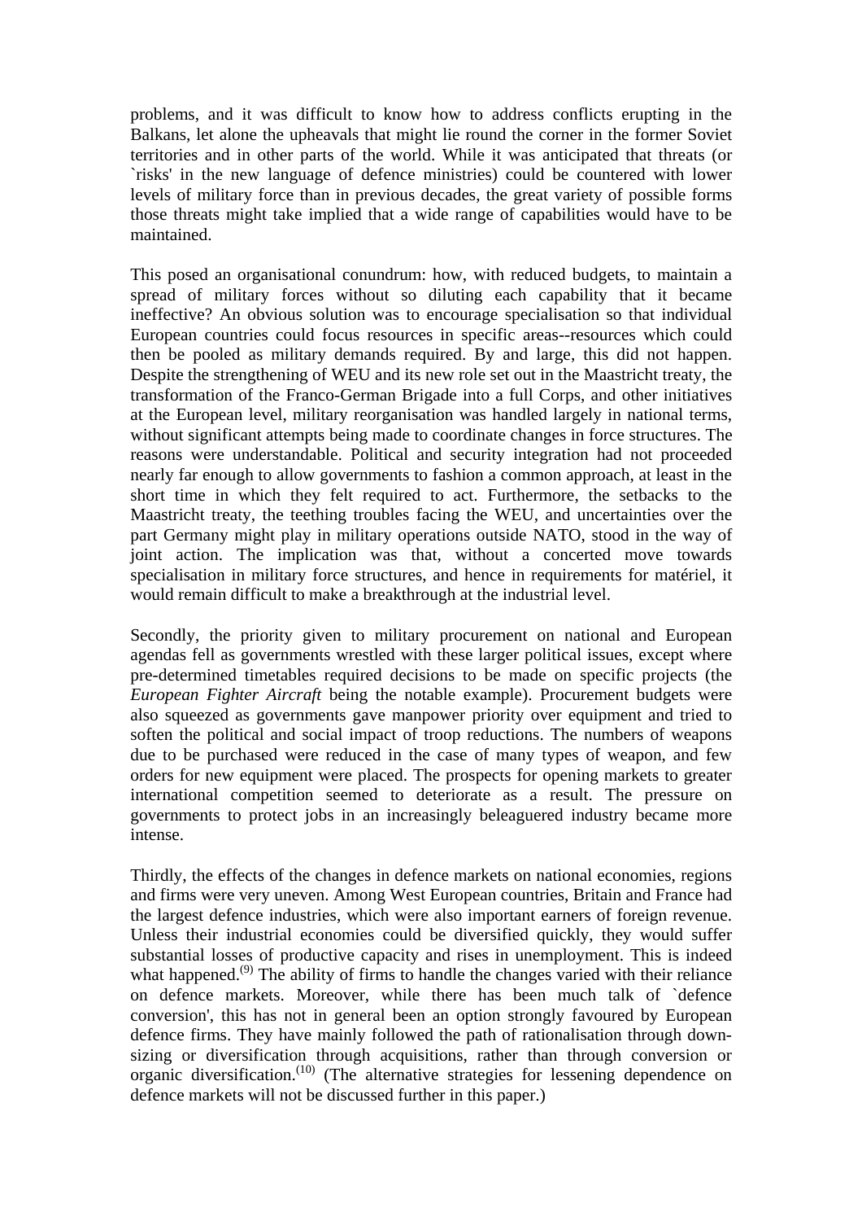problems, and it was difficult to know how to address conflicts erupting in the Balkans, let alone the upheavals that might lie round the corner in the former Soviet territories and in other parts of the world. While it was anticipated that threats (or `risks' in the new language of defence ministries) could be countered with lower levels of military force than in previous decades, the great variety of possible forms those threats might take implied that a wide range of capabilities would have to be maintained.

This posed an organisational conundrum: how, with reduced budgets, to maintain a spread of military forces without so diluting each capability that it became ineffective? An obvious solution was to encourage specialisation so that individual European countries could focus resources in specific areas--resources which could then be pooled as military demands required. By and large, this did not happen. Despite the strengthening of WEU and its new role set out in the Maastricht treaty, the transformation of the Franco-German Brigade into a full Corps, and other initiatives at the European level, military reorganisation was handled largely in national terms, without significant attempts being made to coordinate changes in force structures. The reasons were understandable. Political and security integration had not proceeded nearly far enough to allow governments to fashion a common approach, at least in the short time in which they felt required to act. Furthermore, the setbacks to the Maastricht treaty, the teething troubles facing the WEU, and uncertainties over the part Germany might play in military operations outside NATO, stood in the way of joint action. The implication was that, without a concerted move towards specialisation in military force structures, and hence in requirements for matériel, it would remain difficult to make a breakthrough at the industrial level.

Secondly, the priority given to military procurement on national and European agendas fell as governments wrestled with these larger political issues, except where pre-determined timetables required decisions to be made on specific projects (the *European Fighter Aircraft* being the notable example). Procurement budgets were also squeezed as governments gave manpower priority over equipment and tried to soften the political and social impact of troop reductions. The numbers of weapons due to be purchased were reduced in the case of many types of weapon, and few orders for new equipment were placed. The prospects for opening markets to greater international competition seemed to deteriorate as a result. The pressure on governments to protect jobs in an increasingly beleaguered industry became more intense.

Thirdly, the effects of the changes in defence markets on national economies, regions and firms were very uneven. Among West European countries, Britain and France had the largest defence industries, which were also important earners of foreign revenue. Unless their industrial economies could be diversified quickly, they would suffer substantial losses of productive capacity and rises in unemployment. This is indeed what happened.(9) The ability of firms to handle the changes varied with their reliance on defence markets. Moreover, while there has been much talk of `defence conversion', this has not in general been an option strongly favoured by European defence firms. They have mainly followed the path of rationalisation through down-sizing or diversification through acquisitions, rather than through conversion or organic diversification.(10) (The alternative strategies for lessening dependence on defence markets will not be discussed further in this paper.)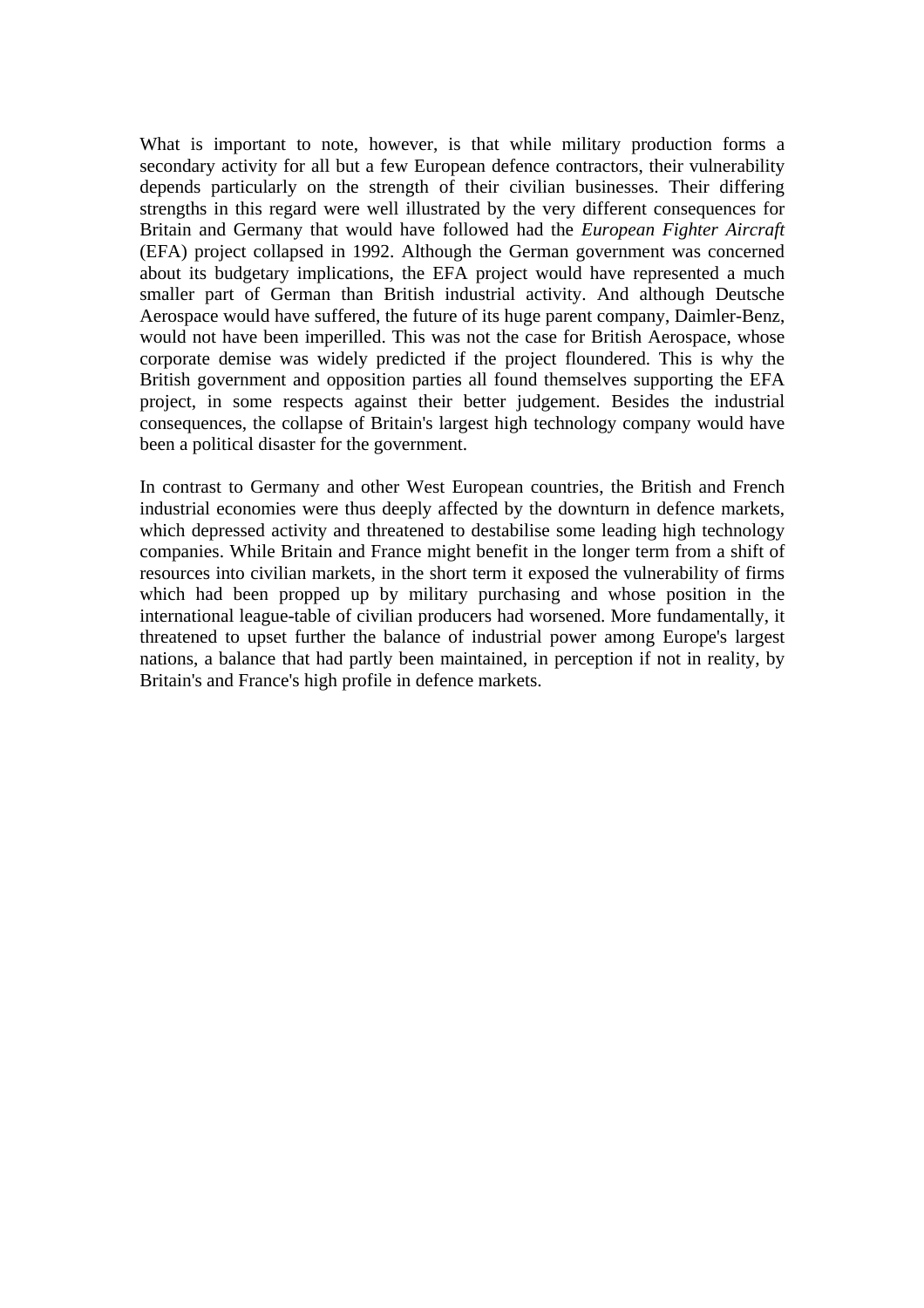What is important to note, however, is that while military production forms a secondary activity for all but a few European defence contractors, their vulnerability depends particularly on the strength of their civilian businesses. Their differing strengths in this regard were well illustrated by the very different consequences for Britain and Germany that would have followed had the *European Fighter Aircraft* (EFA) project collapsed in 1992. Although the German government was concerned about its budgetary implications, the EFA project would have represented a much smaller part of German than British industrial activity. And although Deutsche Aerospace would have suffered, the future of its huge parent company, Daimler-Benz, would not have been imperilled. This was not the case for British Aerospace, whose corporate demise was widely predicted if the project floundered. This is why the British government and opposition parties all found themselves supporting the EFA project, in some respects against their better judgement. Besides the industrial consequences, the collapse of Britain's largest high technology company would have been a political disaster for the government.

In contrast to Germany and other West European countries, the British and French industrial economies were thus deeply affected by the downturn in defence markets, which depressed activity and threatened to destabilise some leading high technology companies. While Britain and France might benefit in the longer term from a shift of resources into civilian markets, in the short term it exposed the vulnerability of firms which had been propped up by military purchasing and whose position in the international league-table of civilian producers had worsened. More fundamentally, it threatened to upset further the balance of industrial power among Europe's largest nations, a balance that had partly been maintained, in perception if not in reality, by Britain's and France's high profile in defence markets.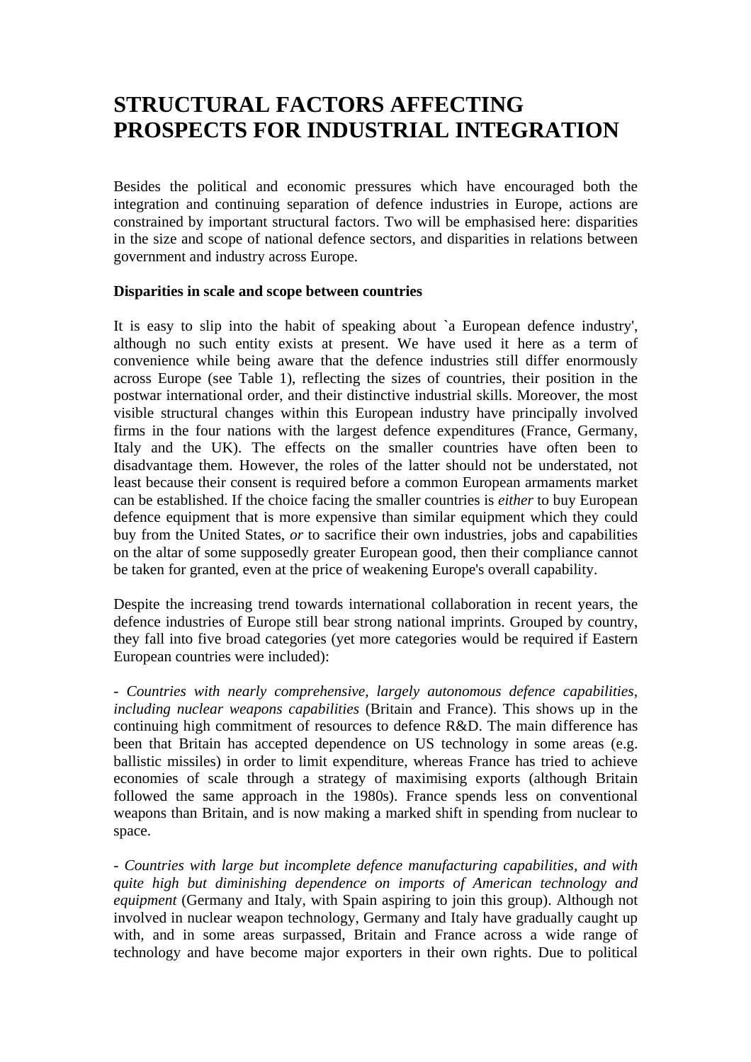# STRUCTURAL FACTORS AFFECTING PROSPECTS FOR INDUSTRIAL INTEGRATION

Besides the political and economic pressures which have encouraged both the integration and continuing separation of defence industries in Europe, actions are constrained by important structural factors. Two will be emphasised here: disparities in the size and scope of national defence sectors, and disparities in relations between government and industry across Europe.

**Disparities in scale and scope between countries**

It is easy to slip into the habit of speaking about `a European defence industry', although no such entity exists at present. We have used it here as a term of convenience while being aware that the defence industries still differ enormously across Europe (see Table 1), reflecting the sizes of countries, their position in the postwar international order, and their distinctive industrial skills. Moreover, the most visible structural changes within this European industry have principally involved firms in the four nations with the largest defence expenditures (France, Germany, Italy and the UK). The effects on the smaller countries have often been to disadvantage them. However, the roles of the latter should not be understated, not least because their consent is required before a common European armaments market can be established. If the choice facing the smaller countries is *either* to buy European defence equipment that is more expensive than similar equipment which they could buy from the United States, *or* to sacrifice their own industries, jobs and capabilities on the altar of some supposedly greater European good, then their compliance cannot be taken for granted, even at the price of weakening Europe's overall capability.

Despite the increasing trend towards international collaboration in recent years, the defence industries of Europe still bear strong national imprints. Grouped by country, they fall into five broad categories (yet more categories would be required if Eastern European countries were included):

- *Countries with nearly comprehensive, largely autonomous defence capabilities, including nuclear weapons capabilities* (Britain and France). This shows up in the continuing high commitment of resources to defence R&D. The main difference has been that Britain has accepted dependence on US technology in some areas (e.g. ballistic missiles) in order to limit expenditure, whereas France has tried to achieve economies of scale through a strategy of maximising exports (although Britain followed the same approach in the 1980s). France spends less on conventional weapons than Britain, and is now making a marked shift in spending from nuclear to space.

- *Countries with large but incomplete defence manufacturing capabilities, and with quite high but diminishing dependence on imports of American technology and equipment* (Germany and Italy, with Spain aspiring to join this group). Although not involved in nuclear weapon technology, Germany and Italy have gradually caught up with, and in some areas surpassed, Britain and France across a wide range of technology and have become major exporters in their own rights. Due to political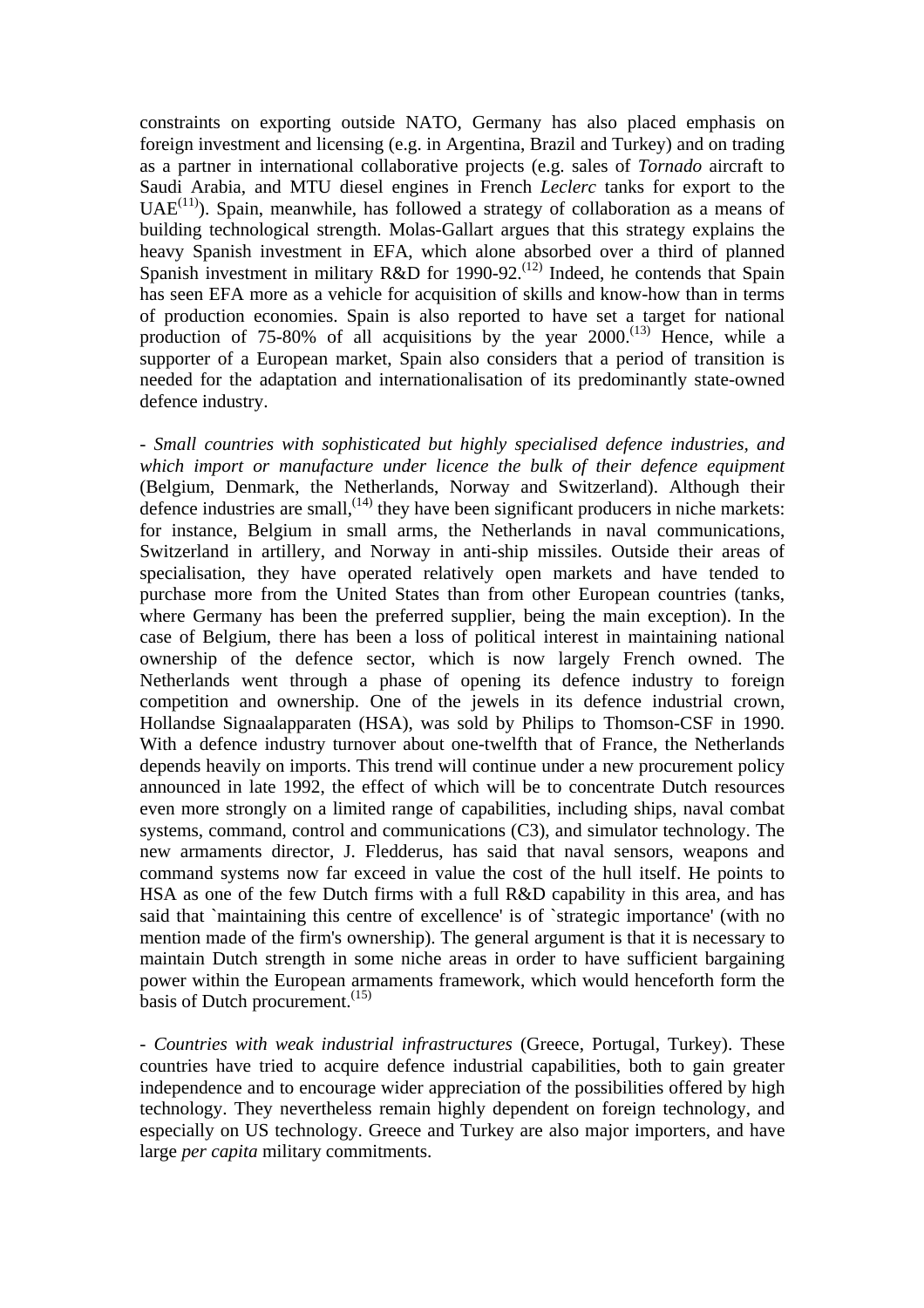constraints on exporting outside NATO, Germany has also placed emphasis on foreign investment and licensing (e.g. in Argentina, Brazil and Turkey) and on trading as a partner in international collaborative projects (e.g. sales of *Tornado* aircraft to Saudi Arabia, and MTU diesel engines in French *Leclerc* tanks for export to the UAE[(11)]). Spain, meanwhile, has followed a strategy of collaboration as a means of building technological strength. Molas-Gallart argues that this strategy explains the heavy Spanish investment in EFA, which alone absorbed over a third of planned Spanish investment in military R&D for 1990-92.[(12)] Indeed, he contends that Spain has seen EFA more as a vehicle for acquisition of skills and know-how than in terms of production economies. Spain is also reported to have set a target for national production of 75-80% of all acquisitions by the year 2000.[(13)] Hence, while a supporter of a European market, Spain also considers that a period of transition is needed for the adaptation and internationalisation of its predominantly state-owned defence industry.

- *Small countries with sophisticated but highly specialised defence industries, and which import or manufacture under licence the bulk of their defence equipment* (Belgium, Denmark, the Netherlands, Norway and Switzerland). Although their defence industries are small,[(14)] they have been significant producers in niche markets: for instance, Belgium in small arms, the Netherlands in naval communications, Switzerland in artillery, and Norway in anti-ship missiles. Outside their areas of specialisation, they have operated relatively open markets and have tended to purchase more from the United States than from other European countries (tanks, where Germany has been the preferred supplier, being the main exception). In the case of Belgium, there has been a loss of political interest in maintaining national ownership of the defence sector, which is now largely French owned. The Netherlands went through a phase of opening its defence industry to foreign competition and ownership. One of the jewels in its defence industrial crown, Hollandse Signaalapparaten (HSA), was sold by Philips to Thomson-CSF in 1990. With a defence industry turnover about one-twelfth that of France, the Netherlands depends heavily on imports. This trend will continue under a new procurement policy announced in late 1992, the effect of which will be to concentrate Dutch resources even more strongly on a limited range of capabilities, including ships, naval combat systems, command, control and communications (C3), and simulator technology. The new armaments director, J. Fledderus, has said that naval sensors, weapons and command systems now far exceed in value the cost of the hull itself. He points to HSA as one of the few Dutch firms with a full R&D capability in this area, and has said that `maintaining this centre of excellence' is of `strategic importance' (with no mention made of the firm's ownership). The general argument is that it is necessary to maintain Dutch strength in some niche areas in order to have sufficient bargaining power within the European armaments framework, which would henceforth form the basis of Dutch procurement.[(15)]

- *Countries with weak industrial infrastructures* (Greece, Portugal, Turkey). These countries have tried to acquire defence industrial capabilities, both to gain greater independence and to encourage wider appreciation of the possibilities offered by high technology. They nevertheless remain highly dependent on foreign technology, and especially on US technology. Greece and Turkey are also major importers, and have large *per capita* military commitments.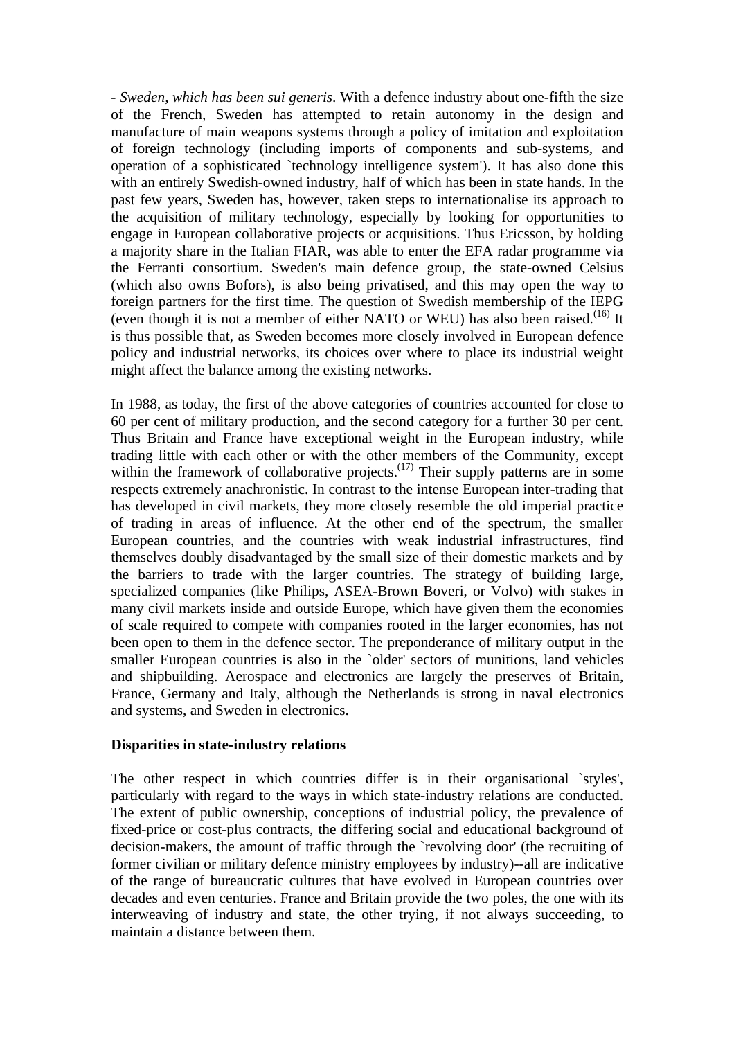- *Sweden, which has been sui generis*. With a defence industry about one-fifth the size of the French, Sweden has attempted to retain autonomy in the design and manufacture of main weapons systems through a policy of imitation and exploitation of foreign technology (including imports of components and sub-systems, and operation of a sophisticated `technology intelligence system'). It has also done this with an entirely Swedish-owned industry, half of which has been in state hands. In the past few years, Sweden has, however, taken steps to internationalise its approach to the acquisition of military technology, especially by looking for opportunities to engage in European collaborative projects or acquisitions. Thus Ericsson, by holding a majority share in the Italian FIAR, was able to enter the EFA radar programme via the Ferranti consortium. Sweden's main defence group, the state-owned Celsius (which also owns Bofors), is also being privatised, and this may open the way to foreign partners for the first time. The question of Swedish membership of the IEPG (even though it is not a member of either NATO or WEU) has also been raised.(16) It is thus possible that, as Sweden becomes more closely involved in European defence policy and industrial networks, its choices over where to place its industrial weight might affect the balance among the existing networks.

In 1988, as today, the first of the above categories of countries accounted for close to 60 per cent of military production, and the second category for a further 30 per cent. Thus Britain and France have exceptional weight in the European industry, while trading little with each other or with the other members of the Community, except within the framework of collaborative projects.(17) Their supply patterns are in some respects extremely anachronistic. In contrast to the intense European inter-trading that has developed in civil markets, they more closely resemble the old imperial practice of trading in areas of influence. At the other end of the spectrum, the smaller European countries, and the countries with weak industrial infrastructures, find themselves doubly disadvantaged by the small size of their domestic markets and by the barriers to trade with the larger countries. The strategy of building large, specialized companies (like Philips, ASEA-Brown Boveri, or Volvo) with stakes in many civil markets inside and outside Europe, which have given them the economies of scale required to compete with companies rooted in the larger economies, has not been open to them in the defence sector. The preponderance of military output in the smaller European countries is also in the `older' sectors of munitions, land vehicles and shipbuilding. Aerospace and electronics are largely the preserves of Britain, France, Germany and Italy, although the Netherlands is strong in naval electronics and systems, and Sweden in electronics.

**Disparities in state-industry relations**

The other respect in which countries differ is in their organisational `styles', particularly with regard to the ways in which state-industry relations are conducted. The extent of public ownership, conceptions of industrial policy, the prevalence of fixed-price or cost-plus contracts, the differing social and educational background of decision-makers, the amount of traffic through the `revolving door' (the recruiting of former civilian or military defence ministry employees by industry)--all are indicative of the range of bureaucratic cultures that have evolved in European countries over decades and even centuries. France and Britain provide the two poles, the one with its interweaving of industry and state, the other trying, if not always succeeding, to maintain a distance between them.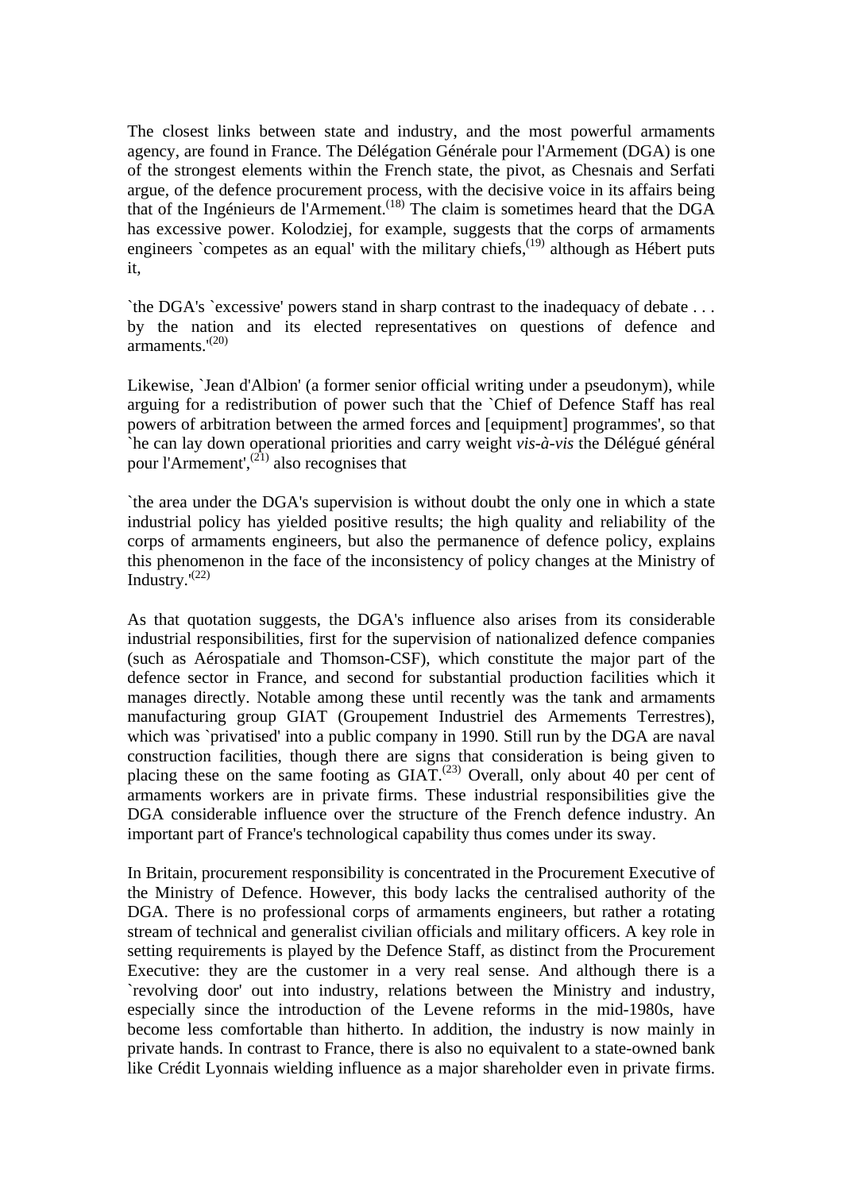The closest links between state and industry, and the most powerful armaments agency, are found in France. The Délégation Générale pour l'Armement (DGA) is one of the strongest elements within the French state, the pivot, as Chesnais and Serfati argue, of the defence procurement process, with the decisive voice in its affairs being that of the Ingénieurs de l'Armement.[18] The claim is sometimes heard that the DGA has excessive power. Kolodziej, for example, suggests that the corps of armaments engineers `competes as an equal' with the military chiefs,[19] although as Hébert puts it,

`the DGA's `excessive' powers stand in sharp contrast to the inadequacy of debate . . . by the nation and its elected representatives on questions of defence and armaments.'[20]

Likewise, `Jean d'Albion' (a former senior official writing under a pseudonym), while arguing for a redistribution of power such that the `Chief of Defence Staff has real powers of arbitration between the armed forces and [equipment] programmes', so that `he can lay down operational priorities and carry weight *vis-à-vis* the Délégué général pour l'Armement',[21] also recognises that

`the area under the DGA's supervision is without doubt the only one in which a state industrial policy has yielded positive results; the high quality and reliability of the corps of armaments engineers, but also the permanence of defence policy, explains this phenomenon in the face of the inconsistency of policy changes at the Ministry of Industry.'[22]

As that quotation suggests, the DGA's influence also arises from its considerable industrial responsibilities, first for the supervision of nationalized defence companies (such as Aérospatiale and Thomson-CSF), which constitute the major part of the defence sector in France, and second for substantial production facilities which it manages directly. Notable among these until recently was the tank and armaments manufacturing group GIAT (Groupement Industriel des Armements Terrestres), which was `privatised' into a public company in 1990. Still run by the DGA are naval construction facilities, though there are signs that consideration is being given to placing these on the same footing as GIAT.[23] Overall, only about 40 per cent of armaments workers are in private firms. These industrial responsibilities give the DGA considerable influence over the structure of the French defence industry. An important part of France's technological capability thus comes under its sway.

In Britain, procurement responsibility is concentrated in the Procurement Executive of the Ministry of Defence. However, this body lacks the centralised authority of the DGA. There is no professional corps of armaments engineers, but rather a rotating stream of technical and generalist civilian officials and military officers. A key role in setting requirements is played by the Defence Staff, as distinct from the Procurement Executive: they are the customer in a very real sense. And although there is a `revolving door' out into industry, relations between the Ministry and industry, especially since the introduction of the Levene reforms in the mid-1980s, have become less comfortable than hitherto. In addition, the industry is now mainly in private hands. In contrast to France, there is also no equivalent to a state-owned bank like Crédit Lyonnais wielding influence as a major shareholder even in private firms.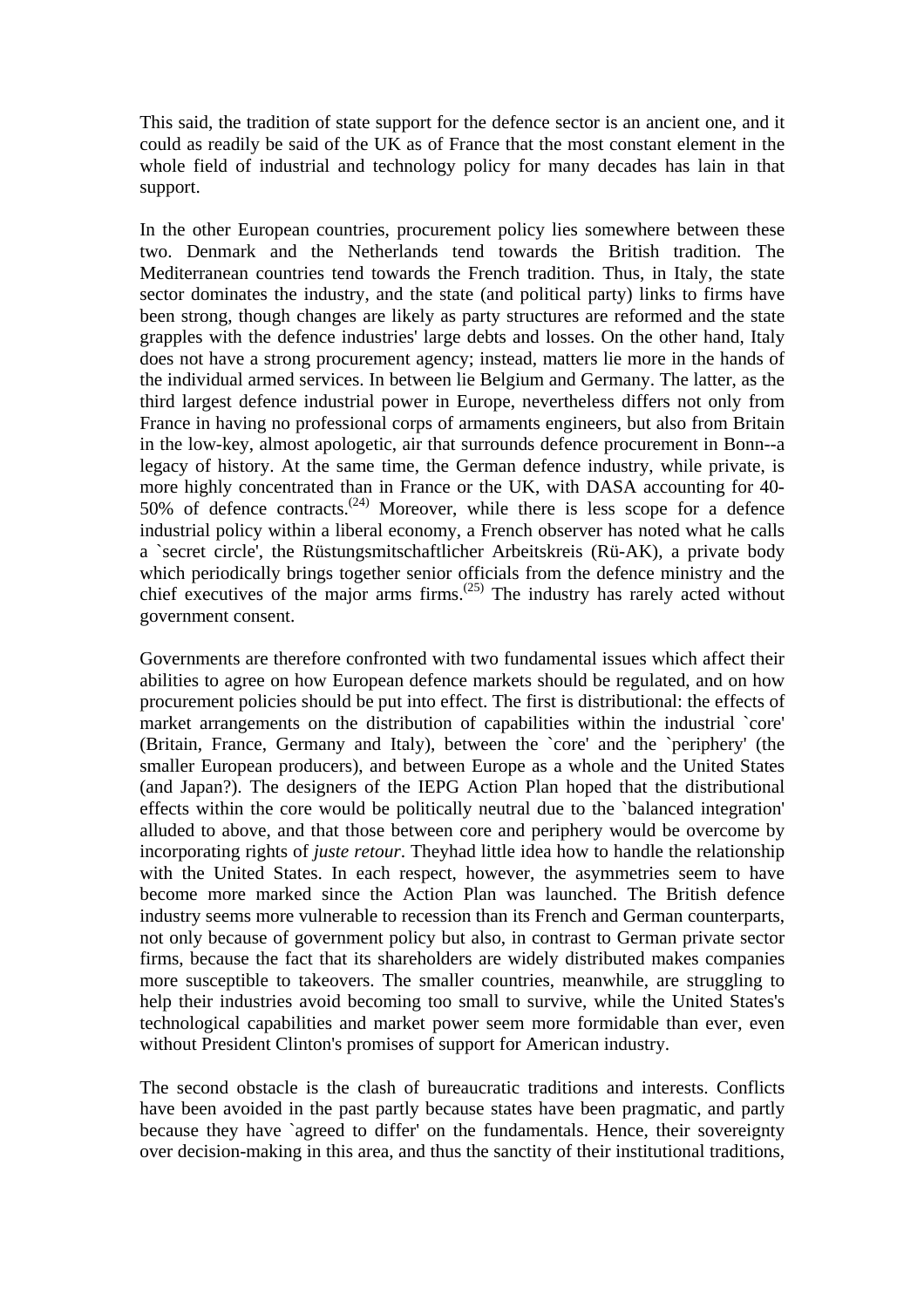This said, the tradition of state support for the defence sector is an ancient one, and it could as readily be said of the UK as of France that the most constant element in the whole field of industrial and technology policy for many decades has lain in that support.

In the other European countries, procurement policy lies somewhere between these two. Denmark and the Netherlands tend towards the British tradition. The Mediterranean countries tend towards the French tradition. Thus, in Italy, the state sector dominates the industry, and the state (and political party) links to firms have been strong, though changes are likely as party structures are reformed and the state grapples with the defence industries' large debts and losses. On the other hand, Italy does not have a strong procurement agency; instead, matters lie more in the hands of the individual armed services. In between lie Belgium and Germany. The latter, as the third largest defence industrial power in Europe, nevertheless differs not only from France in having no professional corps of armaments engineers, but also from Britain in the low-key, almost apologetic, air that surrounds defence procurement in Bonn--a legacy of history. At the same time, the German defence industry, while private, is more highly concentrated than in France or the UK, with DASA accounting for 40-50% of defence contracts.[24] Moreover, while there is less scope for a defence industrial policy within a liberal economy, a French observer has noted what he calls a `secret circle', the Rüstungsmitschaftlicher Arbeitskreis (Rü-AK), a private body which periodically brings together senior officials from the defence ministry and the chief executives of the major arms firms.[25] The industry has rarely acted without government consent.

Governments are therefore confronted with two fundamental issues which affect their abilities to agree on how European defence markets should be regulated, and on how procurement policies should be put into effect. The first is distributional: the effects of market arrangements on the distribution of capabilities within the industrial `core' (Britain, France, Germany and Italy), between the `core' and the `periphery' (the smaller European producers), and between Europe as a whole and the United States (and Japan?). The designers of the IEPG Action Plan hoped that the distributional effects within the core would be politically neutral due to the `balanced integration' alluded to above, and that those between core and periphery would be overcome by incorporating rights of *juste retour*. Theyhad little idea how to handle the relationship with the United States. In each respect, however, the asymmetries seem to have become more marked since the Action Plan was launched. The British defence industry seems more vulnerable to recession than its French and German counterparts, not only because of government policy but also, in contrast to German private sector firms, because the fact that its shareholders are widely distributed makes companies more susceptible to takeovers. The smaller countries, meanwhile, are struggling to help their industries avoid becoming too small to survive, while the United States's technological capabilities and market power seem more formidable than ever, even without President Clinton's promises of support for American industry.

The second obstacle is the clash of bureaucratic traditions and interests. Conflicts have been avoided in the past partly because states have been pragmatic, and partly because they have `agreed to differ' on the fundamentals. Hence, their sovereignty over decision-making in this area, and thus the sanctity of their institutional traditions,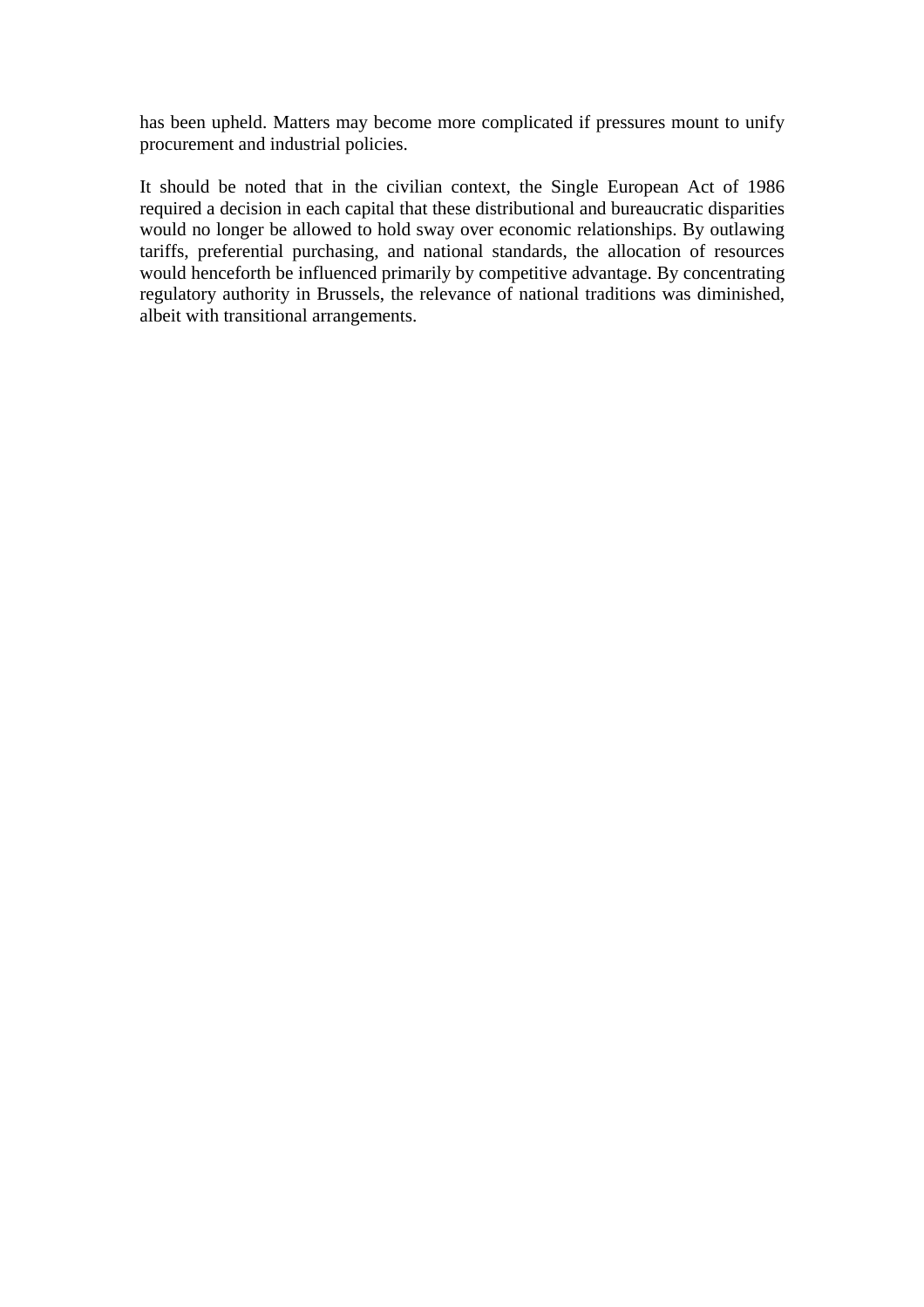has been upheld. Matters may become more complicated if pressures mount to unify procurement and industrial policies.

It should be noted that in the civilian context, the Single European Act of 1986 required a decision in each capital that these distributional and bureaucratic disparities would no longer be allowed to hold sway over economic relationships. By outlawing tariffs, preferential purchasing, and national standards, the allocation of resources would henceforth be influenced primarily by competitive advantage. By concentrating regulatory authority in Brussels, the relevance of national traditions was diminished, albeit with transitional arrangements.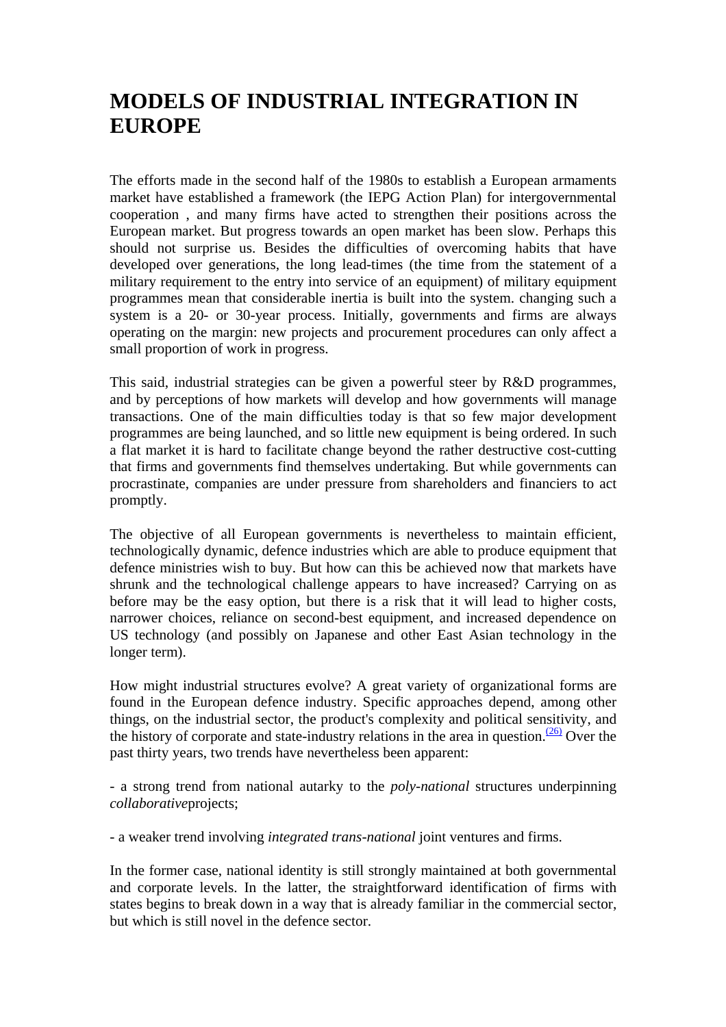# MODELS OF INDUSTRIAL INTEGRATION IN EUROPE

The efforts made in the second half of the 1980s to establish a European armaments market have established a framework (the IEPG Action Plan) for intergovernmental cooperation , and many firms have acted to strengthen their positions across the European market. But progress towards an open market has been slow. Perhaps this should not surprise us. Besides the difficulties of overcoming habits that have developed over generations, the long lead-times (the time from the statement of a military requirement to the entry into service of an equipment) of military equipment programmes mean that considerable inertia is built into the system. changing such a system is a 20- or 30-year process. Initially, governments and firms are always operating on the margin: new projects and procurement procedures can only affect a small proportion of work in progress.

This said, industrial strategies can be given a powerful steer by R&D programmes, and by perceptions of how markets will develop and how governments will manage transactions. One of the main difficulties today is that so few major development programmes are being launched, and so little new equipment is being ordered. In such a flat market it is hard to facilitate change beyond the rather destructive cost-cutting that firms and governments find themselves undertaking. But while governments can procrastinate, companies are under pressure from shareholders and financiers to act promptly.

The objective of all European governments is nevertheless to maintain efficient, technologically dynamic, defence industries which are able to produce equipment that defence ministries wish to buy. But how can this be achieved now that markets have shrunk and the technological challenge appears to have increased? Carrying on as before may be the easy option, but there is a risk that it will lead to higher costs, narrower choices, reliance on second-best equipment, and increased dependence on US technology (and possibly on Japanese and other East Asian technology in the longer term).

How might industrial structures evolve? A great variety of organizational forms are found in the European defence industry. Specific approaches depend, among other things, on the industrial sector, the product's complexity and political sensitivity, and the history of corporate and state-industry relations in the area in question.[(26)] Over the past thirty years, two trends have nevertheless been apparent:

- a strong trend from national autarky to the *poly-national* structures underpinning *collaborative*projects;

- a weaker trend involving *integrated trans-national* joint ventures and firms.

In the former case, national identity is still strongly maintained at both governmental and corporate levels. In the latter, the straightforward identification of firms with states begins to break down in a way that is already familiar in the commercial sector, but which is still novel in the defence sector.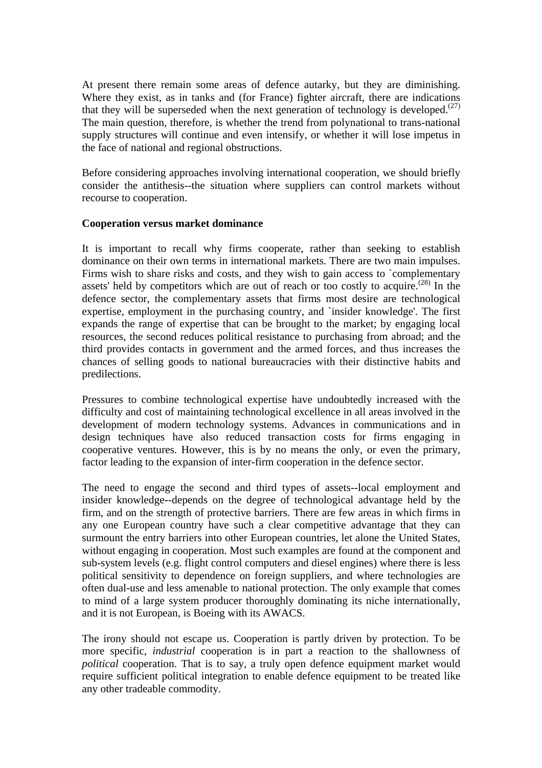At present there remain some areas of defence autarky, but they are diminishing. Where they exist, as in tanks and (for France) fighter aircraft, there are indications that they will be superseded when the next generation of technology is developed.[27] The main question, therefore, is whether the trend from polynational to trans-national supply structures will continue and even intensify, or whether it will lose impetus in the face of national and regional obstructions.

Before considering approaches involving international cooperation, we should briefly consider the antithesis--the situation where suppliers can control markets without recourse to cooperation.

**Cooperation versus market dominance**

It is important to recall why firms cooperate, rather than seeking to establish dominance on their own terms in international markets. There are two main impulses. Firms wish to share risks and costs, and they wish to gain access to `complementary assets' held by competitors which are out of reach or too costly to acquire.[28] In the defence sector, the complementary assets that firms most desire are technological expertise, employment in the purchasing country, and `insider knowledge'. The first expands the range of expertise that can be brought to the market; by engaging local resources, the second reduces political resistance to purchasing from abroad; and the third provides contacts in government and the armed forces, and thus increases the chances of selling goods to national bureaucracies with their distinctive habits and predilections.

Pressures to combine technological expertise have undoubtedly increased with the difficulty and cost of maintaining technological excellence in all areas involved in the development of modern technology systems. Advances in communications and in design techniques have also reduced transaction costs for firms engaging in cooperative ventures. However, this is by no means the only, or even the primary, factor leading to the expansion of inter-firm cooperation in the defence sector.

The need to engage the second and third types of assets--local employment and insider knowledge--depends on the degree of technological advantage held by the firm, and on the strength of protective barriers. There are few areas in which firms in any one European country have such a clear competitive advantage that they can surmount the entry barriers into other European countries, let alone the United States, without engaging in cooperation. Most such examples are found at the component and sub-system levels (e.g. flight control computers and diesel engines) where there is less political sensitivity to dependence on foreign suppliers, and where technologies are often dual-use and less amenable to national protection. The only example that comes to mind of a large system producer thoroughly dominating its niche internationally, and it is not European, is Boeing with its AWACS.

The irony should not escape us. Cooperation is partly driven by protection. To be more specific, *industrial* cooperation is in part a reaction to the shallowness of *political* cooperation. That is to say, a truly open defence equipment market would require sufficient political integration to enable defence equipment to be treated like any other tradeable commodity.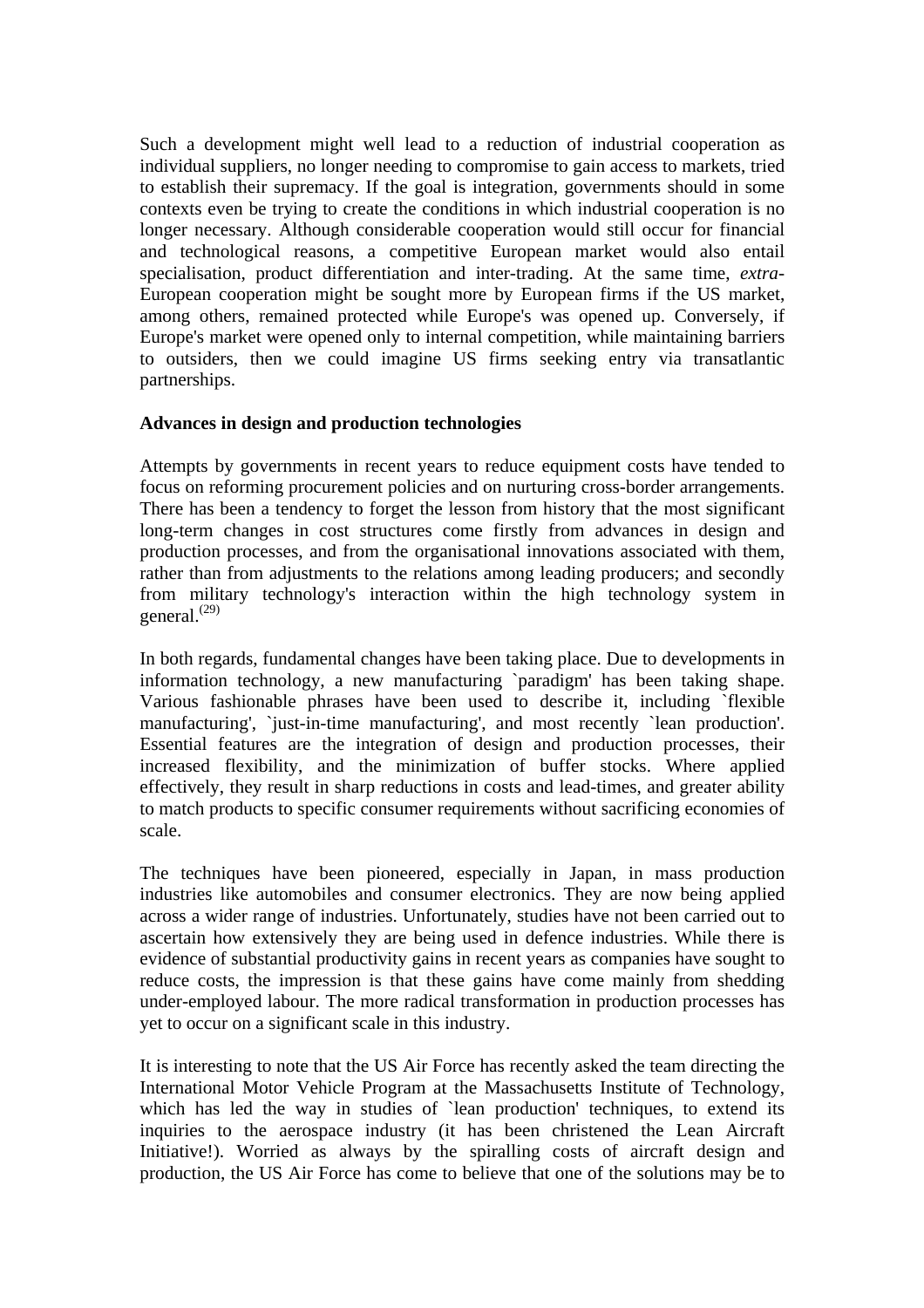Such a development might well lead to a reduction of industrial cooperation as individual suppliers, no longer needing to compromise to gain access to markets, tried to establish their supremacy. If the goal is integration, governments should in some contexts even be trying to create the conditions in which industrial cooperation is no longer necessary. Although considerable cooperation would still occur for financial and technological reasons, a competitive European market would also entail specialisation, product differentiation and inter-trading. At the same time, *extra*-European cooperation might be sought more by European firms if the US market, among others, remained protected while Europe's was opened up. Conversely, if Europe's market were opened only to internal competition, while maintaining barriers to outsiders, then we could imagine US firms seeking entry via transatlantic partnerships.

**Advances in design and production technologies**

Attempts by governments in recent years to reduce equipment costs have tended to focus on reforming procurement policies and on nurturing cross-border arrangements. There has been a tendency to forget the lesson from history that the most significant long-term changes in cost structures come firstly from advances in design and production processes, and from the organisational innovations associated with them, rather than from adjustments to the relations among leading producers; and secondly from military technology's interaction within the high technology system in general.[(29)]

In both regards, fundamental changes have been taking place. Due to developments in information technology, a new manufacturing `paradigm' has been taking shape. Various fashionable phrases have been used to describe it, including `flexible manufacturing', `just-in-time manufacturing', and most recently `lean production'. Essential features are the integration of design and production processes, their increased flexibility, and the minimization of buffer stocks. Where applied effectively, they result in sharp reductions in costs and lead-times, and greater ability to match products to specific consumer requirements without sacrificing economies of scale.

The techniques have been pioneered, especially in Japan, in mass production industries like automobiles and consumer electronics. They are now being applied across a wider range of industries. Unfortunately, studies have not been carried out to ascertain how extensively they are being used in defence industries. While there is evidence of substantial productivity gains in recent years as companies have sought to reduce costs, the impression is that these gains have come mainly from shedding under-employed labour. The more radical transformation in production processes has yet to occur on a significant scale in this industry.

It is interesting to note that the US Air Force has recently asked the team directing the International Motor Vehicle Program at the Massachusetts Institute of Technology, which has led the way in studies of `lean production' techniques, to extend its inquiries to the aerospace industry (it has been christened the Lean Aircraft Initiative!). Worried as always by the spiralling costs of aircraft design and production, the US Air Force has come to believe that one of the solutions may be to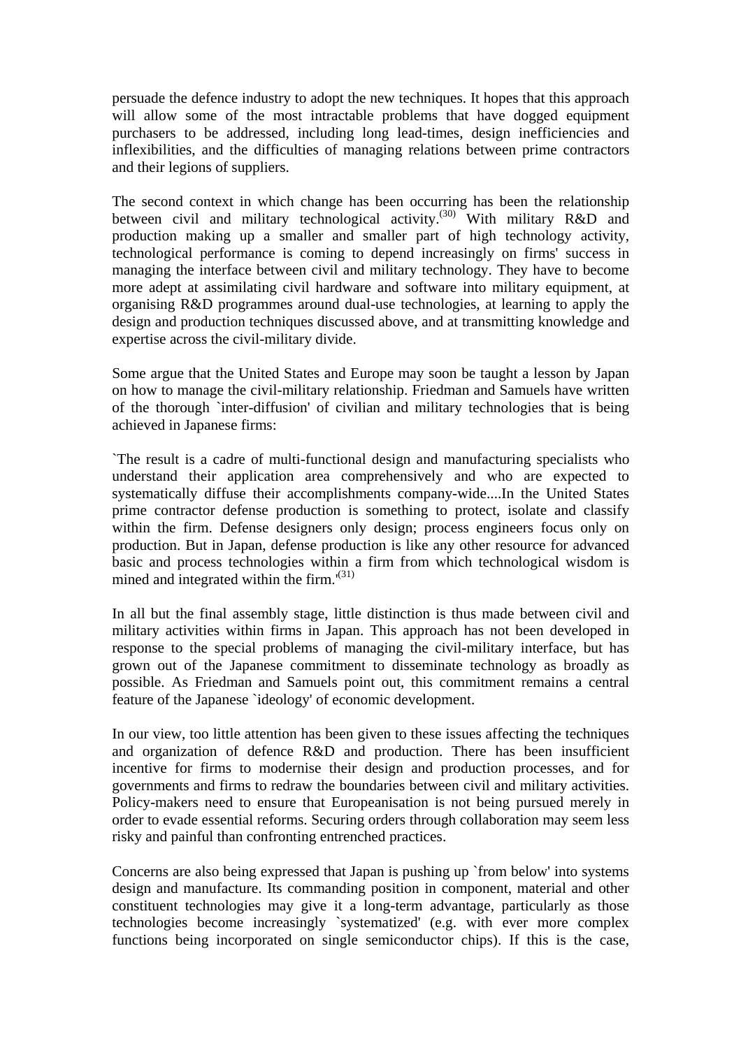persuade the defence industry to adopt the new techniques. It hopes that this approach will allow some of the most intractable problems that have dogged equipment purchasers to be addressed, including long lead-times, design inefficiencies and inflexibilities, and the difficulties of managing relations between prime contractors and their legions of suppliers.

The second context in which change has been occurring has been the relationship between civil and military technological activity.[30] With military R&D and production making up a smaller and smaller part of high technology activity, technological performance is coming to depend increasingly on firms' success in managing the interface between civil and military technology. They have to become more adept at assimilating civil hardware and software into military equipment, at organising R&D programmes around dual-use technologies, at learning to apply the design and production techniques discussed above, and at transmitting knowledge and expertise across the civil-military divide.

Some argue that the United States and Europe may soon be taught a lesson by Japan on how to manage the civil-military relationship. Friedman and Samuels have written of the thorough `inter-diffusion' of civilian and military technologies that is being achieved in Japanese firms:

`The result is a cadre of multi-functional design and manufacturing specialists who understand their application area comprehensively and who are expected to systematically diffuse their accomplishments company-wide....In the United States prime contractor defense production is something to protect, isolate and classify within the firm. Defense designers only design; process engineers focus only on production. But in Japan, defense production is like any other resource for advanced basic and process technologies within a firm from which technological wisdom is mined and integrated within the firm.'[31]

In all but the final assembly stage, little distinction is thus made between civil and military activities within firms in Japan. This approach has not been developed in response to the special problems of managing the civil-military interface, but has grown out of the Japanese commitment to disseminate technology as broadly as possible. As Friedman and Samuels point out, this commitment remains a central feature of the Japanese `ideology' of economic development.

In our view, too little attention has been given to these issues affecting the techniques and organization of defence R&D and production. There has been insufficient incentive for firms to modernise their design and production processes, and for governments and firms to redraw the boundaries between civil and military activities. Policy-makers need to ensure that Europeanisation is not being pursued merely in order to evade essential reforms. Securing orders through collaboration may seem less risky and painful than confronting entrenched practices.

Concerns are also being expressed that Japan is pushing up `from below' into systems design and manufacture. Its commanding position in component, material and other constituent technologies may give it a long-term advantage, particularly as those technologies become increasingly `systematized' (e.g. with ever more complex functions being incorporated on single semiconductor chips). If this is the case,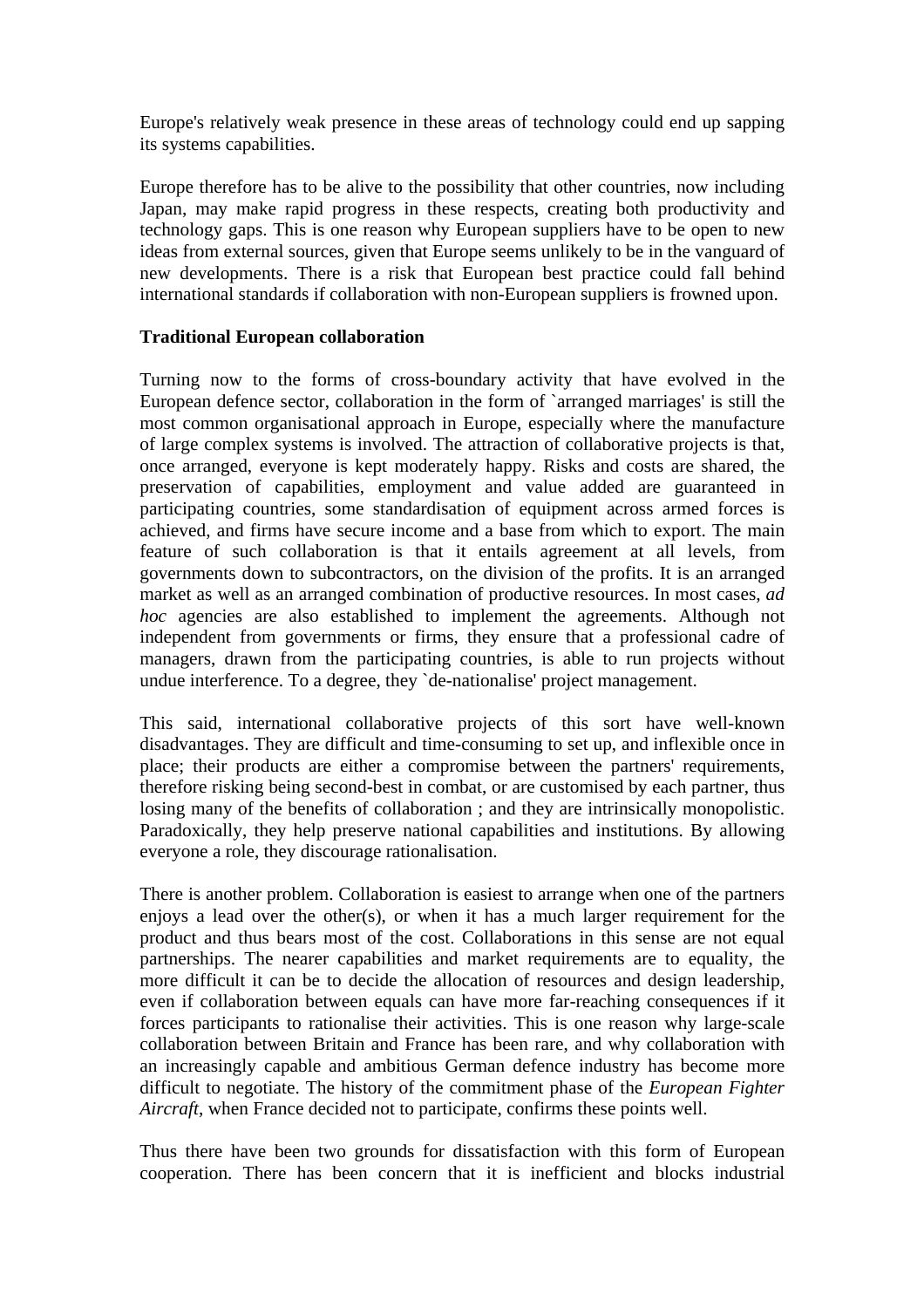Europe's relatively weak presence in these areas of technology could end up sapping its systems capabilities.

Europe therefore has to be alive to the possibility that other countries, now including Japan, may make rapid progress in these respects, creating both productivity and technology gaps. This is one reason why European suppliers have to be open to new ideas from external sources, given that Europe seems unlikely to be in the vanguard of new developments. There is a risk that European best practice could fall behind international standards if collaboration with non-European suppliers is frowned upon.

**Traditional European collaboration**

Turning now to the forms of cross-boundary activity that have evolved in the European defence sector, collaboration in the form of `arranged marriages' is still the most common organisational approach in Europe, especially where the manufacture of large complex systems is involved. The attraction of collaborative projects is that, once arranged, everyone is kept moderately happy. Risks and costs are shared, the preservation of capabilities, employment and value added are guaranteed in participating countries, some standardisation of equipment across armed forces is achieved, and firms have secure income and a base from which to export. The main feature of such collaboration is that it entails agreement at all levels, from governments down to subcontractors, on the division of the profits. It is an arranged market as well as an arranged combination of productive resources. In most cases, *ad hoc* agencies are also established to implement the agreements. Although not independent from governments or firms, they ensure that a professional cadre of managers, drawn from the participating countries, is able to run projects without undue interference. To a degree, they `de-nationalise' project management.

This said, international collaborative projects of this sort have well-known disadvantages. They are difficult and time-consuming to set up, and inflexible once in place; their products are either a compromise between the partners' requirements, therefore risking being second-best in combat, or are customised by each partner, thus losing many of the benefits of collaboration ; and they are intrinsically monopolistic. Paradoxically, they help preserve national capabilities and institutions. By allowing everyone a role, they discourage rationalisation.

There is another problem. Collaboration is easiest to arrange when one of the partners enjoys a lead over the other(s), or when it has a much larger requirement for the product and thus bears most of the cost. Collaborations in this sense are not equal partnerships. The nearer capabilities and market requirements are to equality, the more difficult it can be to decide the allocation of resources and design leadership, even if collaboration between equals can have more far-reaching consequences if it forces participants to rationalise their activities. This is one reason why large-scale collaboration between Britain and France has been rare, and why collaboration with an increasingly capable and ambitious German defence industry has become more difficult to negotiate. The history of the commitment phase of the *European Fighter Aircraft*, when France decided not to participate, confirms these points well.

Thus there have been two grounds for dissatisfaction with this form of European cooperation. There has been concern that it is inefficient and blocks industrial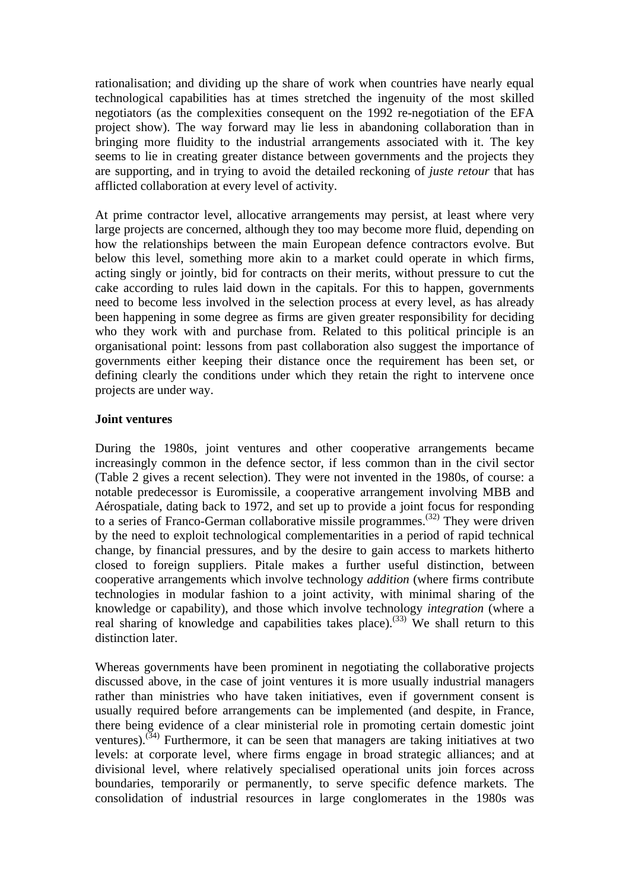rationalisation; and dividing up the share of work when countries have nearly equal technological capabilities has at times stretched the ingenuity of the most skilled negotiators (as the complexities consequent on the 1992 re-negotiation of the EFA project show). The way forward may lie less in abandoning collaboration than in bringing more fluidity to the industrial arrangements associated with it. The key seems to lie in creating greater distance between governments and the projects they are supporting, and in trying to avoid the detailed reckoning of *juste retour* that has afflicted collaboration at every level of activity.

At prime contractor level, allocative arrangements may persist, at least where very large projects are concerned, although they too may become more fluid, depending on how the relationships between the main European defence contractors evolve. But below this level, something more akin to a market could operate in which firms, acting singly or jointly, bid for contracts on their merits, without pressure to cut the cake according to rules laid down in the capitals. For this to happen, governments need to become less involved in the selection process at every level, as has already been happening in some degree as firms are given greater responsibility for deciding who they work with and purchase from. Related to this political principle is an organisational point: lessons from past collaboration also suggest the importance of governments either keeping their distance once the requirement has been set, or defining clearly the conditions under which they retain the right to intervene once projects are under way.

**Joint ventures**

During the 1980s, joint ventures and other cooperative arrangements became increasingly common in the defence sector, if less common than in the civil sector (Table 2 gives a recent selection). They were not invented in the 1980s, of course: a notable predecessor is Euromissile, a cooperative arrangement involving MBB and Aérospatiale, dating back to 1972, and set up to provide a joint focus for responding to a series of Franco-German collaborative missile programmes.(32) They were driven by the need to exploit technological complementarities in a period of rapid technical change, by financial pressures, and by the desire to gain access to markets hitherto closed to foreign suppliers. Pitale makes a further useful distinction, between cooperative arrangements which involve technology *addition* (where firms contribute technologies in modular fashion to a joint activity, with minimal sharing of the knowledge or capability), and those which involve technology *integration* (where a real sharing of knowledge and capabilities takes place).(33) We shall return to this distinction later.

Whereas governments have been prominent in negotiating the collaborative projects discussed above, in the case of joint ventures it is more usually industrial managers rather than ministries who have taken initiatives, even if government consent is usually required before arrangements can be implemented (and despite, in France, there being evidence of a clear ministerial role in promoting certain domestic joint ventures).(34) Furthermore, it can be seen that managers are taking initiatives at two levels: at corporate level, where firms engage in broad strategic alliances; and at divisional level, where relatively specialised operational units join forces across boundaries, temporarily or permanently, to serve specific defence markets. The consolidation of industrial resources in large conglomerates in the 1980s was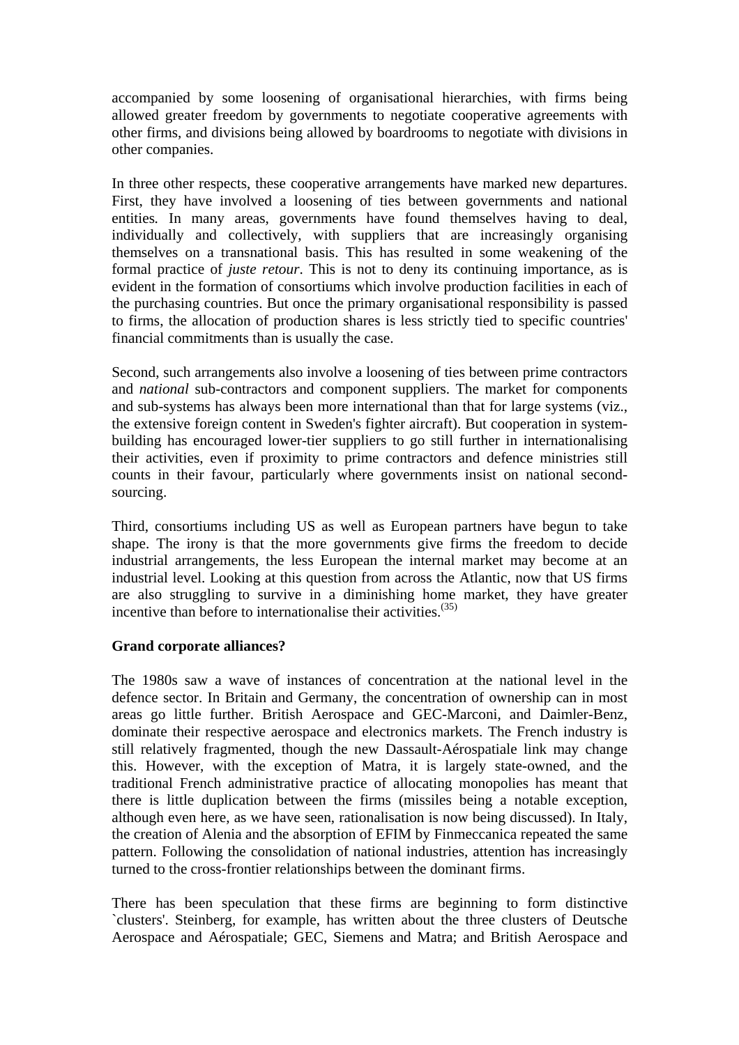accompanied by some loosening of organisational hierarchies, with firms being allowed greater freedom by governments to negotiate cooperative agreements with other firms, and divisions being allowed by boardrooms to negotiate with divisions in other companies.

In three other respects, these cooperative arrangements have marked new departures. First, they have involved a loosening of ties between governments and national entities. In many areas, governments have found themselves having to deal, individually and collectively, with suppliers that are increasingly organising themselves on a transnational basis. This has resulted in some weakening of the formal practice of *juste retour*. This is not to deny its continuing importance, as is evident in the formation of consortiums which involve production facilities in each of the purchasing countries. But once the primary organisational responsibility is passed to firms, the allocation of production shares is less strictly tied to specific countries' financial commitments than is usually the case.

Second, such arrangements also involve a loosening of ties between prime contractors and *national* sub-contractors and component suppliers. The market for components and sub-systems has always been more international than that for large systems (viz., the extensive foreign content in Sweden's fighter aircraft). But cooperation in system-building has encouraged lower-tier suppliers to go still further in internationalising their activities, even if proximity to prime contractors and defence ministries still counts in their favour, particularly where governments insist on national second-sourcing.

Third, consortiums including US as well as European partners have begun to take shape. The irony is that the more governments give firms the freedom to decide industrial arrangements, the less European the internal market may become at an industrial level. Looking at this question from across the Atlantic, now that US firms are also struggling to survive in a diminishing home market, they have greater incentive than before to internationalise their activities.[35]

**Grand corporate alliances?**

The 1980s saw a wave of instances of concentration at the national level in the defence sector. In Britain and Germany, the concentration of ownership can in most areas go little further. British Aerospace and GEC-Marconi, and Daimler-Benz, dominate their respective aerospace and electronics markets. The French industry is still relatively fragmented, though the new Dassault-Aérospatiale link may change this. However, with the exception of Matra, it is largely state-owned, and the traditional French administrative practice of allocating monopolies has meant that there is little duplication between the firms (missiles being a notable exception, although even here, as we have seen, rationalisation is now being discussed). In Italy, the creation of Alenia and the absorption of EFIM by Finmeccanica repeated the same pattern. Following the consolidation of national industries, attention has increasingly turned to the cross-frontier relationships between the dominant firms.

There has been speculation that these firms are beginning to form distinctive `clusters'. Steinberg, for example, has written about the three clusters of Deutsche Aerospace and Aérospatiale; GEC, Siemens and Matra; and British Aerospace and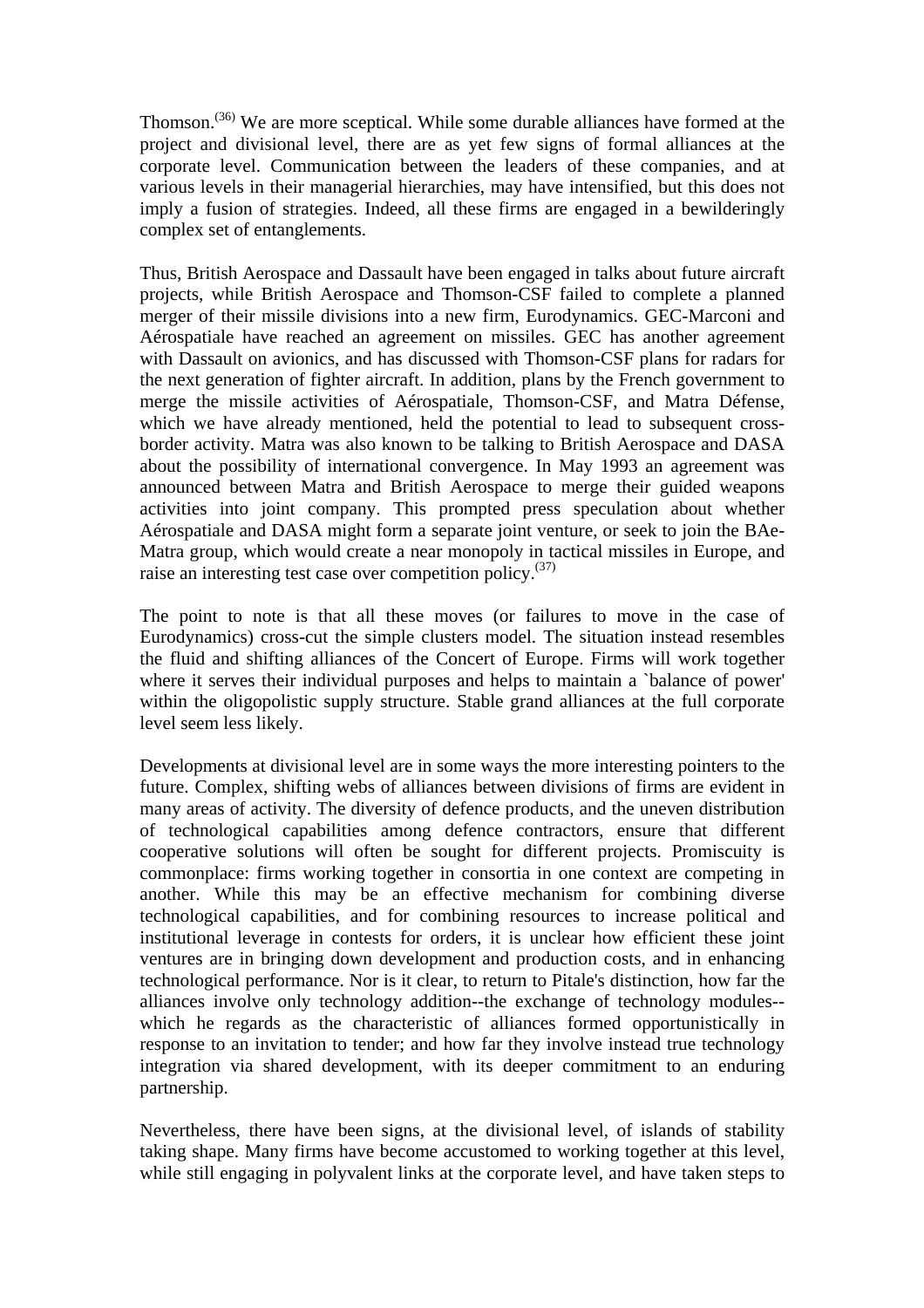Thomson.[36] We are more sceptical. While some durable alliances have formed at the project and divisional level, there are as yet few signs of formal alliances at the corporate level. Communication between the leaders of these companies, and at various levels in their managerial hierarchies, may have intensified, but this does not imply a fusion of strategies. Indeed, all these firms are engaged in a bewilderingly complex set of entanglements.

Thus, British Aerospace and Dassault have been engaged in talks about future aircraft projects, while British Aerospace and Thomson-CSF failed to complete a planned merger of their missile divisions into a new firm, Eurodynamics. GEC-Marconi and Aérospatiale have reached an agreement on missiles. GEC has another agreement with Dassault on avionics, and has discussed with Thomson-CSF plans for radars for the next generation of fighter aircraft. In addition, plans by the French government to merge the missile activities of Aérospatiale, Thomson-CSF, and Matra Défense, which we have already mentioned, held the potential to lead to subsequent cross-border activity. Matra was also known to be talking to British Aerospace and DASA about the possibility of international convergence. In May 1993 an agreement was announced between Matra and British Aerospace to merge their guided weapons activities into joint company. This prompted press speculation about whether Aérospatiale and DASA might form a separate joint venture, or seek to join the BAe-Matra group, which would create a near monopoly in tactical missiles in Europe, and raise an interesting test case over competition policy.[37]

The point to note is that all these moves (or failures to move in the case of Eurodynamics) cross-cut the simple clusters model. The situation instead resembles the fluid and shifting alliances of the Concert of Europe. Firms will work together where it serves their individual purposes and helps to maintain a `balance of power' within the oligopolistic supply structure. Stable grand alliances at the full corporate level seem less likely.

Developments at divisional level are in some ways the more interesting pointers to the future. Complex, shifting webs of alliances between divisions of firms are evident in many areas of activity. The diversity of defence products, and the uneven distribution of technological capabilities among defence contractors, ensure that different cooperative solutions will often be sought for different projects. Promiscuity is commonplace: firms working together in consortia in one context are competing in another. While this may be an effective mechanism for combining diverse technological capabilities, and for combining resources to increase political and institutional leverage in contests for orders, it is unclear how efficient these joint ventures are in bringing down development and production costs, and in enhancing technological performance. Nor is it clear, to return to Pitale's distinction, how far the alliances involve only technology addition--the exchange of technology modules--which he regards as the characteristic of alliances formed opportunistically in response to an invitation to tender; and how far they involve instead true technology integration via shared development, with its deeper commitment to an enduring partnership.

Nevertheless, there have been signs, at the divisional level, of islands of stability taking shape. Many firms have become accustomed to working together at this level, while still engaging in polyvalent links at the corporate level, and have taken steps to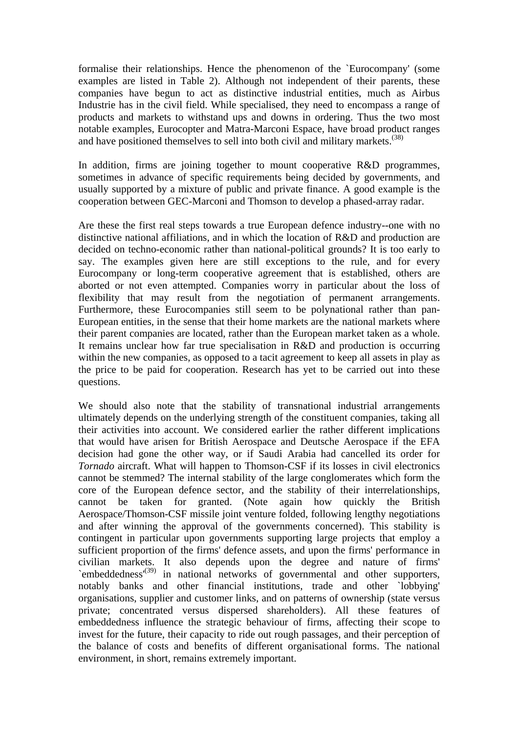formalise their relationships. Hence the phenomenon of the `Eurocompany' (some examples are listed in Table 2). Although not independent of their parents, these companies have begun to act as distinctive industrial entities, much as Airbus Industrie has in the civil field. While specialised, they need to encompass a range of products and markets to withstand ups and downs in ordering. Thus the two most notable examples, Eurocopter and Matra-Marconi Espace, have broad product ranges and have positioned themselves to sell into both civil and military markets.[38]

In addition, firms are joining together to mount cooperative R&D programmes, sometimes in advance of specific requirements being decided by governments, and usually supported by a mixture of public and private finance. A good example is the cooperation between GEC-Marconi and Thomson to develop a phased-array radar.

Are these the first real steps towards a true European defence industry--one with no distinctive national affiliations, and in which the location of R&D and production are decided on techno-economic rather than national-political grounds? It is too early to say. The examples given here are still exceptions to the rule, and for every Eurocompany or long-term cooperative agreement that is established, others are aborted or not even attempted. Companies worry in particular about the loss of flexibility that may result from the negotiation of permanent arrangements. Furthermore, these Eurocompanies still seem to be polynational rather than pan-European entities, in the sense that their home markets are the national markets where their parent companies are located, rather than the European market taken as a whole. It remains unclear how far true specialisation in R&D and production is occurring within the new companies, as opposed to a tacit agreement to keep all assets in play as the price to be paid for cooperation. Research has yet to be carried out into these questions.

We should also note that the stability of transnational industrial arrangements ultimately depends on the underlying strength of the constituent companies, taking all their activities into account. We considered earlier the rather different implications that would have arisen for British Aerospace and Deutsche Aerospace if the EFA decision had gone the other way, or if Saudi Arabia had cancelled its order for *Tornado* aircraft. What will happen to Thomson-CSF if its losses in civil electronics cannot be stemmed? The internal stability of the large conglomerates which form the core of the European defence sector, and the stability of their interrelationships, cannot be taken for granted. (Note again how quickly the British Aerospace/Thomson-CSF missile joint venture folded, following lengthy negotiations and after winning the approval of the governments concerned). This stability is contingent in particular upon governments supporting large projects that employ a sufficient proportion of the firms' defence assets, and upon the firms' performance in civilian markets. It also depends upon the degree and nature of firms' `embeddedness'[39] in national networks of governmental and other supporters, notably banks and other financial institutions, trade and other `lobbying' organisations, supplier and customer links, and on patterns of ownership (state versus private; concentrated versus dispersed shareholders). All these features of embeddedness influence the strategic behaviour of firms, affecting their scope to invest for the future, their capacity to ride out rough passages, and their perception of the balance of costs and benefits of different organisational forms. The national environment, in short, remains extremely important.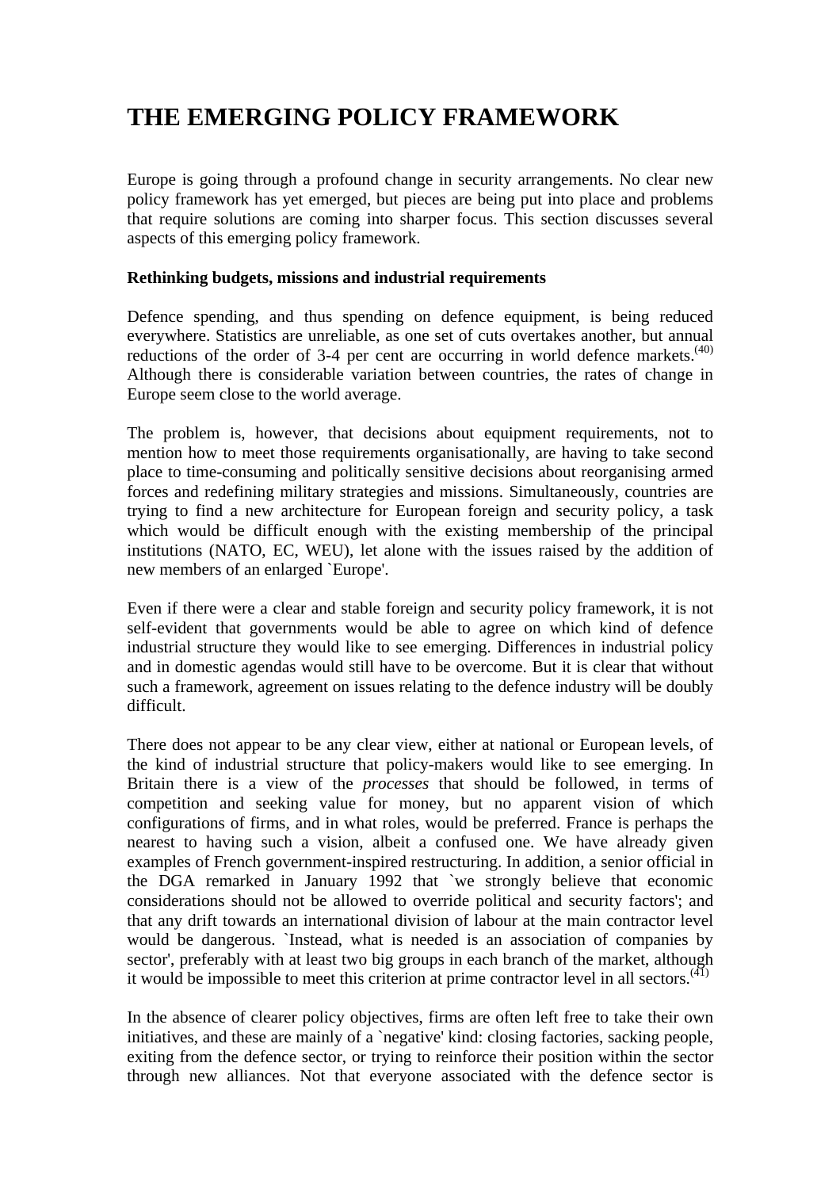# THE EMERGING POLICY FRAMEWORK

Europe is going through a profound change in security arrangements. No clear new policy framework has yet emerged, but pieces are being put into place and problems that require solutions are coming into sharper focus. This section discusses several aspects of this emerging policy framework.

**Rethinking budgets, missions and industrial requirements**

Defence spending, and thus spending on defence equipment, is being reduced everywhere. Statistics are unreliable, as one set of cuts overtakes another, but annual reductions of the order of 3-4 per cent are occurring in world defence markets.[40] Although there is considerable variation between countries, the rates of change in Europe seem close to the world average.

The problem is, however, that decisions about equipment requirements, not to mention how to meet those requirements organisationally, are having to take second place to time-consuming and politically sensitive decisions about reorganising armed forces and redefining military strategies and missions. Simultaneously, countries are trying to find a new architecture for European foreign and security policy, a task which would be difficult enough with the existing membership of the principal institutions (NATO, EC, WEU), let alone with the issues raised by the addition of new members of an enlarged `Europe'.

Even if there were a clear and stable foreign and security policy framework, it is not self-evident that governments would be able to agree on which kind of defence industrial structure they would like to see emerging. Differences in industrial policy and in domestic agendas would still have to be overcome. But it is clear that without such a framework, agreement on issues relating to the defence industry will be doubly difficult.

There does not appear to be any clear view, either at national or European levels, of the kind of industrial structure that policy-makers would like to see emerging. In Britain there is a view of the *processes* that should be followed, in terms of competition and seeking value for money, but no apparent vision of which configurations of firms, and in what roles, would be preferred. France is perhaps the nearest to having such a vision, albeit a confused one. We have already given examples of French government-inspired restructuring. In addition, a senior official in the DGA remarked in January 1992 that `we strongly believe that economic considerations should not be allowed to override political and security factors'; and that any drift towards an international division of labour at the main contractor level would be dangerous. `Instead, what is needed is an association of companies by sector', preferably with at least two big groups in each branch of the market, although it would be impossible to meet this criterion at prime contractor level in all sectors.[41]

In the absence of clearer policy objectives, firms are often left free to take their own initiatives, and these are mainly of a `negative' kind: closing factories, sacking people, exiting from the defence sector, or trying to reinforce their position within the sector through new alliances. Not that everyone associated with the defence sector is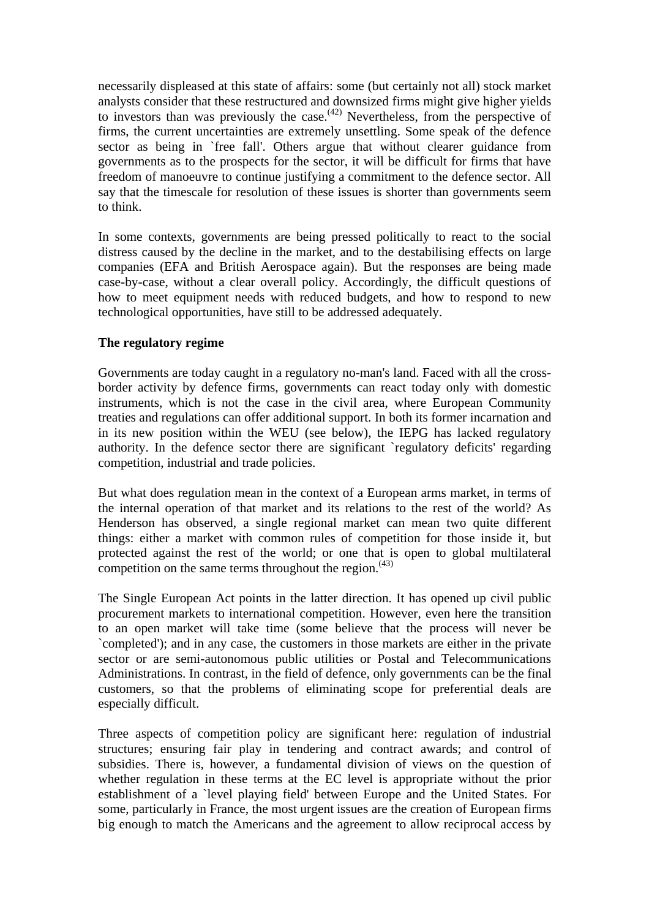necessarily displeased at this state of affairs: some (but certainly not all) stock market analysts consider that these restructured and downsized firms might give higher yields to investors than was previously the case.[(42)] Nevertheless, from the perspective of firms, the current uncertainties are extremely unsettling. Some speak of the defence sector as being in `free fall'. Others argue that without clearer guidance from governments as to the prospects for the sector, it will be difficult for firms that have freedom of manoeuvre to continue justifying a commitment to the defence sector. All say that the timescale for resolution of these issues is shorter than governments seem to think.

In some contexts, governments are being pressed politically to react to the social distress caused by the decline in the market, and to the destabilising effects on large companies (EFA and British Aerospace again). But the responses are being made case-by-case, without a clear overall policy. Accordingly, the difficult questions of how to meet equipment needs with reduced budgets, and how to respond to new technological opportunities, have still to be addressed adequately.

**The regulatory regime**

Governments are today caught in a regulatory no-man's land. Faced with all the cross-border activity by defence firms, governments can react today only with domestic instruments, which is not the case in the civil area, where European Community treaties and regulations can offer additional support. In both its former incarnation and in its new position within the WEU (see below), the IEPG has lacked regulatory authority. In the defence sector there are significant `regulatory deficits' regarding competition, industrial and trade policies.

But what does regulation mean in the context of a European arms market, in terms of the internal operation of that market and its relations to the rest of the world? As Henderson has observed, a single regional market can mean two quite different things: either a market with common rules of competition for those inside it, but protected against the rest of the world; or one that is open to global multilateral competition on the same terms throughout the region.[(43)]

The Single European Act points in the latter direction. It has opened up civil public procurement markets to international competition. However, even here the transition to an open market will take time (some believe that the process will never be `completed'); and in any case, the customers in those markets are either in the private sector or are semi-autonomous public utilities or Postal and Telecommunications Administrations. In contrast, in the field of defence, only governments can be the final customers, so that the problems of eliminating scope for preferential deals are especially difficult.

Three aspects of competition policy are significant here: regulation of industrial structures; ensuring fair play in tendering and contract awards; and control of subsidies. There is, however, a fundamental division of views on the question of whether regulation in these terms at the EC level is appropriate without the prior establishment of a `level playing field' between Europe and the United States. For some, particularly in France, the most urgent issues are the creation of European firms big enough to match the Americans and the agreement to allow reciprocal access by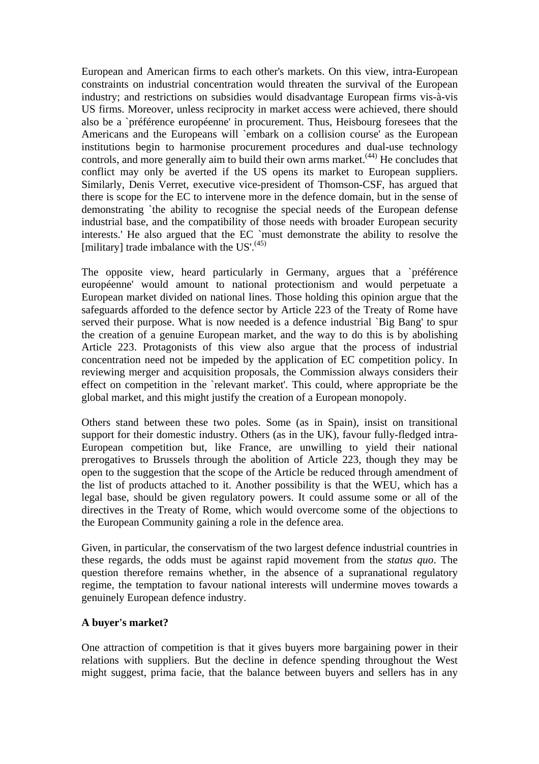European and American firms to each other's markets. On this view, intra-European constraints on industrial concentration would threaten the survival of the European industry; and restrictions on subsidies would disadvantage European firms vis-à-vis US firms. Moreover, unless reciprocity in market access were achieved, there should also be a `préférence européenne' in procurement. Thus, Heisbourg foresees that the Americans and the Europeans will `embark on a collision course' as the European institutions begin to harmonise procurement procedures and dual-use technology controls, and more generally aim to build their own arms market.(44) He concludes that conflict may only be averted if the US opens its market to European suppliers. Similarly, Denis Verret, executive vice-president of Thomson-CSF, has argued that there is scope for the EC to intervene more in the defence domain, but in the sense of demonstrating `the ability to recognise the special needs of the European defense industrial base, and the compatibility of those needs with broader European security interests.' He also argued that the EC `must demonstrate the ability to resolve the [military] trade imbalance with the US'.(45)

The opposite view, heard particularly in Germany, argues that a `préférence européenne' would amount to national protectionism and would perpetuate a European market divided on national lines. Those holding this opinion argue that the safeguards afforded to the defence sector by Article 223 of the Treaty of Rome have served their purpose. What is now needed is a defence industrial `Big Bang' to spur the creation of a genuine European market, and the way to do this is by abolishing Article 223. Protagonists of this view also argue that the process of industrial concentration need not be impeded by the application of EC competition policy. In reviewing merger and acquisition proposals, the Commission always considers their effect on competition in the `relevant market'. This could, where appropriate be the global market, and this might justify the creation of a European monopoly.

Others stand between these two poles. Some (as in Spain), insist on transitional support for their domestic industry. Others (as in the UK), favour fully-fledged intra-European competition but, like France, are unwilling to yield their national prerogatives to Brussels through the abolition of Article 223, though they may be open to the suggestion that the scope of the Article be reduced through amendment of the list of products attached to it. Another possibility is that the WEU, which has a legal base, should be given regulatory powers. It could assume some or all of the directives in the Treaty of Rome, which would overcome some of the objections to the European Community gaining a role in the defence area.

Given, in particular, the conservatism of the two largest defence industrial countries in these regards, the odds must be against rapid movement from the *status quo*. The question therefore remains whether, in the absence of a supranational regulatory regime, the temptation to favour national interests will undermine moves towards a genuinely European defence industry.

**A buyer's market?**

One attraction of competition is that it gives buyers more bargaining power in their relations with suppliers. But the decline in defence spending throughout the West might suggest, prima facie, that the balance between buyers and sellers has in any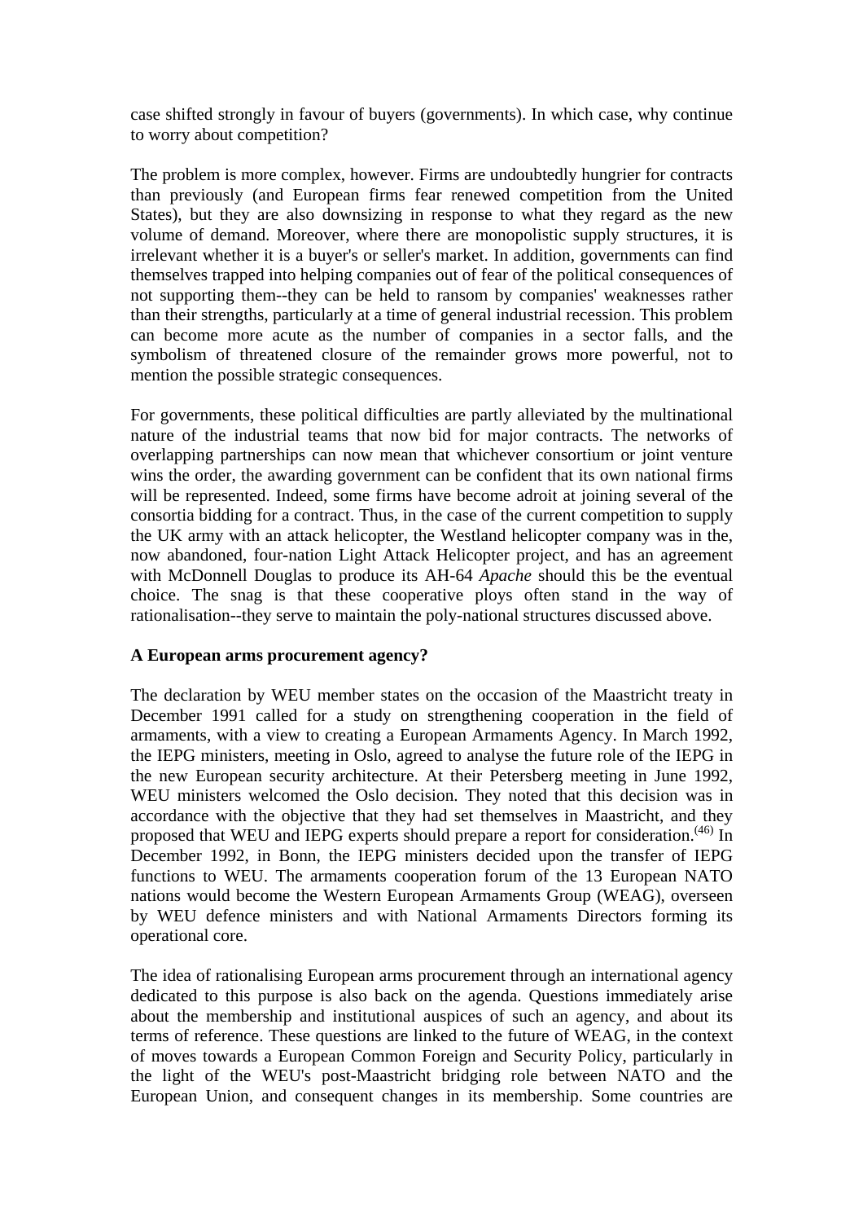case shifted strongly in favour of buyers (governments). In which case, why continue to worry about competition?

The problem is more complex, however. Firms are undoubtedly hungrier for contracts than previously (and European firms fear renewed competition from the United States), but they are also downsizing in response to what they regard as the new volume of demand. Moreover, where there are monopolistic supply structures, it is irrelevant whether it is a buyer's or seller's market. In addition, governments can find themselves trapped into helping companies out of fear of the political consequences of not supporting them--they can be held to ransom by companies' weaknesses rather than their strengths, particularly at a time of general industrial recession. This problem can become more acute as the number of companies in a sector falls, and the symbolism of threatened closure of the remainder grows more powerful, not to mention the possible strategic consequences.

For governments, these political difficulties are partly alleviated by the multinational nature of the industrial teams that now bid for major contracts. The networks of overlapping partnerships can now mean that whichever consortium or joint venture wins the order, the awarding government can be confident that its own national firms will be represented. Indeed, some firms have become adroit at joining several of the consortia bidding for a contract. Thus, in the case of the current competition to supply the UK army with an attack helicopter, the Westland helicopter company was in the, now abandoned, four-nation Light Attack Helicopter project, and has an agreement with McDonnell Douglas to produce its AH-64 *Apache* should this be the eventual choice. The snag is that these cooperative ploys often stand in the way of rationalisation--they serve to maintain the poly-national structures discussed above.

**A European arms procurement agency?**

The declaration by WEU member states on the occasion of the Maastricht treaty in December 1991 called for a study on strengthening cooperation in the field of armaments, with a view to creating a European Armaments Agency. In March 1992, the IEPG ministers, meeting in Oslo, agreed to analyse the future role of the IEPG in the new European security architecture. At their Petersberg meeting in June 1992, WEU ministers welcomed the Oslo decision. They noted that this decision was in accordance with the objective that they had set themselves in Maastricht, and they proposed that WEU and IEPG experts should prepare a report for consideration.[46] In December 1992, in Bonn, the IEPG ministers decided upon the transfer of IEPG functions to WEU. The armaments cooperation forum of the 13 European NATO nations would become the Western European Armaments Group (WEAG), overseen by WEU defence ministers and with National Armaments Directors forming its operational core.

The idea of rationalising European arms procurement through an international agency dedicated to this purpose is also back on the agenda. Questions immediately arise about the membership and institutional auspices of such an agency, and about its terms of reference. These questions are linked to the future of WEAG, in the context of moves towards a European Common Foreign and Security Policy, particularly in the light of the WEU's post-Maastricht bridging role between NATO and the European Union, and consequent changes in its membership. Some countries are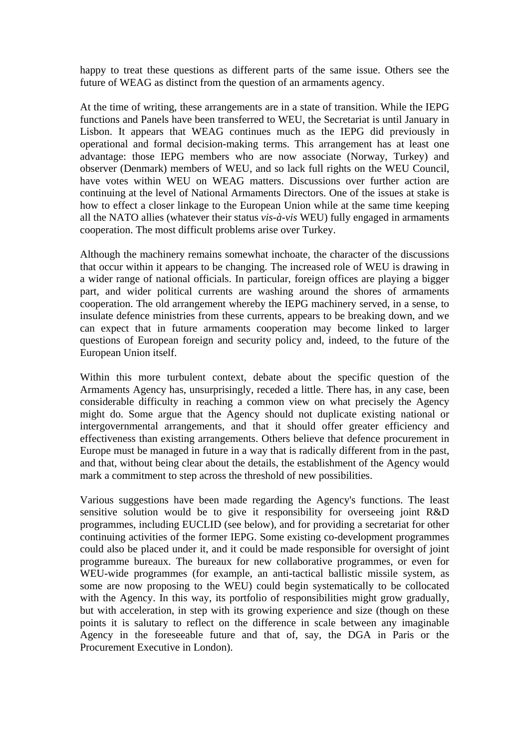happy to treat these questions as different parts of the same issue. Others see the future of WEAG as distinct from the question of an armaments agency.

At the time of writing, these arrangements are in a state of transition. While the IEPG functions and Panels have been transferred to WEU, the Secretariat is until January in Lisbon. It appears that WEAG continues much as the IEPG did previously in operational and formal decision-making terms. This arrangement has at least one advantage: those IEPG members who are now associate (Norway, Turkey) and observer (Denmark) members of WEU, and so lack full rights on the WEU Council, have votes within WEU on WEAG matters. Discussions over further action are continuing at the level of National Armaments Directors. One of the issues at stake is how to effect a closer linkage to the European Union while at the same time keeping all the NATO allies (whatever their status *vis-à-vis* WEU) fully engaged in armaments cooperation. The most difficult problems arise over Turkey.

Although the machinery remains somewhat inchoate, the character of the discussions that occur within it appears to be changing. The increased role of WEU is drawing in a wider range of national officials. In particular, foreign offices are playing a bigger part, and wider political currents are washing around the shores of armaments cooperation. The old arrangement whereby the IEPG machinery served, in a sense, to insulate defence ministries from these currents, appears to be breaking down, and we can expect that in future armaments cooperation may become linked to larger questions of European foreign and security policy and, indeed, to the future of the European Union itself.

Within this more turbulent context, debate about the specific question of the Armaments Agency has, unsurprisingly, receded a little. There has, in any case, been considerable difficulty in reaching a common view on what precisely the Agency might do. Some argue that the Agency should not duplicate existing national or intergovernmental arrangements, and that it should offer greater efficiency and effectiveness than existing arrangements. Others believe that defence procurement in Europe must be managed in future in a way that is radically different from in the past, and that, without being clear about the details, the establishment of the Agency would mark a commitment to step across the threshold of new possibilities.

Various suggestions have been made regarding the Agency's functions. The least sensitive solution would be to give it responsibility for overseeing joint R&D programmes, including EUCLID (see below), and for providing a secretariat for other continuing activities of the former IEPG. Some existing co-development programmes could also be placed under it, and it could be made responsible for oversight of joint programme bureaux. The bureaux for new collaborative programmes, or even for WEU-wide programmes (for example, an anti-tactical ballistic missile system, as some are now proposing to the WEU) could begin systematically to be collocated with the Agency. In this way, its portfolio of responsibilities might grow gradually, but with acceleration, in step with its growing experience and size (though on these points it is salutary to reflect on the difference in scale between any imaginable Agency in the foreseeable future and that of, say, the DGA in Paris or the Procurement Executive in London).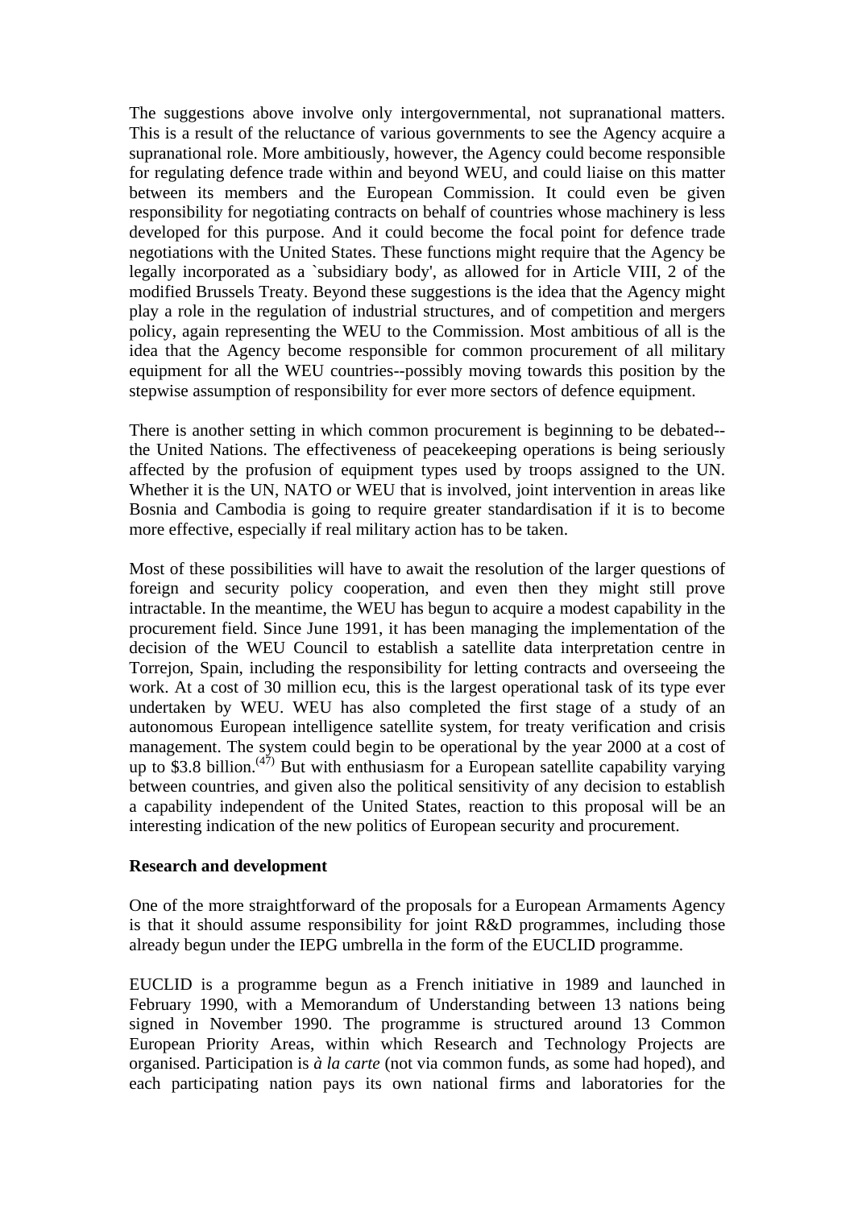The suggestions above involve only intergovernmental, not supranational matters. This is a result of the reluctance of various governments to see the Agency acquire a supranational role. More ambitiously, however, the Agency could become responsible for regulating defence trade within and beyond WEU, and could liaise on this matter between its members and the European Commission. It could even be given responsibility for negotiating contracts on behalf of countries whose machinery is less developed for this purpose. And it could become the focal point for defence trade negotiations with the United States. These functions might require that the Agency be legally incorporated as a `subsidiary body', as allowed for in Article VIII, 2 of the modified Brussels Treaty. Beyond these suggestions is the idea that the Agency might play a role in the regulation of industrial structures, and of competition and mergers policy, again representing the WEU to the Commission. Most ambitious of all is the idea that the Agency become responsible for common procurement of all military equipment for all the WEU countries--possibly moving towards this position by the stepwise assumption of responsibility for ever more sectors of defence equipment.

There is another setting in which common procurement is beginning to be debated--the United Nations. The effectiveness of peacekeeping operations is being seriously affected by the profusion of equipment types used by troops assigned to the UN. Whether it is the UN, NATO or WEU that is involved, joint intervention in areas like Bosnia and Cambodia is going to require greater standardisation if it is to become more effective, especially if real military action has to be taken.

Most of these possibilities will have to await the resolution of the larger questions of foreign and security policy cooperation, and even then they might still prove intractable. In the meantime, the WEU has begun to acquire a modest capability in the procurement field. Since June 1991, it has been managing the implementation of the decision of the WEU Council to establish a satellite data interpretation centre in Torrejon, Spain, including the responsibility for letting contracts and overseeing the work. At a cost of 30 million ecu, this is the largest operational task of its type ever undertaken by WEU. WEU has also completed the first stage of a study of an autonomous European intelligence satellite system, for treaty verification and crisis management. The system could begin to be operational by the year 2000 at a cost of up to $3.8 billion.(47) But with enthusiasm for a European satellite capability varying between countries, and given also the political sensitivity of any decision to establish a capability independent of the United States, reaction to this proposal will be an interesting indication of the new politics of European security and procurement.

**Research and development**

One of the more straightforward of the proposals for a European Armaments Agency is that it should assume responsibility for joint R&D programmes, including those already begun under the IEPG umbrella in the form of the EUCLID programme.

EUCLID is a programme begun as a French initiative in 1989 and launched in February 1990, with a Memorandum of Understanding between 13 nations being signed in November 1990. The programme is structured around 13 Common European Priority Areas, within which Research and Technology Projects are organised. Participation is *à la carte* (not via common funds, as some had hoped), and each participating nation pays its own national firms and laboratories for the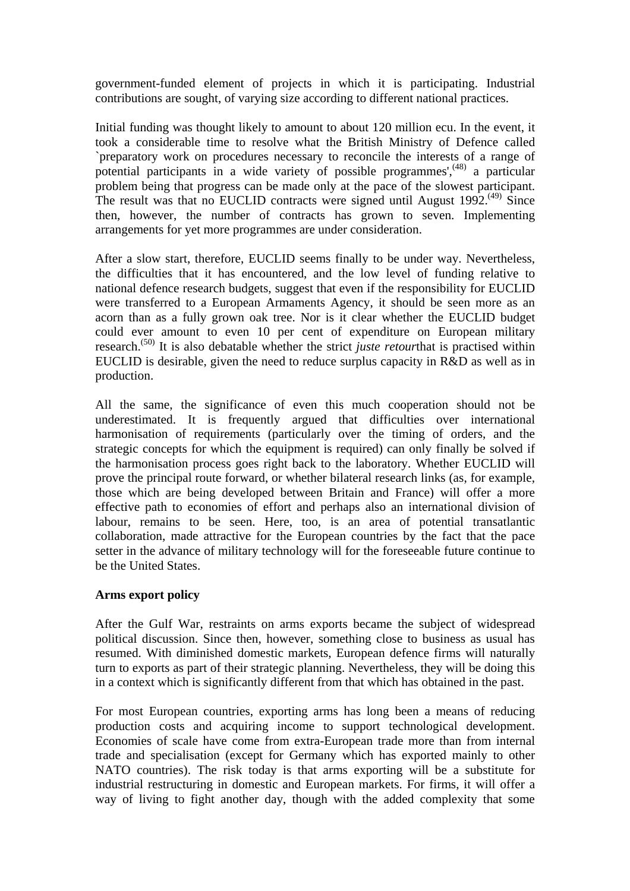government-funded element of projects in which it is participating. Industrial contributions are sought, of varying size according to different national practices.

Initial funding was thought likely to amount to about 120 million ecu. In the event, it took a considerable time to resolve what the British Ministry of Defence called `preparatory work on procedures necessary to reconcile the interests of a range of potential participants in a wide variety of possible programmes',[48] a particular problem being that progress can be made only at the pace of the slowest participant. The result was that no EUCLID contracts were signed until August 1992.[49] Since then, however, the number of contracts has grown to seven. Implementing arrangements for yet more programmes are under consideration.

After a slow start, therefore, EUCLID seems finally to be under way. Nevertheless, the difficulties that it has encountered, and the low level of funding relative to national defence research budgets, suggest that even if the responsibility for EUCLID were transferred to a European Armaments Agency, it should be seen more as an acorn than as a fully grown oak tree. Nor is it clear whether the EUCLID budget could ever amount to even 10 per cent of expenditure on European military research.[50] It is also debatable whether the strict *juste retour*that is practised within EUCLID is desirable, given the need to reduce surplus capacity in R&D as well as in production.

All the same, the significance of even this much cooperation should not be underestimated. It is frequently argued that difficulties over international harmonisation of requirements (particularly over the timing of orders, and the strategic concepts for which the equipment is required) can only finally be solved if the harmonisation process goes right back to the laboratory. Whether EUCLID will prove the principal route forward, or whether bilateral research links (as, for example, those which are being developed between Britain and France) will offer a more effective path to economies of effort and perhaps also an international division of labour, remains to be seen. Here, too, is an area of potential transatlantic collaboration, made attractive for the European countries by the fact that the pace setter in the advance of military technology will for the foreseeable future continue to be the United States.

**Arms export policy**

After the Gulf War, restraints on arms exports became the subject of widespread political discussion. Since then, however, something close to business as usual has resumed. With diminished domestic markets, European defence firms will naturally turn to exports as part of their strategic planning. Nevertheless, they will be doing this in a context which is significantly different from that which has obtained in the past.

For most European countries, exporting arms has long been a means of reducing production costs and acquiring income to support technological development. Economies of scale have come from extra-European trade more than from internal trade and specialisation (except for Germany which has exported mainly to other NATO countries). The risk today is that arms exporting will be a substitute for industrial restructuring in domestic and European markets. For firms, it will offer a way of living to fight another day, though with the added complexity that some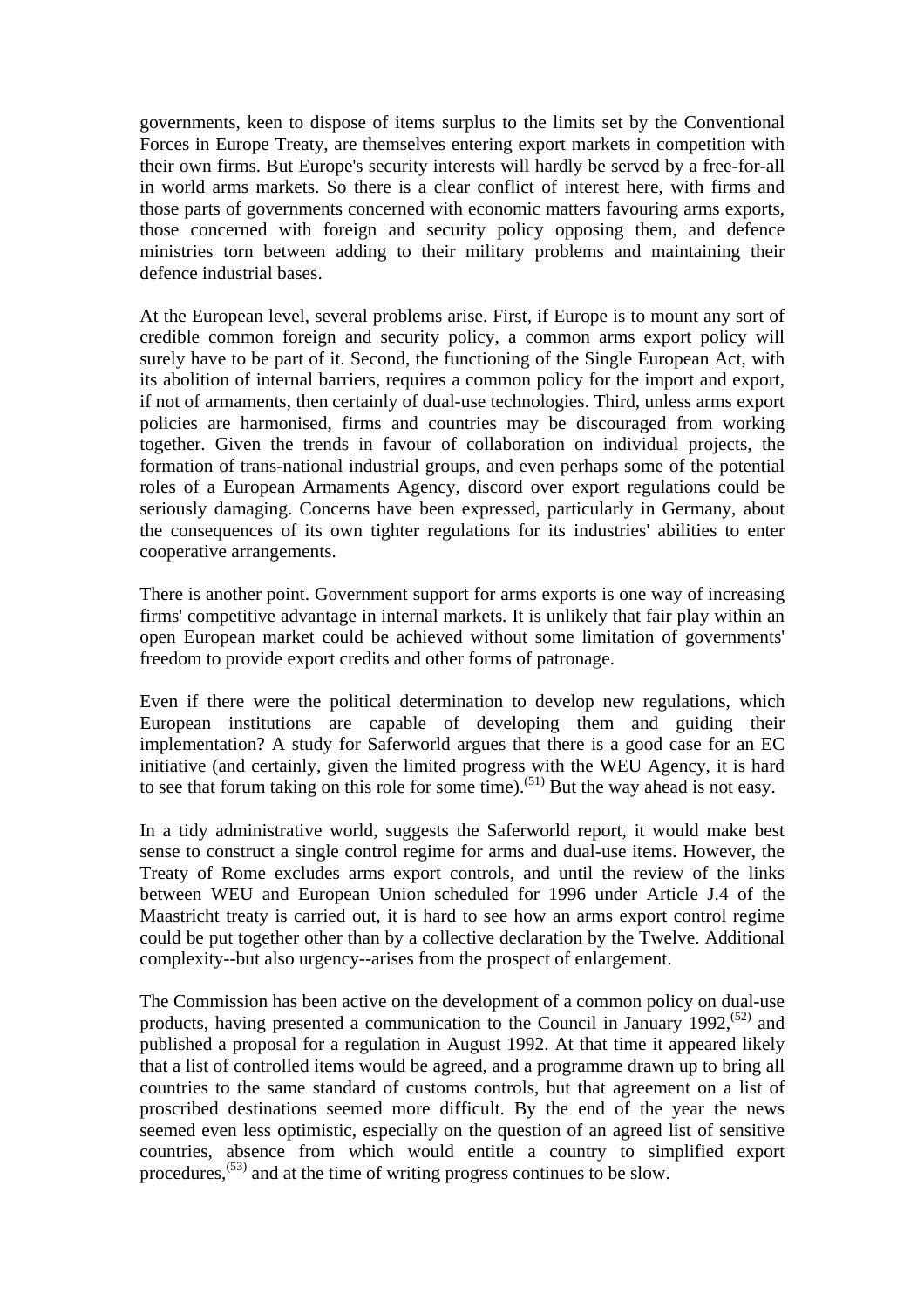governments, keen to dispose of items surplus to the limits set by the Conventional Forces in Europe Treaty, are themselves entering export markets in competition with their own firms. But Europe's security interests will hardly be served by a free-for-all in world arms markets. So there is a clear conflict of interest here, with firms and those parts of governments concerned with economic matters favouring arms exports, those concerned with foreign and security policy opposing them, and defence ministries torn between adding to their military problems and maintaining their defence industrial bases.

At the European level, several problems arise. First, if Europe is to mount any sort of credible common foreign and security policy, a common arms export policy will surely have to be part of it. Second, the functioning of the Single European Act, with its abolition of internal barriers, requires a common policy for the import and export, if not of armaments, then certainly of dual-use technologies. Third, unless arms export policies are harmonised, firms and countries may be discouraged from working together. Given the trends in favour of collaboration on individual projects, the formation of trans-national industrial groups, and even perhaps some of the potential roles of a European Armaments Agency, discord over export regulations could be seriously damaging. Concerns have been expressed, particularly in Germany, about the consequences of its own tighter regulations for its industries' abilities to enter cooperative arrangements.

There is another point. Government support for arms exports is one way of increasing firms' competitive advantage in internal markets. It is unlikely that fair play within an open European market could be achieved without some limitation of governments' freedom to provide export credits and other forms of patronage.

Even if there were the political determination to develop new regulations, which European institutions are capable of developing them and guiding their implementation? A study for Saferworld argues that there is a good case for an EC initiative (and certainly, given the limited progress with the WEU Agency, it is hard to see that forum taking on this role for some time).[51] But the way ahead is not easy.

In a tidy administrative world, suggests the Saferworld report, it would make best sense to construct a single control regime for arms and dual-use items. However, the Treaty of Rome excludes arms export controls, and until the review of the links between WEU and European Union scheduled for 1996 under Article J.4 of the Maastricht treaty is carried out, it is hard to see how an arms export control regime could be put together other than by a collective declaration by the Twelve. Additional complexity--but also urgency--arises from the prospect of enlargement.

The Commission has been active on the development of a common policy on dual-use products, having presented a communication to the Council in January 1992,[52] and published a proposal for a regulation in August 1992. At that time it appeared likely that a list of controlled items would be agreed, and a programme drawn up to bring all countries to the same standard of customs controls, but that agreement on a list of proscribed destinations seemed more difficult. By the end of the year the news seemed even less optimistic, especially on the question of an agreed list of sensitive countries, absence from which would entitle a country to simplified export procedures,[53] and at the time of writing progress continues to be slow.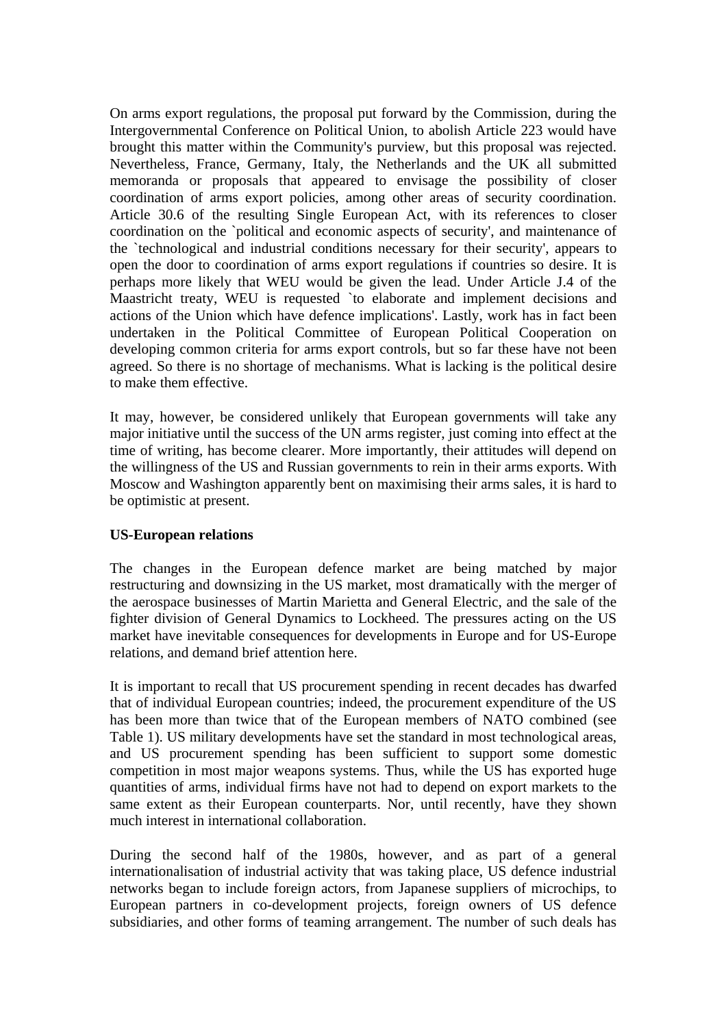On arms export regulations, the proposal put forward by the Commission, during the Intergovernmental Conference on Political Union, to abolish Article 223 would have brought this matter within the Community's purview, but this proposal was rejected. Nevertheless, France, Germany, Italy, the Netherlands and the UK all submitted memoranda or proposals that appeared to envisage the possibility of closer coordination of arms export policies, among other areas of security coordination. Article 30.6 of the resulting Single European Act, with its references to closer coordination on the `political and economic aspects of security', and maintenance of the `technological and industrial conditions necessary for their security', appears to open the door to coordination of arms export regulations if countries so desire. It is perhaps more likely that WEU would be given the lead. Under Article J.4 of the Maastricht treaty, WEU is requested `to elaborate and implement decisions and actions of the Union which have defence implications'. Lastly, work has in fact been undertaken in the Political Committee of European Political Cooperation on developing common criteria for arms export controls, but so far these have not been agreed. So there is no shortage of mechanisms. What is lacking is the political desire to make them effective.

It may, however, be considered unlikely that European governments will take any major initiative until the success of the UN arms register, just coming into effect at the time of writing, has become clearer. More importantly, their attitudes will depend on the willingness of the US and Russian governments to rein in their arms exports. With Moscow and Washington apparently bent on maximising their arms sales, it is hard to be optimistic at present.

**US-European relations**

The changes in the European defence market are being matched by major restructuring and downsizing in the US market, most dramatically with the merger of the aerospace businesses of Martin Marietta and General Electric, and the sale of the fighter division of General Dynamics to Lockheed. The pressures acting on the US market have inevitable consequences for developments in Europe and for US-Europe relations, and demand brief attention here.

It is important to recall that US procurement spending in recent decades has dwarfed that of individual European countries; indeed, the procurement expenditure of the US has been more than twice that of the European members of NATO combined (see Table 1). US military developments have set the standard in most technological areas, and US procurement spending has been sufficient to support some domestic competition in most major weapons systems. Thus, while the US has exported huge quantities of arms, individual firms have not had to depend on export markets to the same extent as their European counterparts. Nor, until recently, have they shown much interest in international collaboration.

During the second half of the 1980s, however, and as part of a general internationalisation of industrial activity that was taking place, US defence industrial networks began to include foreign actors, from Japanese suppliers of microchips, to European partners in co-development projects, foreign owners of US defence subsidiaries, and other forms of teaming arrangement. The number of such deals has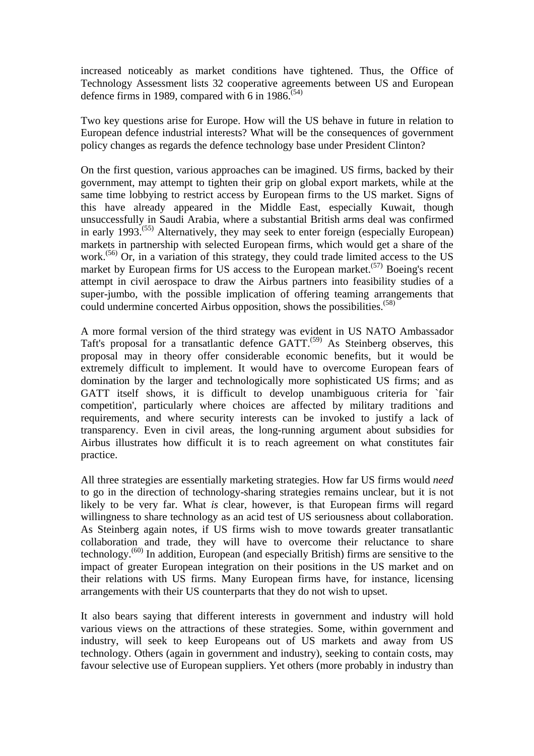increased noticeably as market conditions have tightened. Thus, the Office of Technology Assessment lists 32 cooperative agreements between US and European defence firms in 1989, compared with 6 in 1986.[(54)]

Two key questions arise for Europe. How will the US behave in future in relation to European defence industrial interests? What will be the consequences of government policy changes as regards the defence technology base under President Clinton?

On the first question, various approaches can be imagined. US firms, backed by their government, may attempt to tighten their grip on global export markets, while at the same time lobbying to restrict access by European firms to the US market. Signs of this have already appeared in the Middle East, especially Kuwait, though unsuccessfully in Saudi Arabia, where a substantial British arms deal was confirmed in early 1993.[(55)] Alternatively, they may seek to enter foreign (especially European) markets in partnership with selected European firms, which would get a share of the work.[(56)] Or, in a variation of this strategy, they could trade limited access to the US market by European firms for US access to the European market.[(57)] Boeing's recent attempt in civil aerospace to draw the Airbus partners into feasibility studies of a super-jumbo, with the possible implication of offering teaming arrangements that could undermine concerted Airbus opposition, shows the possibilities.[(58)]

A more formal version of the third strategy was evident in US NATO Ambassador Taft's proposal for a transatlantic defence GATT.[(59)] As Steinberg observes, this proposal may in theory offer considerable economic benefits, but it would be extremely difficult to implement. It would have to overcome European fears of domination by the larger and technologically more sophisticated US firms; and as GATT itself shows, it is difficult to develop unambiguous criteria for `fair competition', particularly where choices are affected by military traditions and requirements, and where security interests can be invoked to justify a lack of transparency. Even in civil areas, the long-running argument about subsidies for Airbus illustrates how difficult it is to reach agreement on what constitutes fair practice.

All three strategies are essentially marketing strategies. How far US firms would *need* to go in the direction of technology-sharing strategies remains unclear, but it is not likely to be very far. What *is* clear, however, is that European firms will regard willingness to share technology as an acid test of US seriousness about collaboration. As Steinberg again notes, if US firms wish to move towards greater transatlantic collaboration and trade, they will have to overcome their reluctance to share technology.[(60)] In addition, European (and especially British) firms are sensitive to the impact of greater European integration on their positions in the US market and on their relations with US firms. Many European firms have, for instance, licensing arrangements with their US counterparts that they do not wish to upset.

It also bears saying that different interests in government and industry will hold various views on the attractions of these strategies. Some, within government and industry, will seek to keep Europeans out of US markets and away from US technology. Others (again in government and industry), seeking to contain costs, may favour selective use of European suppliers. Yet others (more probably in industry than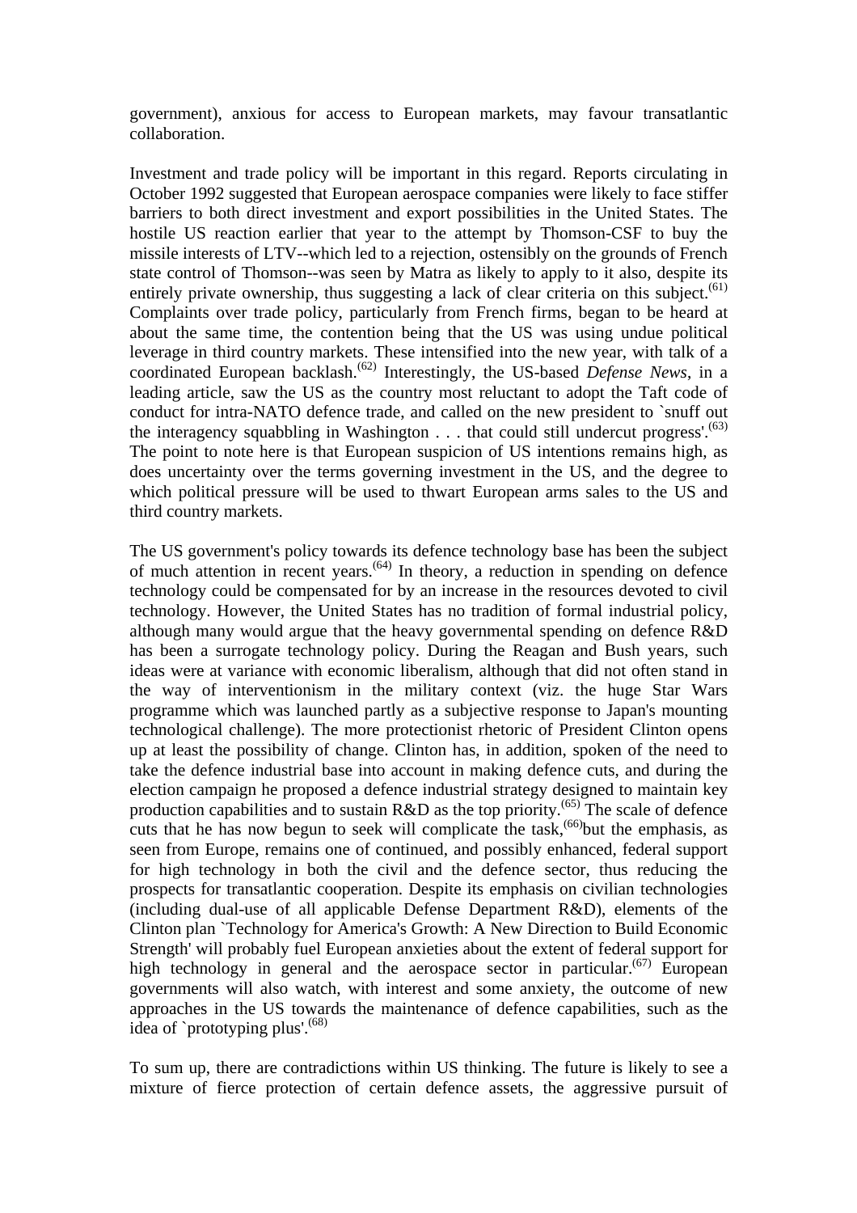government), anxious for access to European markets, may favour transatlantic collaboration.

Investment and trade policy will be important in this regard. Reports circulating in October 1992 suggested that European aerospace companies were likely to face stiffer barriers to both direct investment and export possibilities in the United States. The hostile US reaction earlier that year to the attempt by Thomson-CSF to buy the missile interests of LTV--which led to a rejection, ostensibly on the grounds of French state control of Thomson--was seen by Matra as likely to apply to it also, despite its entirely private ownership, thus suggesting a lack of clear criteria on this subject.[(61)] Complaints over trade policy, particularly from French firms, began to be heard at about the same time, the contention being that the US was using undue political leverage in third country markets. These intensified into the new year, with talk of a coordinated European backlash.[(62)] Interestingly, the US-based *Defense News*, in a leading article, saw the US as the country most reluctant to adopt the Taft code of conduct for intra-NATO defence trade, and called on the new president to `snuff out the interagency squabbling in Washington . . . that could still undercut progress'.[(63)] The point to note here is that European suspicion of US intentions remains high, as does uncertainty over the terms governing investment in the US, and the degree to which political pressure will be used to thwart European arms sales to the US and third country markets.

The US government's policy towards its defence technology base has been the subject of much attention in recent years.[(64)] In theory, a reduction in spending on defence technology could be compensated for by an increase in the resources devoted to civil technology. However, the United States has no tradition of formal industrial policy, although many would argue that the heavy governmental spending on defence R&D has been a surrogate technology policy. During the Reagan and Bush years, such ideas were at variance with economic liberalism, although that did not often stand in the way of interventionism in the military context (viz. the huge Star Wars programme which was launched partly as a subjective response to Japan's mounting technological challenge). The more protectionist rhetoric of President Clinton opens up at least the possibility of change. Clinton has, in addition, spoken of the need to take the defence industrial base into account in making defence cuts, and during the election campaign he proposed a defence industrial strategy designed to maintain key production capabilities and to sustain R&D as the top priority.[(65)] The scale of defence cuts that he has now begun to seek will complicate the task,[(66)]but the emphasis, as seen from Europe, remains one of continued, and possibly enhanced, federal support for high technology in both the civil and the defence sector, thus reducing the prospects for transatlantic cooperation. Despite its emphasis on civilian technologies (including dual-use of all applicable Defense Department R&D), elements of the Clinton plan `Technology for America's Growth: A New Direction to Build Economic Strength' will probably fuel European anxieties about the extent of federal support for high technology in general and the aerospace sector in particular.[(67)] European governments will also watch, with interest and some anxiety, the outcome of new approaches in the US towards the maintenance of defence capabilities, such as the idea of `prototyping plus'.[(68)]

To sum up, there are contradictions within US thinking. The future is likely to see a mixture of fierce protection of certain defence assets, the aggressive pursuit of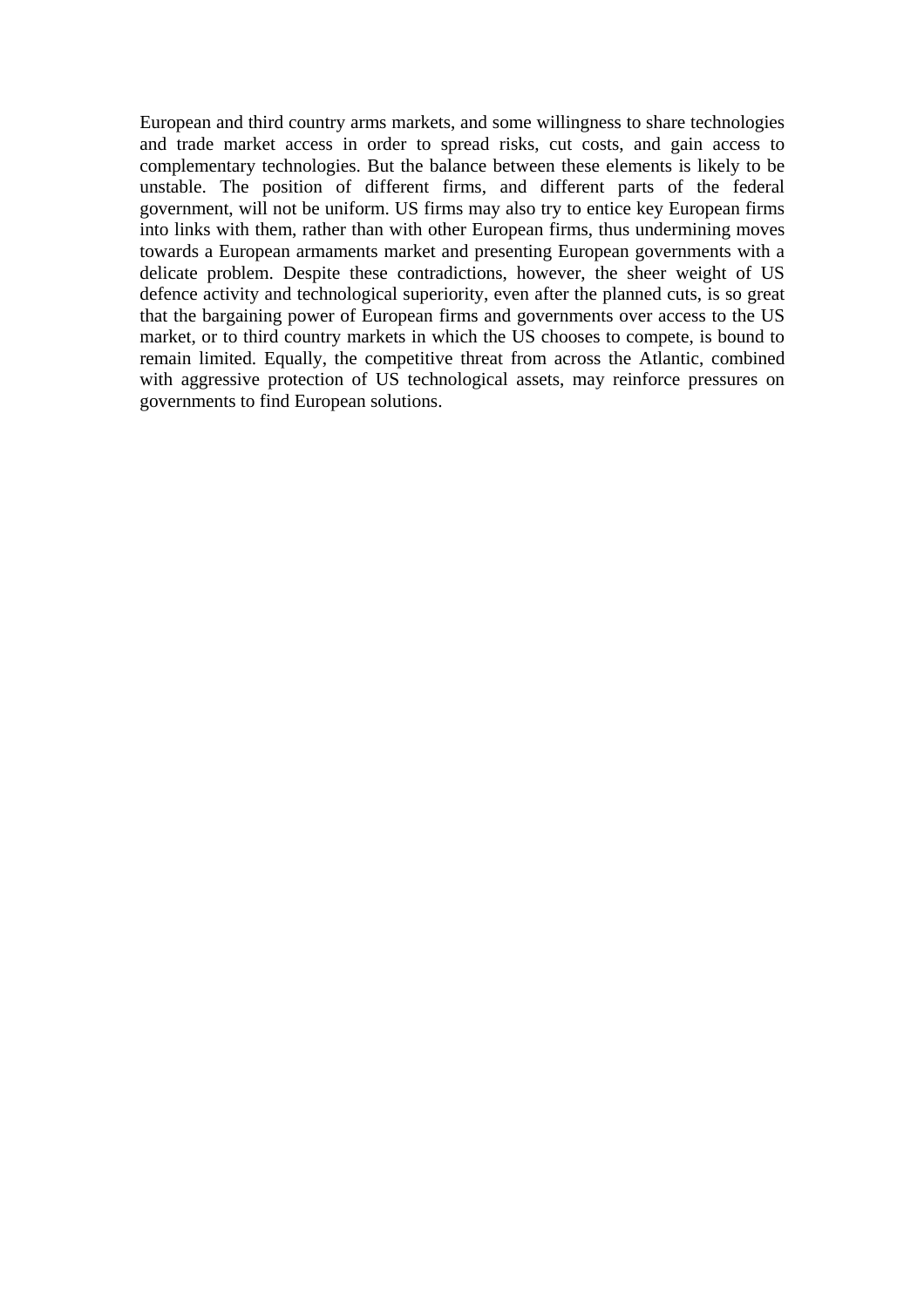European and third country arms markets, and some willingness to share technologies and trade market access in order to spread risks, cut costs, and gain access to complementary technologies. But the balance between these elements is likely to be unstable. The position of different firms, and different parts of the federal government, will not be uniform. US firms may also try to entice key European firms into links with them, rather than with other European firms, thus undermining moves towards a European armaments market and presenting European governments with a delicate problem. Despite these contradictions, however, the sheer weight of US defence activity and technological superiority, even after the planned cuts, is so great that the bargaining power of European firms and governments over access to the US market, or to third country markets in which the US chooses to compete, is bound to remain limited. Equally, the competitive threat from across the Atlantic, combined with aggressive protection of US technological assets, may reinforce pressures on governments to find European solutions.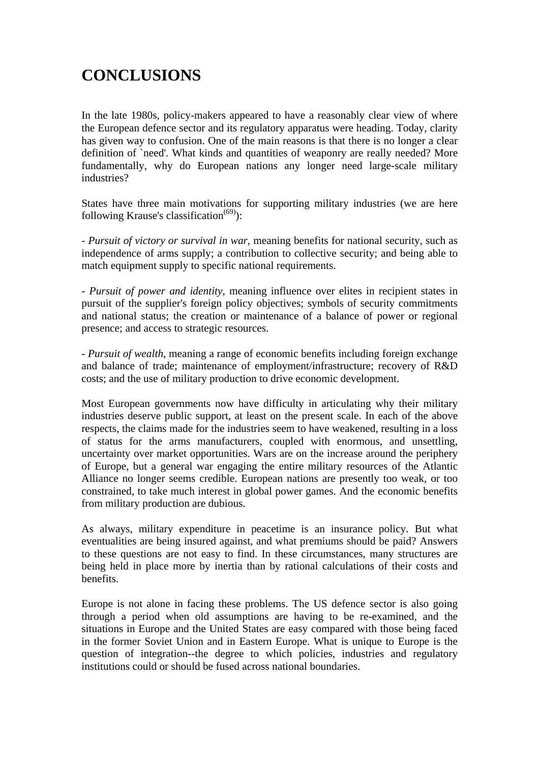# CONCLUSIONS

In the late 1980s, policy-makers appeared to have a reasonably clear view of where the European defence sector and its regulatory apparatus were heading. Today, clarity has given way to confusion. One of the main reasons is that there is no longer a clear definition of `need'. What kinds and quantities of weaponry are really needed? More fundamentally, why do European nations any longer need large-scale military industries?

States have three main motivations for supporting military industries (we are here following Krause's classification[(69)]):

- *Pursuit of victory or survival in war*, meaning benefits for national security, such as independence of arms supply; a contribution to collective security; and being able to match equipment supply to specific national requirements.

- *Pursuit of power and identity*, meaning influence over elites in recipient states in pursuit of the supplier's foreign policy objectives; symbols of security commitments and national status; the creation or maintenance of a balance of power or regional presence; and access to strategic resources.

- *Pursuit of wealth*, meaning a range of economic benefits including foreign exchange and balance of trade; maintenance of employment/infrastructure; recovery of R&D costs; and the use of military production to drive economic development.

Most European governments now have difficulty in articulating why their military industries deserve public support, at least on the present scale. In each of the above respects, the claims made for the industries seem to have weakened, resulting in a loss of status for the arms manufacturers, coupled with enormous, and unsettling, uncertainty over market opportunities. Wars are on the increase around the periphery of Europe, but a general war engaging the entire military resources of the Atlantic Alliance no longer seems credible. European nations are presently too weak, or too constrained, to take much interest in global power games. And the economic benefits from military production are dubious.

As always, military expenditure in peacetime is an insurance policy. But what eventualities are being insured against, and what premiums should be paid? Answers to these questions are not easy to find. In these circumstances, many structures are being held in place more by inertia than by rational calculations of their costs and benefits.

Europe is not alone in facing these problems. The US defence sector is also going through a period when old assumptions are having to be re-examined, and the situations in Europe and the United States are easy compared with those being faced in the former Soviet Union and in Eastern Europe. What is unique to Europe is the question of integration--the degree to which policies, industries and regulatory institutions could or should be fused across national boundaries.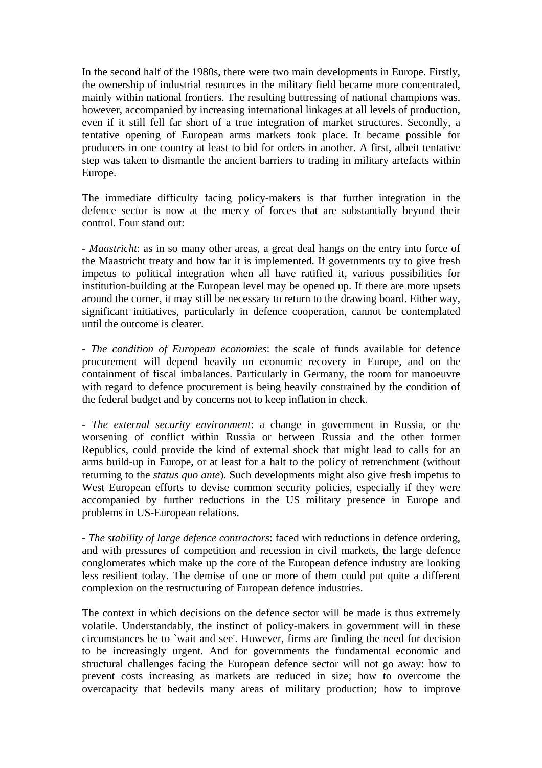In the second half of the 1980s, there were two main developments in Europe. Firstly, the ownership of industrial resources in the military field became more concentrated, mainly within national frontiers. The resulting buttressing of national champions was, however, accompanied by increasing international linkages at all levels of production, even if it still fell far short of a true integration of market structures. Secondly, a tentative opening of European arms markets took place. It became possible for producers in one country at least to bid for orders in another. A first, albeit tentative step was taken to dismantle the ancient barriers to trading in military artefacts within Europe.

The immediate difficulty facing policy-makers is that further integration in the defence sector is now at the mercy of forces that are substantially beyond their control. Four stand out:

- *Maastricht*: as in so many other areas, a great deal hangs on the entry into force of the Maastricht treaty and how far it is implemented. If governments try to give fresh impetus to political integration when all have ratified it, various possibilities for institution-building at the European level may be opened up. If there are more upsets around the corner, it may still be necessary to return to the drawing board. Either way, significant initiatives, particularly in defence cooperation, cannot be contemplated until the outcome is clearer.

- *The condition of European economies*: the scale of funds available for defence procurement will depend heavily on economic recovery in Europe, and on the containment of fiscal imbalances. Particularly in Germany, the room for manoeuvre with regard to defence procurement is being heavily constrained by the condition of the federal budget and by concerns not to keep inflation in check.

- *The external security environment*: a change in government in Russia, or the worsening of conflict within Russia or between Russia and the other former Republics, could provide the kind of external shock that might lead to calls for an arms build-up in Europe, or at least for a halt to the policy of retrenchment (without returning to the *status quo ante*). Such developments might also give fresh impetus to West European efforts to devise common security policies, especially if they were accompanied by further reductions in the US military presence in Europe and problems in US-European relations.

- *The stability of large defence contractors*: faced with reductions in defence ordering, and with pressures of competition and recession in civil markets, the large defence conglomerates which make up the core of the European defence industry are looking less resilient today. The demise of one or more of them could put quite a different complexion on the restructuring of European defence industries.

The context in which decisions on the defence sector will be made is thus extremely volatile. Understandably, the instinct of policy-makers in government will in these circumstances be to `wait and see'. However, firms are finding the need for decision to be increasingly urgent. And for governments the fundamental economic and structural challenges facing the European defence sector will not go away: how to prevent costs increasing as markets are reduced in size; how to overcome the overcapacity that bedevils many areas of military production; how to improve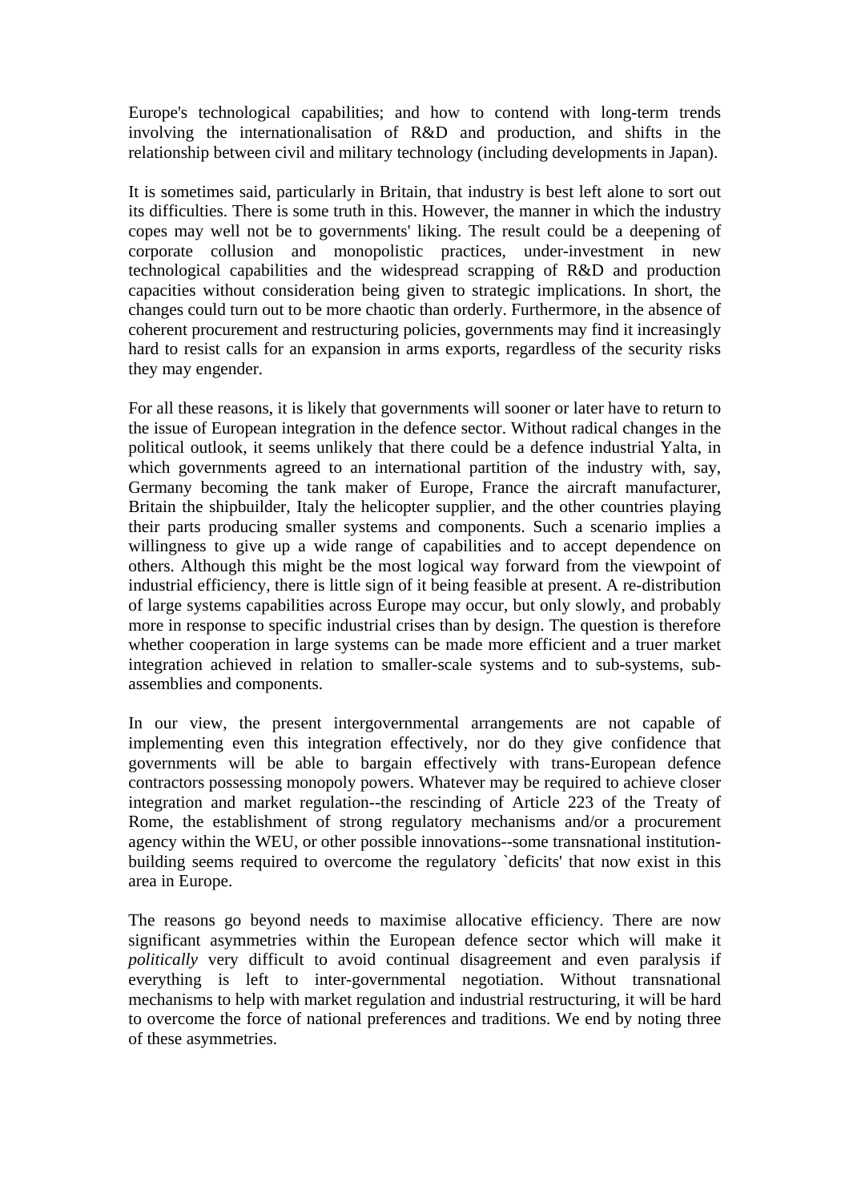Europe's technological capabilities; and how to contend with long-term trends involving the internationalisation of R&D and production, and shifts in the relationship between civil and military technology (including developments in Japan).

It is sometimes said, particularly in Britain, that industry is best left alone to sort out its difficulties. There is some truth in this. However, the manner in which the industry copes may well not be to governments' liking. The result could be a deepening of corporate collusion and monopolistic practices, under-investment in new technological capabilities and the widespread scrapping of R&D and production capacities without consideration being given to strategic implications. In short, the changes could turn out to be more chaotic than orderly. Furthermore, in the absence of coherent procurement and restructuring policies, governments may find it increasingly hard to resist calls for an expansion in arms exports, regardless of the security risks they may engender.

For all these reasons, it is likely that governments will sooner or later have to return to the issue of European integration in the defence sector. Without radical changes in the political outlook, it seems unlikely that there could be a defence industrial Yalta, in which governments agreed to an international partition of the industry with, say, Germany becoming the tank maker of Europe, France the aircraft manufacturer, Britain the shipbuilder, Italy the helicopter supplier, and the other countries playing their parts producing smaller systems and components. Such a scenario implies a willingness to give up a wide range of capabilities and to accept dependence on others. Although this might be the most logical way forward from the viewpoint of industrial efficiency, there is little sign of it being feasible at present. A re-distribution of large systems capabilities across Europe may occur, but only slowly, and probably more in response to specific industrial crises than by design. The question is therefore whether cooperation in large systems can be made more efficient and a truer market integration achieved in relation to smaller-scale systems and to sub-systems, sub-assemblies and components.

In our view, the present intergovernmental arrangements are not capable of implementing even this integration effectively, nor do they give confidence that governments will be able to bargain effectively with trans-European defence contractors possessing monopoly powers. Whatever may be required to achieve closer integration and market regulation--the rescinding of Article 223 of the Treaty of Rome, the establishment of strong regulatory mechanisms and/or a procurement agency within the WEU, or other possible innovations--some transnational institution-building seems required to overcome the regulatory `deficits' that now exist in this area in Europe.

The reasons go beyond needs to maximise allocative efficiency. There are now significant asymmetries within the European defence sector which will make it *politically* very difficult to avoid continual disagreement and even paralysis if everything is left to inter-governmental negotiation. Without transnational mechanisms to help with market regulation and industrial restructuring, it will be hard to overcome the force of national preferences and traditions. We end by noting three of these asymmetries.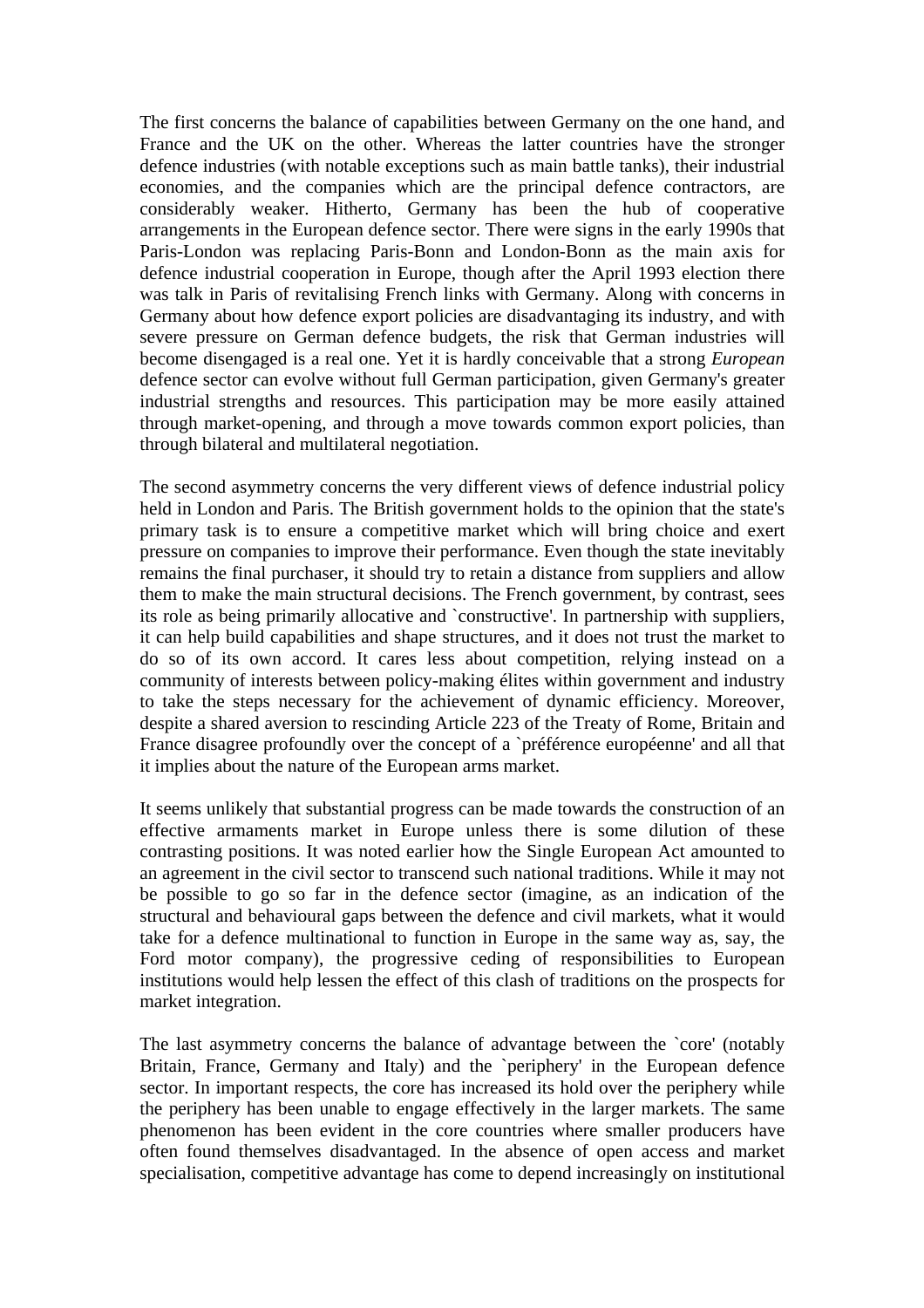The first concerns the balance of capabilities between Germany on the one hand, and France and the UK on the other. Whereas the latter countries have the stronger defence industries (with notable exceptions such as main battle tanks), their industrial economies, and the companies which are the principal defence contractors, are considerably weaker. Hitherto, Germany has been the hub of cooperative arrangements in the European defence sector. There were signs in the early 1990s that Paris-London was replacing Paris-Bonn and London-Bonn as the main axis for defence industrial cooperation in Europe, though after the April 1993 election there was talk in Paris of revitalising French links with Germany. Along with concerns in Germany about how defence export policies are disadvantaging its industry, and with severe pressure on German defence budgets, the risk that German industries will become disengaged is a real one. Yet it is hardly conceivable that a strong *European* defence sector can evolve without full German participation, given Germany's greater industrial strengths and resources. This participation may be more easily attained through market-opening, and through a move towards common export policies, than through bilateral and multilateral negotiation.

The second asymmetry concerns the very different views of defence industrial policy held in London and Paris. The British government holds to the opinion that the state's primary task is to ensure a competitive market which will bring choice and exert pressure on companies to improve their performance. Even though the state inevitably remains the final purchaser, it should try to retain a distance from suppliers and allow them to make the main structural decisions. The French government, by contrast, sees its role as being primarily allocative and `constructive'. In partnership with suppliers, it can help build capabilities and shape structures, and it does not trust the market to do so of its own accord. It cares less about competition, relying instead on a community of interests between policy-making élites within government and industry to take the steps necessary for the achievement of dynamic efficiency. Moreover, despite a shared aversion to rescinding Article 223 of the Treaty of Rome, Britain and France disagree profoundly over the concept of a `préférence européenne' and all that it implies about the nature of the European arms market.

It seems unlikely that substantial progress can be made towards the construction of an effective armaments market in Europe unless there is some dilution of these contrasting positions. It was noted earlier how the Single European Act amounted to an agreement in the civil sector to transcend such national traditions. While it may not be possible to go so far in the defence sector (imagine, as an indication of the structural and behavioural gaps between the defence and civil markets, what it would take for a defence multinational to function in Europe in the same way as, say, the Ford motor company), the progressive ceding of responsibilities to European institutions would help lessen the effect of this clash of traditions on the prospects for market integration.

The last asymmetry concerns the balance of advantage between the `core' (notably Britain, France, Germany and Italy) and the `periphery' in the European defence sector. In important respects, the core has increased its hold over the periphery while the periphery has been unable to engage effectively in the larger markets. The same phenomenon has been evident in the core countries where smaller producers have often found themselves disadvantaged. In the absence of open access and market specialisation, competitive advantage has come to depend increasingly on institutional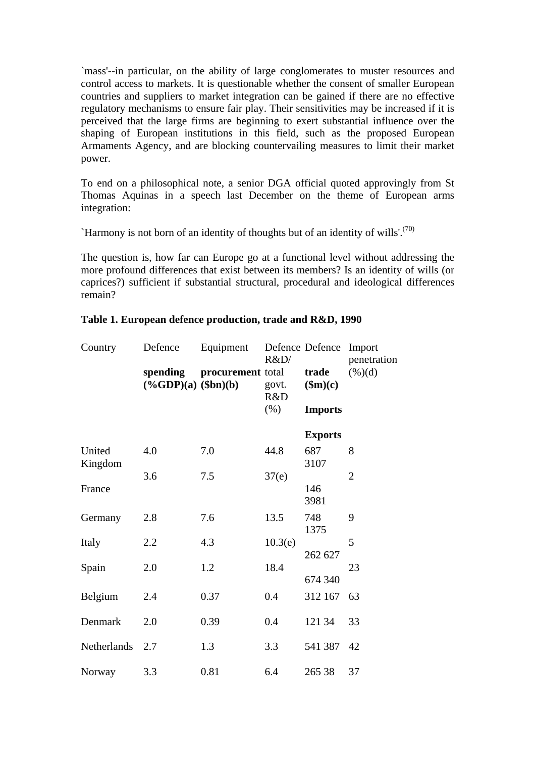`mass'--in particular, on the ability of large conglomerates to muster resources and control access to markets. It is questionable whether the consent of smaller European countries and suppliers to market integration can be gained if there are no effective regulatory mechanisms to ensure fair play. Their sensitivities may be increased if it is perceived that the large firms are beginning to exert substantial influence over the shaping of European institutions in this field, such as the proposed European Armaments Agency, and are blocking countervailing measures to limit their market power.

To end on a philosophical note, a senior DGA official quoted approvingly from St Thomas Aquinas in a speech last December on the theme of European arms integration:

`Harmony is not born of an identity of thoughts but of an identity of wills'.[70]

The question is, how far can Europe go at a functional level without addressing the more profound differences that exist between its members? Is an identity of wills (or caprices?) sufficient if substantial structural, procedural and ideological differences remain?

**Table 1. European defence production, trade and R&D, 1990**

| Country | Defence **spending (%GDP)(a)** | Equipment **procurement ($bn)(b)** | Defence R&D/ total govt. R&D (%) | Defence **trade ($m)(c)** **Imports** | **Exports** | Import penetration (%)(d) |
|---|---|---|---|---|---|---|
| United Kingdom | 4.0 | 7.0 | 44.8 | 687 | 3107 | 8 |
| France | 3.6 | 7.5 | 37(e) | 146 | 3981 | 2 |
| Germany | 2.8 | 7.6 | 13.5 | 748 | 1375 | 9 |
| Italy | 2.2 | 4.3 | 10.3(e) | 262 | 627 | 5 |
| Spain | 2.0 | 1.2 | 18.4 | 674 | 340 | 23 |
| Belgium | 2.4 | 0.37 | 0.4 | 312 | 167 | 63 |
| Denmark | 2.0 | 0.39 | 0.4 | 121 | 34 | 33 |
| Netherlands | 2.7 | 1.3 | 3.3 | 541 | 387 | 42 |
| Norway | 3.3 | 0.81 | 6.4 | 265 | 38 | 37 |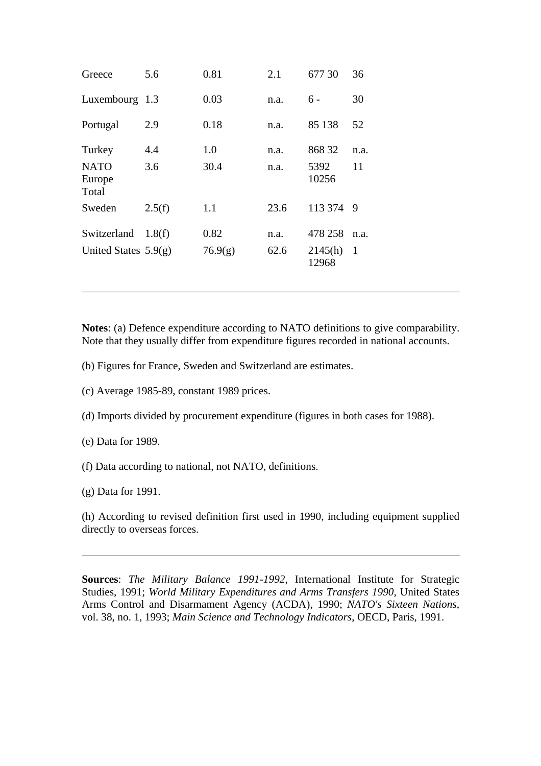| | | | | | |
|---|---|---|---|---|---|
| Greece | 5.6 | 0.81 | 2.1 | 677 30 | 36 |
| Luxembourg | 1.3 | 0.03 | n.a. | 6 - | 30 |
| Portugal | 2.9 | 0.18 | n.a. | 85 138 | 52 |
| Turkey | 4.4 | 1.0 | n.a. | 868 32 | n.a. |
| NATO Europe Total | 3.6 | 30.4 | n.a. | 5392 10256 | 11 |
| Sweden | 2.5(f) | 1.1 | 23.6 | 113 374 | 9 |
| Switzerland | 1.8(f) | 0.82 | n.a. | 478 258 | n.a. |
| United States | 5.9(g) | 76.9(g) | 62.6 | 2145(h) 12968 | 1 |

---

**Notes**: (a) Defence expenditure according to NATO definitions to give comparability. Note that they usually differ from expenditure figures recorded in national accounts.

(b) Figures for France, Sweden and Switzerland are estimates.

(c) Average 1985-89, constant 1989 prices.

(d) Imports divided by procurement expenditure (figures in both cases for 1988).

(e) Data for 1989.

(f) Data according to national, not NATO, definitions.

(g) Data for 1991.

(h) According to revised definition first used in 1990, including equipment supplied directly to overseas forces.

---

**Sources**: *The Military Balance 1991-1992*, International Institute for Strategic Studies, 1991; *World Military Expenditures and Arms Transfers 1990*, United States Arms Control and Disarmament Agency (ACDA), 1990; *NATO's Sixteen Nations*, vol. 38, no. 1, 1993; *Main Science and Technology Indicators*, OECD, Paris, 1991.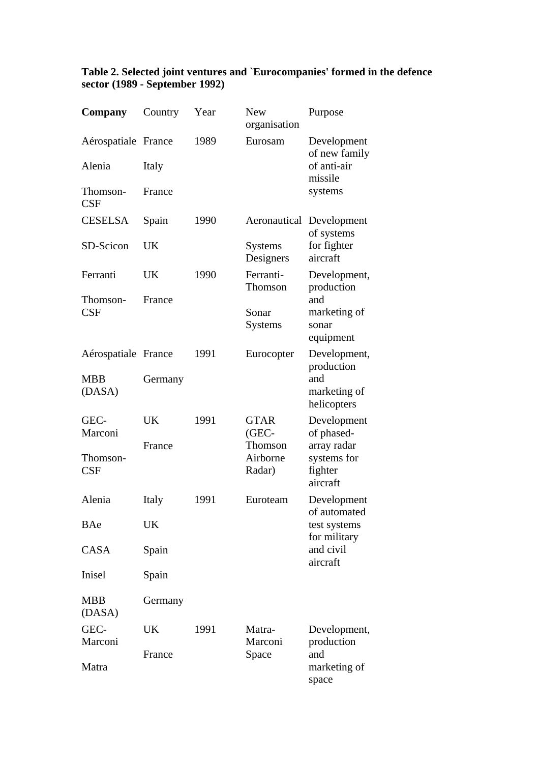**Table 2. Selected joint ventures and `Eurocompanies' formed in the defence sector (1989 - September 1992)**

| **Company** | Country | Year | New organisation | Purpose |
|---|---|---|---|---|
| Aérospatiale | France | 1989 | Eurosam | Development of new family of anti-air missile systems |
| Alenia | Italy | | | |
| Thomson-CSF | France | | | |
| CESELSA | Spain | 1990 | Aeronautical Systems Designers | Development of systems for fighter aircraft |
| SD-Scicon | UK | | | |
| Ferranti | UK | 1990 | Ferranti-Thomson Sonar Systems | Development, production and marketing of sonar equipment |
| Thomson-CSF | France | | | |
| Aérospatiale | France | 1991 | Eurocopter | Development, production and marketing of helicopters |
| MBB (DASA) | Germany | | | |
| GEC-Marconi | UK | 1991 | GTAR (GEC-Thomson Airborne Radar) | Development of phased-array radar systems for fighter aircraft |
| Thomson-CSF | France | | | |
| Alenia | Italy | 1991 | Euroteam | Development of automated test systems for military and civil aircraft |
| BAe | UK | | | |
| CASA | Spain | | | |
| Inisel | Spain | | | |
| MBB (DASA) | Germany | | | |
| GEC-Marconi | UK | 1991 | Matra-Marconi Space | Development, production and marketing of space |
| Matra | France | | | |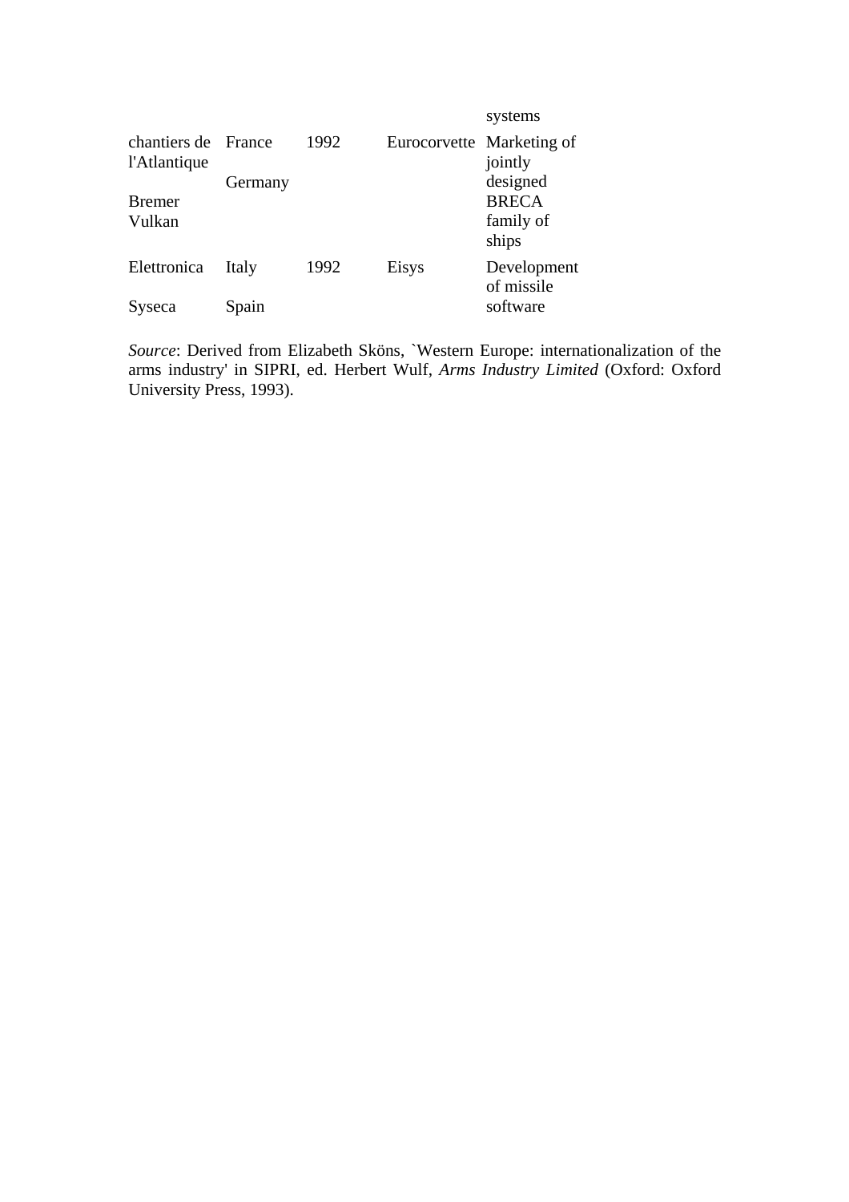| | | | | systems |
|---|---|---|---|---|
| chantiers de l'Atlantique<br><br>Bremer Vulkan | France<br><br>Germany | 1992 | Eurocorvette | Marketing of jointly designed BRECA family of ships |
| Elettronica<br><br>Syseca | Italy<br><br>Spain | 1992 | Eisys | Development of missile software |

*Source*: Derived from Elizabeth Sköns, `Western Europe: internationalization of the arms industry' in SIPRI, ed. Herbert Wulf, *Arms Industry Limited* (Oxford: Oxford University Press, 1993).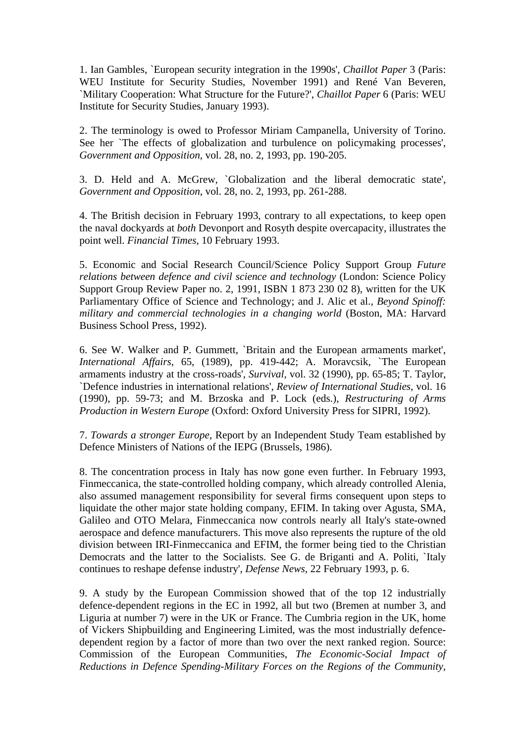1. Ian Gambles, `European security integration in the 1990s', *Chaillot Paper* 3 (Paris: WEU Institute for Security Studies, November 1991) and René Van Beveren, `Military Cooperation: What Structure for the Future?', *Chaillot Paper* 6 (Paris: WEU Institute for Security Studies, January 1993).

2. The terminology is owed to Professor Miriam Campanella, University of Torino. See her `The effects of globalization and turbulence on policymaking processes', *Government and Opposition*, vol. 28, no. 2, 1993, pp. 190-205.

3. D. Held and A. McGrew, `Globalization and the liberal democratic state', *Government and Opposition*, vol. 28, no. 2, 1993, pp. 261-288.

4. The British decision in February 1993, contrary to all expectations, to keep open the naval dockyards at *both* Devonport and Rosyth despite overcapacity, illustrates the point well. *Financial Times*, 10 February 1993.

5. Economic and Social Research Council/Science Policy Support Group *Future relations between defence and civil science and technology* (London: Science Policy Support Group Review Paper no. 2, 1991, ISBN 1 873 230 02 8), written for the UK Parliamentary Office of Science and Technology; and J. Alic et al., *Beyond Spinoff: military and commercial technologies in a changing world* (Boston, MA: Harvard Business School Press, 1992).

6. See W. Walker and P. Gummett, `Britain and the European armaments market', *International Affairs*, 65, (1989), pp. 419-442; A. Moravcsik, `The European armaments industry at the cross-roads', *Survival*, vol. 32 (1990), pp. 65-85; T. Taylor, `Defence industries in international relations', *Review of International Studies*, vol. 16 (1990), pp. 59-73; and M. Brzoska and P. Lock (eds.), *Restructuring of Arms Production in Western Europe* (Oxford: Oxford University Press for SIPRI, 1992).

7. *Towards a stronger Europe*, Report by an Independent Study Team established by Defence Ministers of Nations of the IEPG (Brussels, 1986).

8. The concentration process in Italy has now gone even further. In February 1993, Finmeccanica, the state-controlled holding company, which already controlled Alenia, also assumed management responsibility for several firms consequent upon steps to liquidate the other major state holding company, EFIM. In taking over Agusta, SMA, Galileo and OTO Melara, Finmeccanica now controls nearly all Italy's state-owned aerospace and defence manufacturers. This move also represents the rupture of the old division between IRI-Finmeccanica and EFIM, the former being tied to the Christian Democrats and the latter to the Socialists. See G. de Briganti and A. Politi, `Italy continues to reshape defense industry', *Defense News*, 22 February 1993, p. 6.

9. A study by the European Commission showed that of the top 12 industrially defence-dependent regions in the EC in 1992, all but two (Bremen at number 3, and Liguria at number 7) were in the UK or France. The Cumbria region in the UK, home of Vickers Shipbuilding and Engineering Limited, was the most industrially defence-dependent region by a factor of more than two over the next ranked region. Source: Commission of the European Communities, *The Economic-Social Impact of Reductions in Defence Spending-Military Forces on the Regions of the Community*,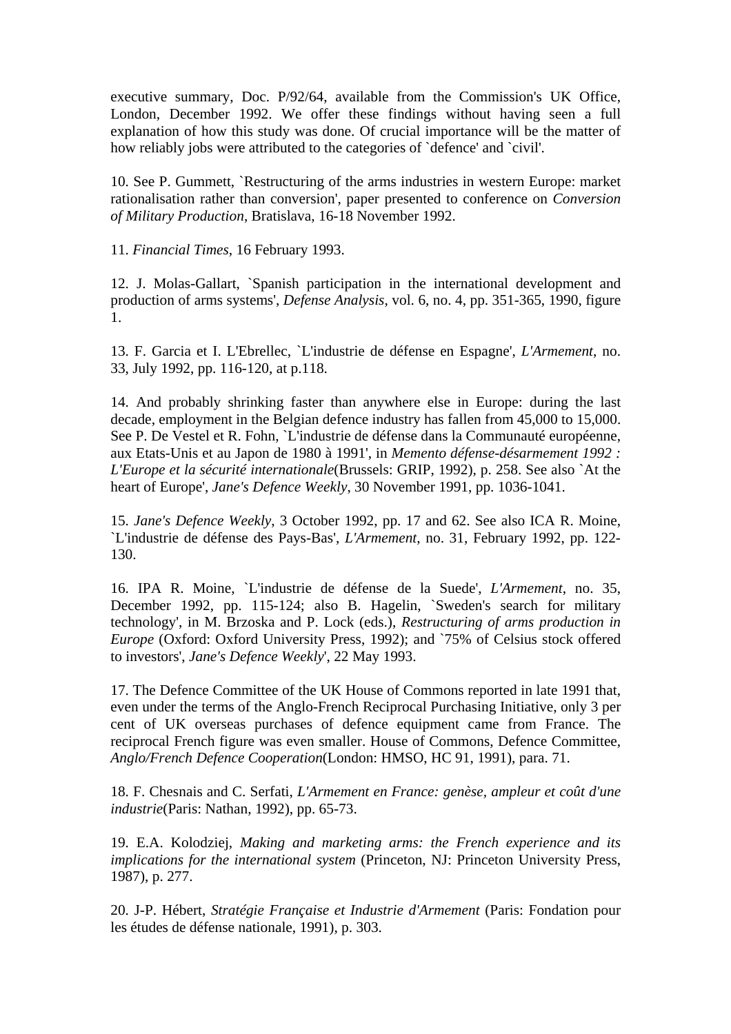executive summary, Doc. P/92/64, available from the Commission's UK Office, London, December 1992. We offer these findings without having seen a full explanation of how this study was done. Of crucial importance will be the matter of how reliably jobs were attributed to the categories of `defence' and `civil'.

10. See P. Gummett, `Restructuring of the arms industries in western Europe: market rationalisation rather than conversion', paper presented to conference on *Conversion of Military Production*, Bratislava, 16-18 November 1992.

11. *Financial Times*, 16 February 1993.

12. J. Molas-Gallart, `Spanish participation in the international development and production of arms systems', *Defense Analysis*, vol. 6, no. 4, pp. 351-365, 1990, figure 1.

13. F. Garcia et I. L'Ebrellec, `L'industrie de défense en Espagne', *L'Armement*, no. 33, July 1992, pp. 116-120, at p.118.

14. And probably shrinking faster than anywhere else in Europe: during the last decade, employment in the Belgian defence industry has fallen from 45,000 to 15,000. See P. De Vestel et R. Fohn, `L'industrie de défense dans la Communauté européenne, aux Etats-Unis et au Japon de 1980 à 1991', in *Memento défense-désarmement 1992 : L'Europe et la sécurité internationale*(Brussels: GRIP, 1992), p. 258. See also `At the heart of Europe', *Jane's Defence Weekly*, 30 November 1991, pp. 1036-1041.

15. *Jane's Defence Weekly*, 3 October 1992, pp. 17 and 62. See also ICA R. Moine, `L'industrie de défense des Pays-Bas', *L'Armement*, no. 31, February 1992, pp. 122-130.

16. IPA R. Moine, `L'industrie de défense de la Suede', *L'Armement*, no. 35, December 1992, pp. 115-124; also B. Hagelin, `Sweden's search for military technology', in M. Brzoska and P. Lock (eds.), *Restructuring of arms production in Europe* (Oxford: Oxford University Press, 1992); and `75% of Celsius stock offered to investors', *Jane's Defence Weekly*', 22 May 1993.

17. The Defence Committee of the UK House of Commons reported in late 1991 that, even under the terms of the Anglo-French Reciprocal Purchasing Initiative, only 3 per cent of UK overseas purchases of defence equipment came from France. The reciprocal French figure was even smaller. House of Commons, Defence Committee, *Anglo/French Defence Cooperation*(London: HMSO, HC 91, 1991), para. 71.

18. F. Chesnais and C. Serfati, *L'Armement en France: genèse, ampleur et coût d'une industrie*(Paris: Nathan, 1992), pp. 65-73.

19. E.A. Kolodziej, *Making and marketing arms: the French experience and its implications for the international system* (Princeton, NJ: Princeton University Press, 1987), p. 277.

20. J-P. Hébert, *Stratégie Française et Industrie d'Armement* (Paris: Fondation pour les études de défense nationale, 1991), p. 303.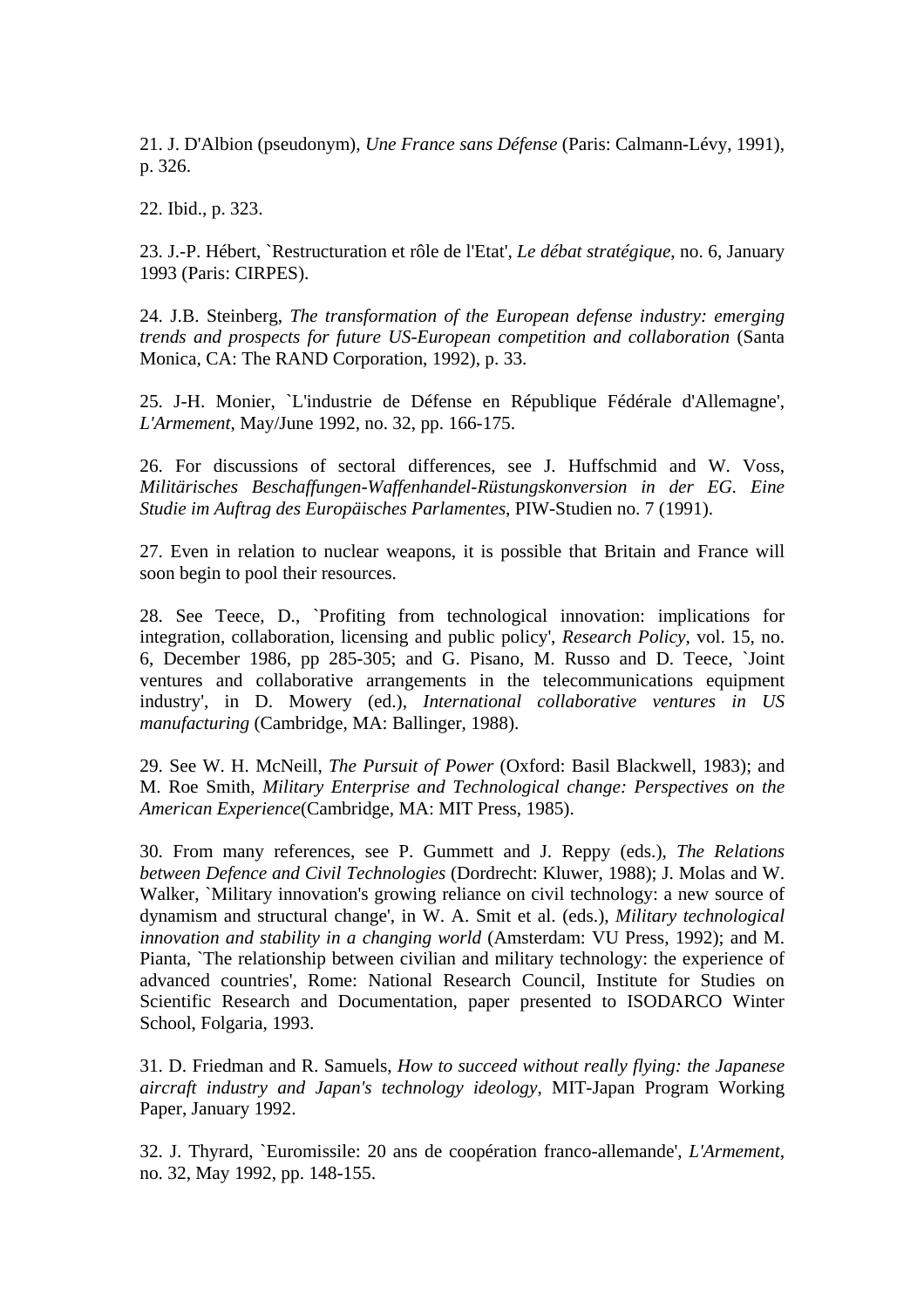21. J. D'Albion (pseudonym), *Une France sans Défense* (Paris: Calmann-Lévy, 1991), p. 326.

22. Ibid., p. 323.

23. J.-P. Hébert, `Restructuration et rôle de l'Etat', *Le débat stratégique*, no. 6, January 1993 (Paris: CIRPES).

24. J.B. Steinberg, *The transformation of the European defense industry: emerging trends and prospects for future US-European competition and collaboration* (Santa Monica, CA: The RAND Corporation, 1992), p. 33.

25. J-H. Monier, `L'industrie de Défense en République Fédérale d'Allemagne', *L'Armement*, May/June 1992, no. 32, pp. 166-175.

26. For discussions of sectoral differences, see J. Huffschmid and W. Voss, *Militärisches Beschaffungen-Waffenhandel-Rüstungskonversion in der EG. Eine Studie im Auftrag des Europäisches Parlamentes*, PIW-Studien no. 7 (1991).

27. Even in relation to nuclear weapons, it is possible that Britain and France will soon begin to pool their resources.

28. See Teece, D., `Profiting from technological innovation: implications for integration, collaboration, licensing and public policy', *Research Policy*, vol. 15, no. 6, December 1986, pp 285-305; and G. Pisano, M. Russo and D. Teece, `Joint ventures and collaborative arrangements in the telecommunications equipment industry', in D. Mowery (ed.), *International collaborative ventures in US manufacturing* (Cambridge, MA: Ballinger, 1988).

29. See W. H. McNeill, *The Pursuit of Power* (Oxford: Basil Blackwell, 1983); and M. Roe Smith, *Military Enterprise and Technological change: Perspectives on the American Experience*(Cambridge, MA: MIT Press, 1985).

30. From many references, see P. Gummett and J. Reppy (eds.), *The Relations between Defence and Civil Technologies* (Dordrecht: Kluwer, 1988); J. Molas and W. Walker, `Military innovation's growing reliance on civil technology: a new source of dynamism and structural change', in W. A. Smit et al. (eds.), *Military technological innovation and stability in a changing world* (Amsterdam: VU Press, 1992); and M. Pianta, `The relationship between civilian and military technology: the experience of advanced countries', Rome: National Research Council, Institute for Studies on Scientific Research and Documentation, paper presented to ISODARCO Winter School, Folgaria, 1993.

31. D. Friedman and R. Samuels, *How to succeed without really flying: the Japanese aircraft industry and Japan's technology ideology*, MIT-Japan Program Working Paper, January 1992.

32. J. Thyrard, `Euromissile: 20 ans de coopération franco-allemande', *L'Armement*, no. 32, May 1992, pp. 148-155.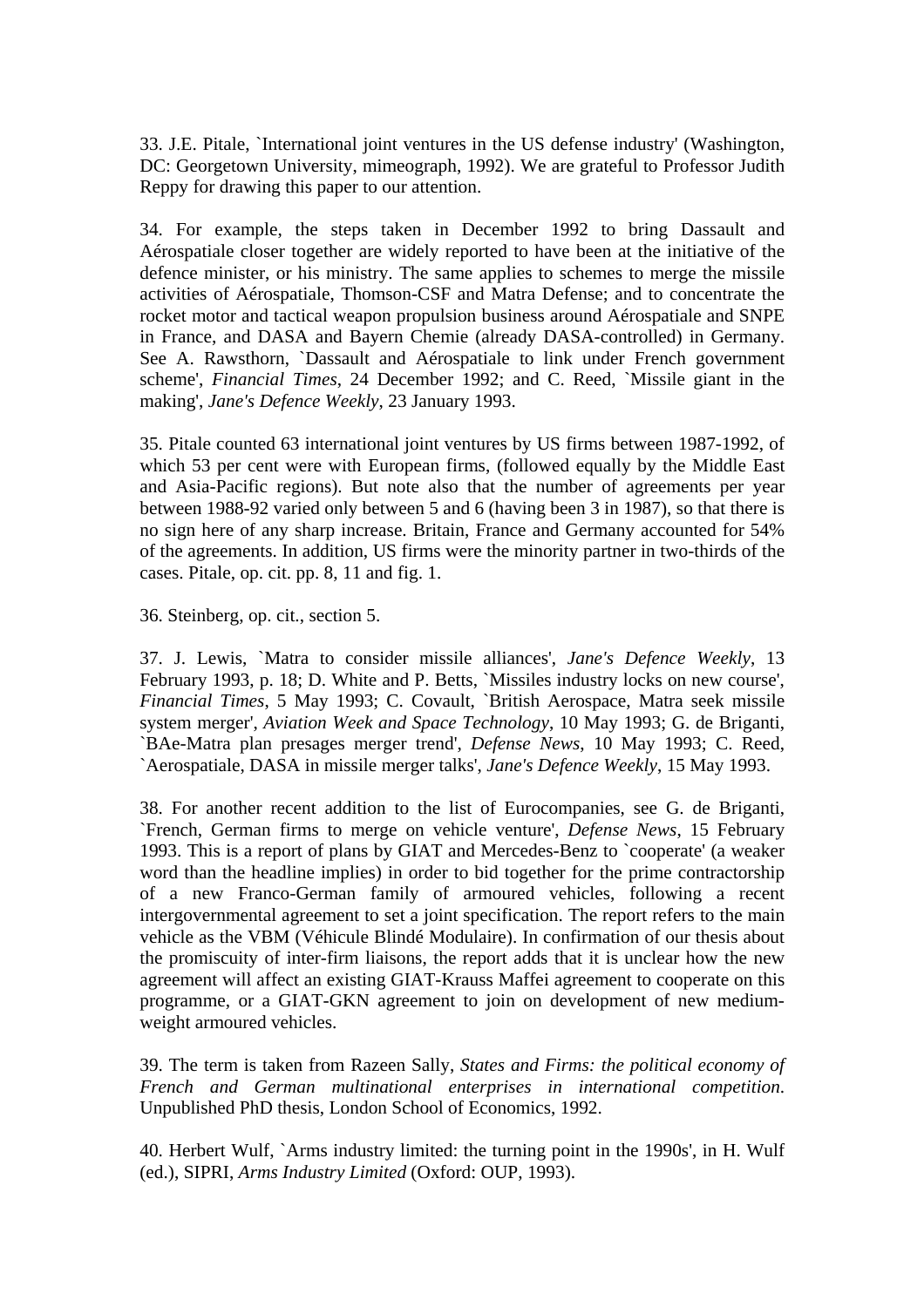33. J.E. Pitale, `International joint ventures in the US defense industry' (Washington, DC: Georgetown University, mimeograph, 1992). We are grateful to Professor Judith Reppy for drawing this paper to our attention.

34. For example, the steps taken in December 1992 to bring Dassault and Aérospatiale closer together are widely reported to have been at the initiative of the defence minister, or his ministry. The same applies to schemes to merge the missile activities of Aérospatiale, Thomson-CSF and Matra Defense; and to concentrate the rocket motor and tactical weapon propulsion business around Aérospatiale and SNPE in France, and DASA and Bayern Chemie (already DASA-controlled) in Germany. See A. Rawsthorn, `Dassault and Aérospatiale to link under French government scheme', *Financial Times*, 24 December 1992; and C. Reed, `Missile giant in the making', *Jane's Defence Weekly*, 23 January 1993.

35. Pitale counted 63 international joint ventures by US firms between 1987-1992, of which 53 per cent were with European firms, (followed equally by the Middle East and Asia-Pacific regions). But note also that the number of agreements per year between 1988-92 varied only between 5 and 6 (having been 3 in 1987), so that there is no sign here of any sharp increase. Britain, France and Germany accounted for 54% of the agreements. In addition, US firms were the minority partner in two-thirds of the cases. Pitale, op. cit. pp. 8, 11 and fig. 1.

36. Steinberg, op. cit., section 5.

37. J. Lewis, `Matra to consider missile alliances', *Jane's Defence Weekly*, 13 February 1993, p. 18; D. White and P. Betts, `Missiles industry locks on new course', *Financial Times*, 5 May 1993; C. Covault, `British Aerospace, Matra seek missile system merger', *Aviation Week and Space Technology*, 10 May 1993; G. de Briganti, `BAe-Matra plan presages merger trend', *Defense News*, 10 May 1993; C. Reed, `Aerospatiale, DASA in missile merger talks', *Jane's Defence Weekly*, 15 May 1993.

38. For another recent addition to the list of Eurocompanies, see G. de Briganti, `French, German firms to merge on vehicle venture', *Defense News*, 15 February 1993. This is a report of plans by GIAT and Mercedes-Benz to `cooperate' (a weaker word than the headline implies) in order to bid together for the prime contractorship of a new Franco-German family of armoured vehicles, following a recent intergovernmental agreement to set a joint specification. The report refers to the main vehicle as the VBM (Véhicule Blindé Modulaire). In confirmation of our thesis about the promiscuity of inter-firm liaisons, the report adds that it is unclear how the new agreement will affect an existing GIAT-Krauss Maffei agreement to cooperate on this programme, or a GIAT-GKN agreement to join on development of new medium-weight armoured vehicles.

39. The term is taken from Razeen Sally, *States and Firms: the political economy of French and German multinational enterprises in international competition*. Unpublished PhD thesis, London School of Economics, 1992.

40. Herbert Wulf, `Arms industry limited: the turning point in the 1990s', in H. Wulf (ed.), SIPRI, *Arms Industry Limited* (Oxford: OUP, 1993).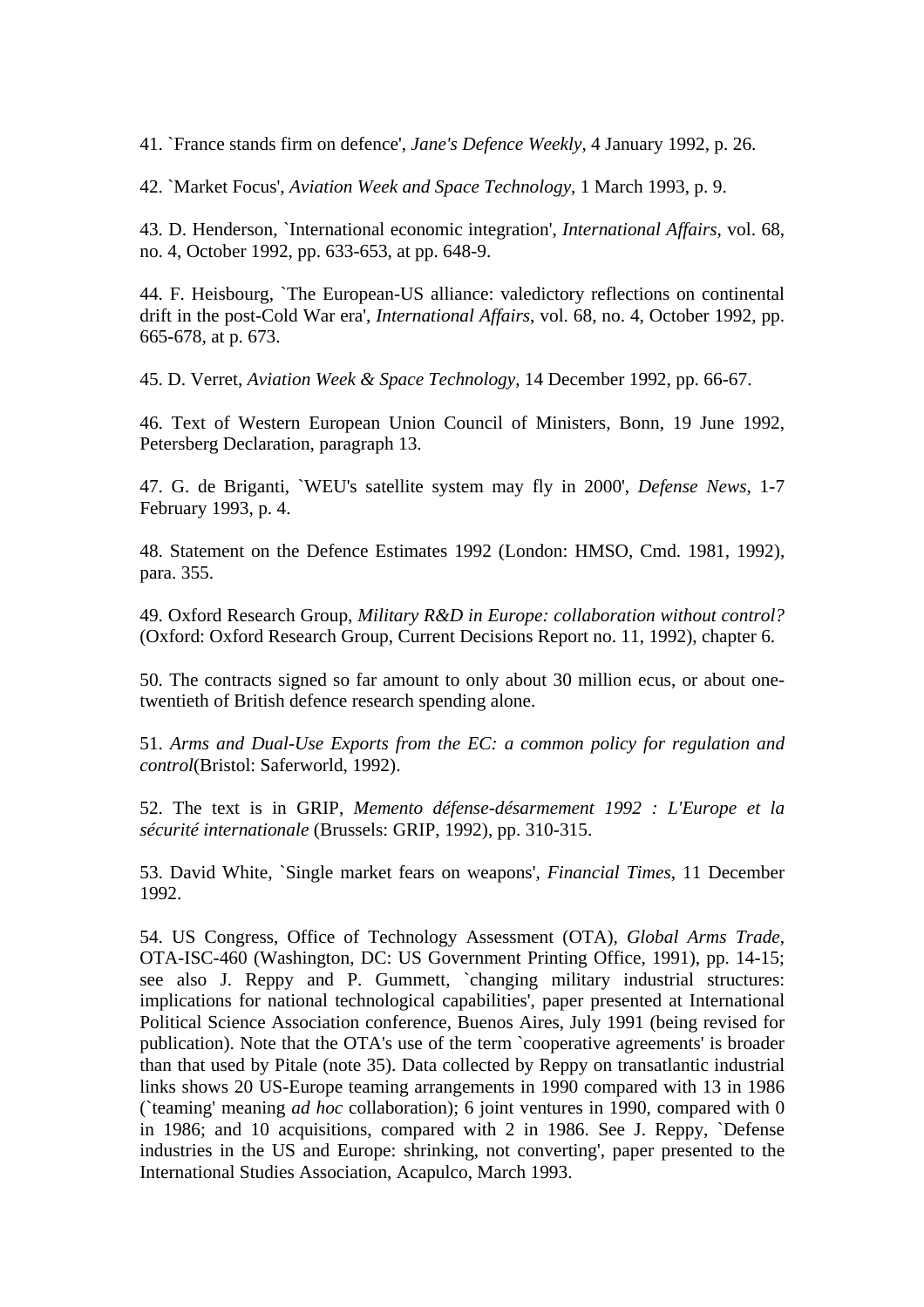41. `France stands firm on defence', *Jane's Defence Weekly*, 4 January 1992, p. 26.

42. `Market Focus', *Aviation Week and Space Technology*, 1 March 1993, p. 9.

43. D. Henderson, `International economic integration', *International Affairs*, vol. 68, no. 4, October 1992, pp. 633-653, at pp. 648-9.

44. F. Heisbourg, `The European-US alliance: valedictory reflections on continental drift in the post-Cold War era', *International Affairs*, vol. 68, no. 4, October 1992, pp. 665-678, at p. 673.

45. D. Verret, *Aviation Week & Space Technology*, 14 December 1992, pp. 66-67.

46. Text of Western European Union Council of Ministers, Bonn, 19 June 1992, Petersberg Declaration, paragraph 13.

47. G. de Briganti, `WEU's satellite system may fly in 2000', *Defense News*, 1-7 February 1993, p. 4.

48. Statement on the Defence Estimates 1992 (London: HMSO, Cmd. 1981, 1992), para. 355.

49. Oxford Research Group, *Military R&D in Europe: collaboration without control?* (Oxford: Oxford Research Group, Current Decisions Report no. 11, 1992), chapter 6.

50. The contracts signed so far amount to only about 30 million ecus, or about one-twentieth of British defence research spending alone.

51. *Arms and Dual-Use Exports from the EC: a common policy for regulation and control*(Bristol: Saferworld, 1992).

52. The text is in GRIP, *Memento défense-désarmement 1992 : L'Europe et la sécurité internationale* (Brussels: GRIP, 1992), pp. 310-315.

53. David White, `Single market fears on weapons', *Financial Times*, 11 December 1992.

54. US Congress, Office of Technology Assessment (OTA), *Global Arms Trade*, OTA-ISC-460 (Washington, DC: US Government Printing Office, 1991), pp. 14-15; see also J. Reppy and P. Gummett, `changing military industrial structures: implications for national technological capabilities', paper presented at International Political Science Association conference, Buenos Aires, July 1991 (being revised for publication). Note that the OTA's use of the term `cooperative agreements' is broader than that used by Pitale (note 35). Data collected by Reppy on transatlantic industrial links shows 20 US-Europe teaming arrangements in 1990 compared with 13 in 1986 (`teaming' meaning *ad hoc* collaboration); 6 joint ventures in 1990, compared with 0 in 1986; and 10 acquisitions, compared with 2 in 1986. See J. Reppy, `Defense industries in the US and Europe: shrinking, not converting', paper presented to the International Studies Association, Acapulco, March 1993.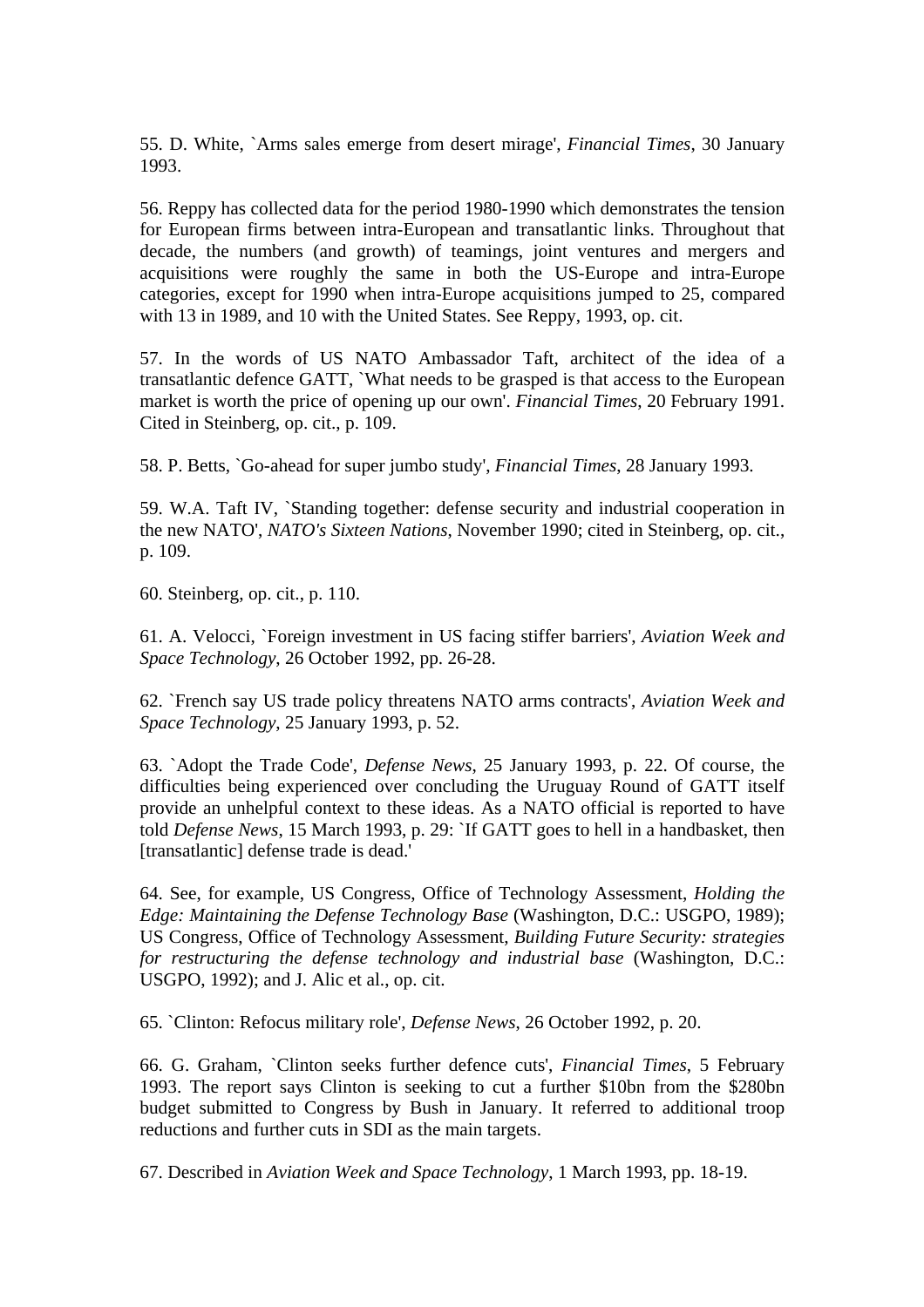55. D. White, `Arms sales emerge from desert mirage', *Financial Times*, 30 January 1993.

56. Reppy has collected data for the period 1980-1990 which demonstrates the tension for European firms between intra-European and transatlantic links. Throughout that decade, the numbers (and growth) of teamings, joint ventures and mergers and acquisitions were roughly the same in both the US-Europe and intra-Europe categories, except for 1990 when intra-Europe acquisitions jumped to 25, compared with 13 in 1989, and 10 with the United States. See Reppy, 1993, op. cit.

57. In the words of US NATO Ambassador Taft, architect of the idea of a transatlantic defence GATT, `What needs to be grasped is that access to the European market is worth the price of opening up our own'. *Financial Times*, 20 February 1991. Cited in Steinberg, op. cit., p. 109.

58. P. Betts, `Go-ahead for super jumbo study', *Financial Times*, 28 January 1993.

59. W.A. Taft IV, `Standing together: defense security and industrial cooperation in the new NATO', *NATO's Sixteen Nations*, November 1990; cited in Steinberg, op. cit., p. 109.

60. Steinberg, op. cit., p. 110.

61. A. Velocci, `Foreign investment in US facing stiffer barriers', *Aviation Week and Space Technology*, 26 October 1992, pp. 26-28.

62. `French say US trade policy threatens NATO arms contracts', *Aviation Week and Space Technology*, 25 January 1993, p. 52.

63. `Adopt the Trade Code', *Defense News*, 25 January 1993, p. 22. Of course, the difficulties being experienced over concluding the Uruguay Round of GATT itself provide an unhelpful context to these ideas. As a NATO official is reported to have told *Defense News*, 15 March 1993, p. 29: `If GATT goes to hell in a handbasket, then [transatlantic] defense trade is dead.'

64. See, for example, US Congress, Office of Technology Assessment, *Holding the Edge: Maintaining the Defense Technology Base* (Washington, D.C.: USGPO, 1989); US Congress, Office of Technology Assessment, *Building Future Security: strategies for restructuring the defense technology and industrial base* (Washington, D.C.: USGPO, 1992); and J. Alic et al., op. cit.

65. `Clinton: Refocus military role', *Defense News*, 26 October 1992, p. 20.

66. G. Graham, `Clinton seeks further defence cuts', *Financial Times*, 5 February 1993. The report says Clinton is seeking to cut a further $10bn from the $280bn budget submitted to Congress by Bush in January. It referred to additional troop reductions and further cuts in SDI as the main targets.

67. Described in *Aviation Week and Space Technology*, 1 March 1993, pp. 18-19.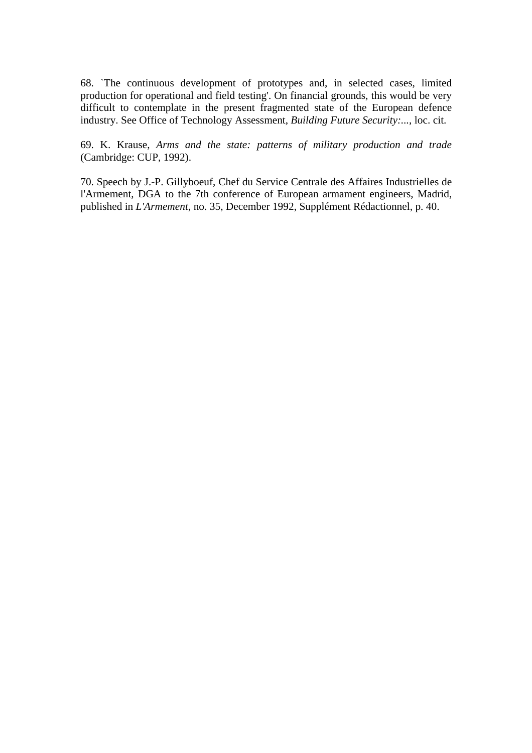68. `The continuous development of prototypes and, in selected cases, limited production for operational and field testing'. On financial grounds, this would be very difficult to contemplate in the present fragmented state of the European defence industry. See Office of Technology Assessment, *Building Future Security:...*, loc. cit.

69. K. Krause, *Arms and the state: patterns of military production and trade* (Cambridge: CUP, 1992).

70. Speech by J.-P. Gillyboeuf, Chef du Service Centrale des Affaires Industrielles de l'Armement, DGA to the 7th conference of European armament engineers, Madrid, published in *L'Armement*, no. 35, December 1992, Supplément Rédactionnel, p. 40.